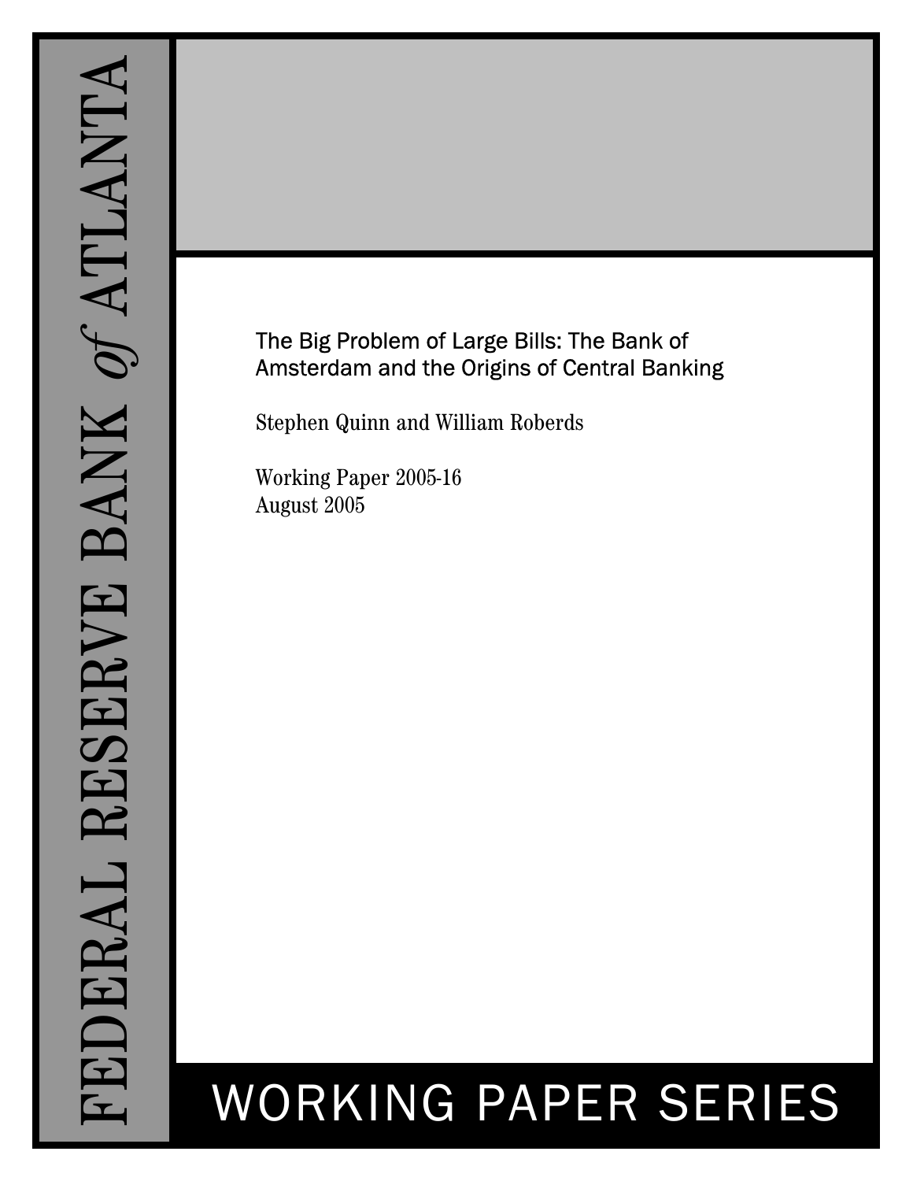FEDERAL RESERVE BANK *of* ATLANTA

# The Big Problem of Large Bills: The Bank of Amsterdam and the Origins of Central Banking

Stephen Quinn and William Roberds

Working Paper 2005-16
August 2005

WORKING PAPER SERIES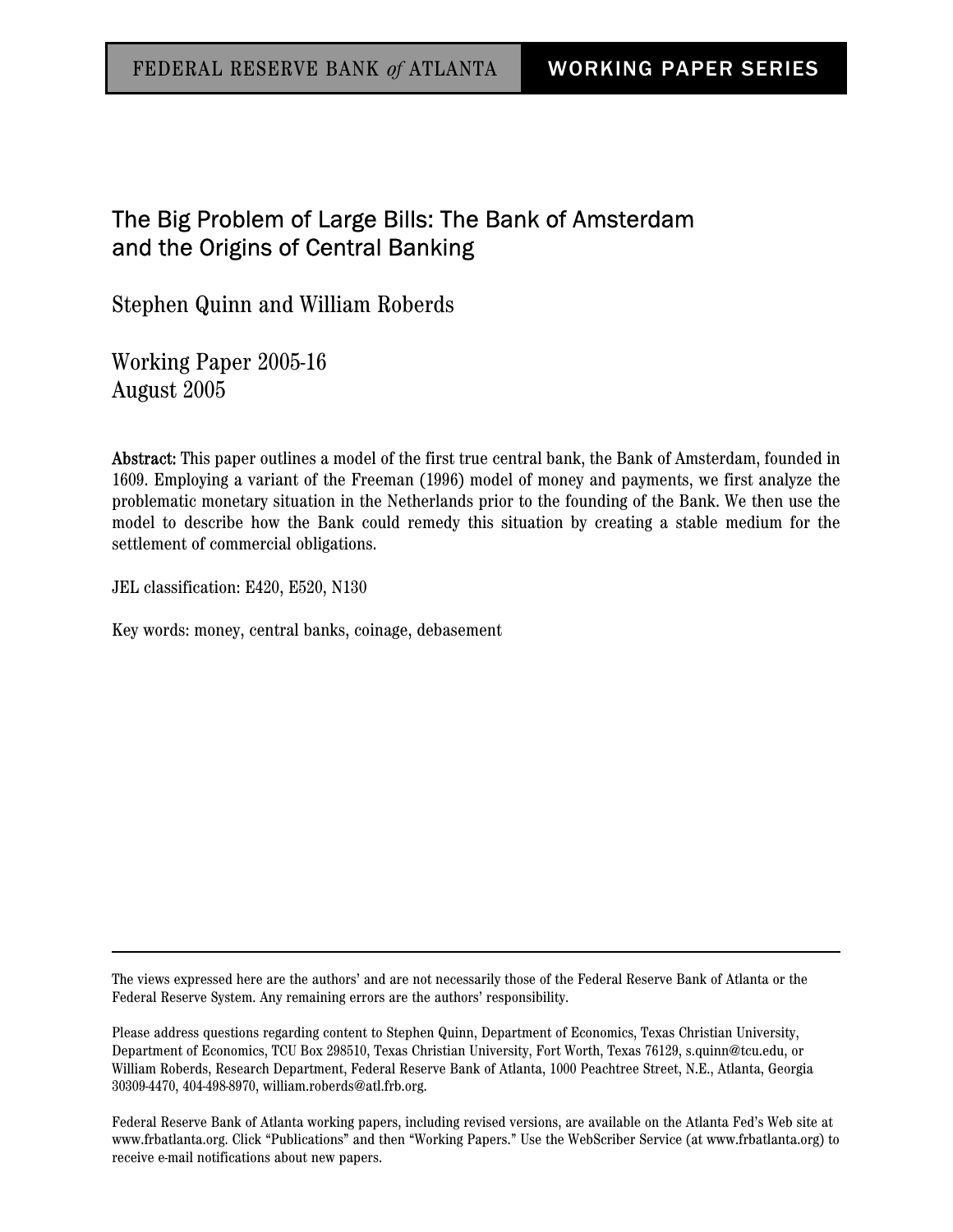FEDERAL RESERVE BANK *of* ATLANTA | WORKING PAPER SERIES

# The Big Problem of Large Bills: The Bank of Amsterdam and the Origins of Central Banking

Stephen Quinn and William Roberds

Working Paper 2005-16
August 2005

**Abstract:** This paper outlines a model of the first true central bank, the Bank of Amsterdam, founded in 1609. Employing a variant of the Freeman (1996) model of money and payments, we first analyze the problematic monetary situation in the Netherlands prior to the founding of the Bank. We then use the model to describe how the Bank could remedy this situation by creating a stable medium for the settlement of commercial obligations.

JEL classification: E420, E520, N130

Key words: money, central banks, coinage, debasement

---

The views expressed here are the authors' and are not necessarily those of the Federal Reserve Bank of Atlanta or the Federal Reserve System. Any remaining errors are the authors' responsibility.

Please address questions regarding content to Stephen Quinn, Department of Economics, Texas Christian University, Department of Economics, TCU Box 298510, Texas Christian University, Fort Worth, Texas 76129, s.quinn@tcu.edu, or William Roberds, Research Department, Federal Reserve Bank of Atlanta, 1000 Peachtree Street, N.E., Atlanta, Georgia 30309-4470, 404-498-8970, william.roberds@atl.frb.org.

Federal Reserve Bank of Atlanta working papers, including revised versions, are available on the Atlanta Fed's Web site at www.frbatlanta.org. Click "Publications" and then "Working Papers." Use the WebScriber Service (at www.frbatlanta.org) to receive e-mail notifications about new papers.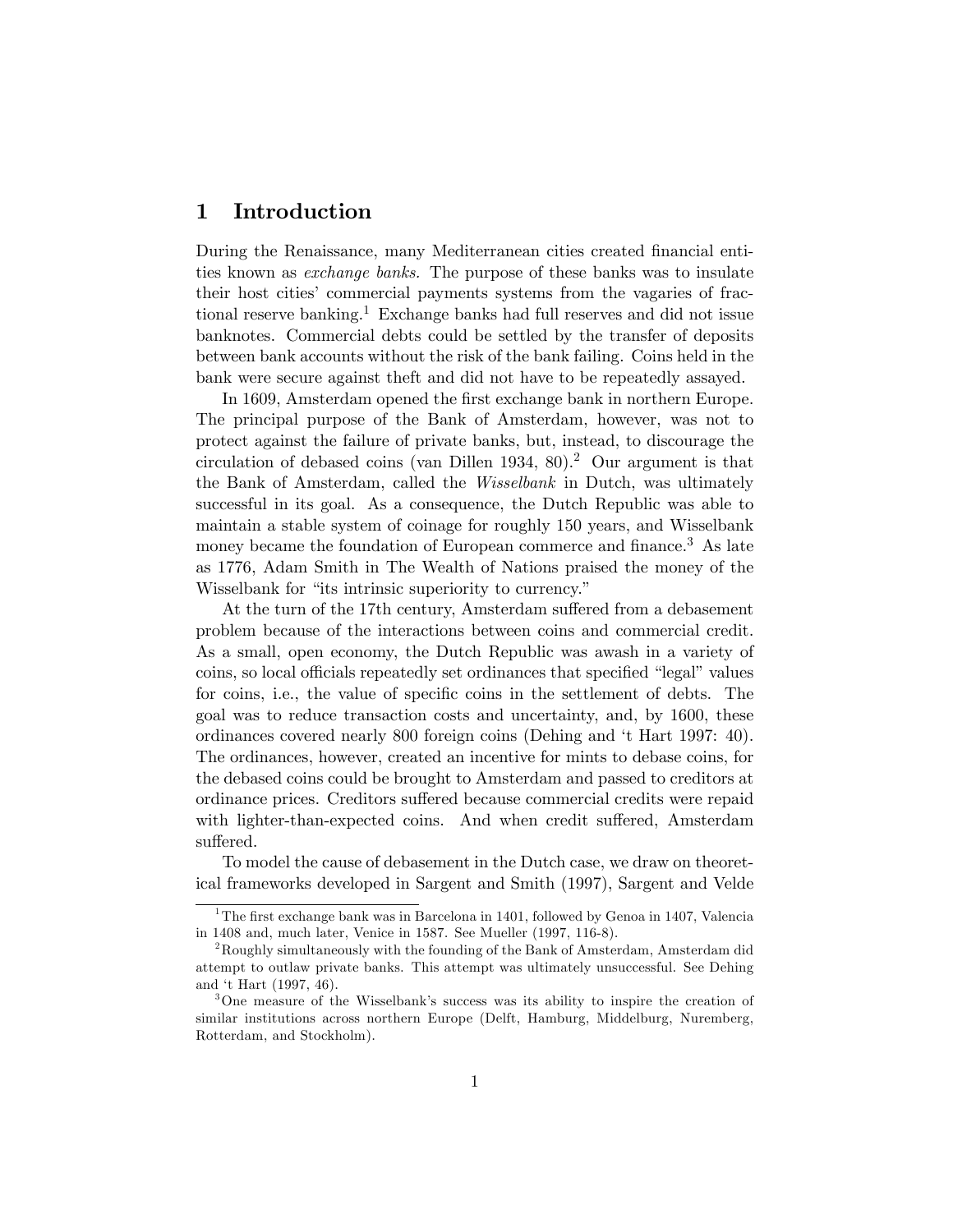# 1 Introduction

During the Renaissance, many Mediterranean cities created financial entities known as *exchange banks.* The purpose of these banks was to insulate their host cities' commercial payments systems from the vagaries of fractional reserve banking.[1] Exchange banks had full reserves and did not issue banknotes. Commercial debts could be settled by the transfer of deposits between bank accounts without the risk of the bank failing. Coins held in the bank were secure against theft and did not have to be repeatedly assayed.

In 1609, Amsterdam opened the first exchange bank in northern Europe. The principal purpose of the Bank of Amsterdam, however, was not to protect against the failure of private banks, but, instead, to discourage the circulation of debased coins (van Dillen 1934, 80).[2] Our argument is that the Bank of Amsterdam, called the *Wisselbank* in Dutch, was ultimately successful in its goal. As a consequence, the Dutch Republic was able to maintain a stable system of coinage for roughly 150 years, and Wisselbank money became the foundation of European commerce and finance.[3] As late as 1776, Adam Smith in The Wealth of Nations praised the money of the Wisselbank for "its intrinsic superiority to currency."

At the turn of the 17th century, Amsterdam suffered from a debasement problem because of the interactions between coins and commercial credit. As a small, open economy, the Dutch Republic was awash in a variety of coins, so local officials repeatedly set ordinances that specified "legal" values for coins, i.e., the value of specific coins in the settlement of debts. The goal was to reduce transaction costs and uncertainty, and, by 1600, these ordinances covered nearly 800 foreign coins (Dehing and 't Hart 1997: 40). The ordinances, however, created an incentive for mints to debase coins, for the debased coins could be brought to Amsterdam and passed to creditors at ordinance prices. Creditors suffered because commercial credits were repaid with lighter-than-expected coins. And when credit suffered, Amsterdam suffered.

To model the cause of debasement in the Dutch case, we draw on theoretical frameworks developed in Sargent and Smith (1997), Sargent and Velde

---

[1] The first exchange bank was in Barcelona in 1401, followed by Genoa in 1407, Valencia in 1408 and, much later, Venice in 1587. See Mueller (1997, 116-8).

[2] Roughly simultaneously with the founding of the Bank of Amsterdam, Amsterdam did attempt to outlaw private banks. This attempt was ultimately unsuccessful. See Dehing and 't Hart (1997, 46).

[3] One measure of the Wisselbank's success was its ability to inspire the creation of similar institutions across northern Europe (Delft, Hamburg, Middelburg, Nuremberg, Rotterdam, and Stockholm).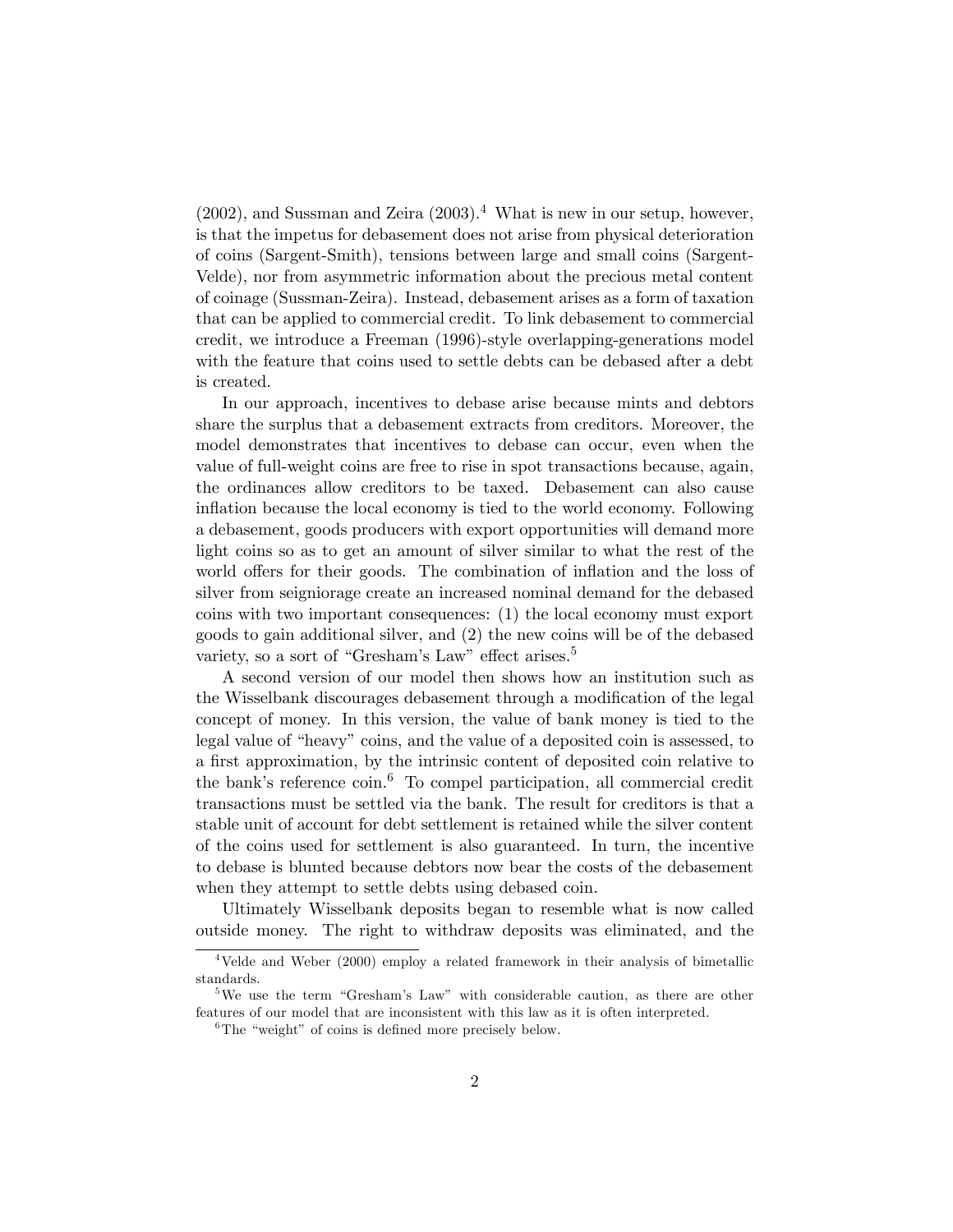(2002), and Sussman and Zeira (2003).[4] What is new in our setup, however, is that the impetus for debasement does not arise from physical deterioration of coins (Sargent-Smith), tensions between large and small coins (Sargent-Velde), nor from asymmetric information about the precious metal content of coinage (Sussman-Zeira). Instead, debasement arises as a form of taxation that can be applied to commercial credit. To link debasement to commercial credit, we introduce a Freeman (1996)-style overlapping-generations model with the feature that coins used to settle debts can be debased after a debt is created.

In our approach, incentives to debase arise because mints and debtors share the surplus that a debasement extracts from creditors. Moreover, the model demonstrates that incentives to debase can occur, even when the value of full-weight coins are free to rise in spot transactions because, again, the ordinances allow creditors to be taxed. Debasement can also cause inflation because the local economy is tied to the world economy. Following a debasement, goods producers with export opportunities will demand more light coins so as to get an amount of silver similar to what the rest of the world offers for their goods. The combination of inflation and the loss of silver from seigniorage create an increased nominal demand for the debased coins with two important consequences: (1) the local economy must export goods to gain additional silver, and (2) the new coins will be of the debased variety, so a sort of "Gresham's Law" effect arises.[5]

A second version of our model then shows how an institution such as the Wisselbank discourages debasement through a modification of the legal concept of money. In this version, the value of bank money is tied to the legal value of "heavy" coins, and the value of a deposited coin is assessed, to a first approximation, by the intrinsic content of deposited coin relative to the bank's reference coin.[6] To compel participation, all commercial credit transactions must be settled via the bank. The result for creditors is that a stable unit of account for debt settlement is retained while the silver content of the coins used for settlement is also guaranteed. In turn, the incentive to debase is blunted because debtors now bear the costs of the debasement when they attempt to settle debts using debased coin.

Ultimately Wisselbank deposits began to resemble what is now called outside money. The right to withdraw deposits was eliminated, and the

---

[4] Velde and Weber (2000) employ a related framework in their analysis of bimetallic standards.

[5] We use the term "Gresham's Law" with considerable caution, as there are other features of our model that are inconsistent with this law as it is often interpreted.

[6] The "weight" of coins is defined more precisely below.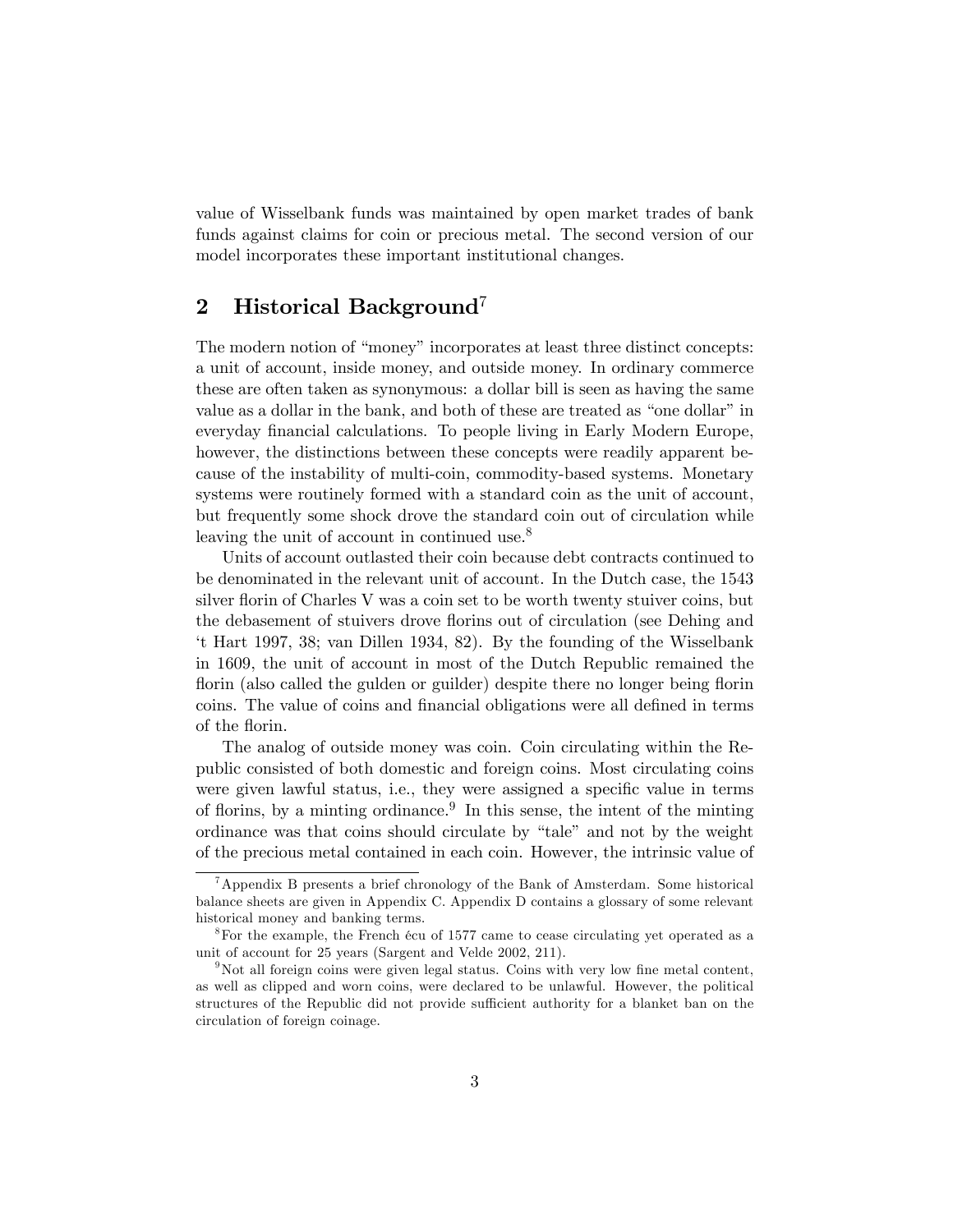value of Wisselbank funds was maintained by open market trades of bank funds against claims for coin or precious metal. The second version of our model incorporates these important institutional changes.

## 2 Historical Background[7]

The modern notion of "money" incorporates at least three distinct concepts: a unit of account, inside money, and outside money. In ordinary commerce these are often taken as synonymous: a dollar bill is seen as having the same value as a dollar in the bank, and both of these are treated as "one dollar" in everyday financial calculations. To people living in Early Modern Europe, however, the distinctions between these concepts were readily apparent because of the instability of multi-coin, commodity-based systems. Monetary systems were routinely formed with a standard coin as the unit of account, but frequently some shock drove the standard coin out of circulation while leaving the unit of account in continued use.[8]

Units of account outlasted their coin because debt contracts continued to be denominated in the relevant unit of account. In the Dutch case, the 1543 silver florin of Charles V was a coin set to be worth twenty stuiver coins, but the debasement of stuivers drove florins out of circulation (see Dehing and 't Hart 1997, 38; van Dillen 1934, 82). By the founding of the Wisselbank in 1609, the unit of account in most of the Dutch Republic remained the florin (also called the gulden or guilder) despite there no longer being florin coins. The value of coins and financial obligations were all defined in terms of the florin.

The analog of outside money was coin. Coin circulating within the Republic consisted of both domestic and foreign coins. Most circulating coins were given lawful status, i.e., they were assigned a specific value in terms of florins, by a minting ordinance.[9] In this sense, the intent of the minting ordinance was that coins should circulate by "tale" and not by the weight of the precious metal contained in each coin. However, the intrinsic value of

[7] Appendix B presents a brief chronology of the Bank of Amsterdam. Some historical balance sheets are given in Appendix C. Appendix D contains a glossary of some relevant historical money and banking terms.

[8] For the example, the French écu of 1577 came to cease circulating yet operated as a unit of account for 25 years (Sargent and Velde 2002, 211).

[9] Not all foreign coins were given legal status. Coins with very low fine metal content, as well as clipped and worn coins, were declared to be unlawful. However, the political structures of the Republic did not provide sufficient authority for a blanket ban on the circulation of foreign coinage.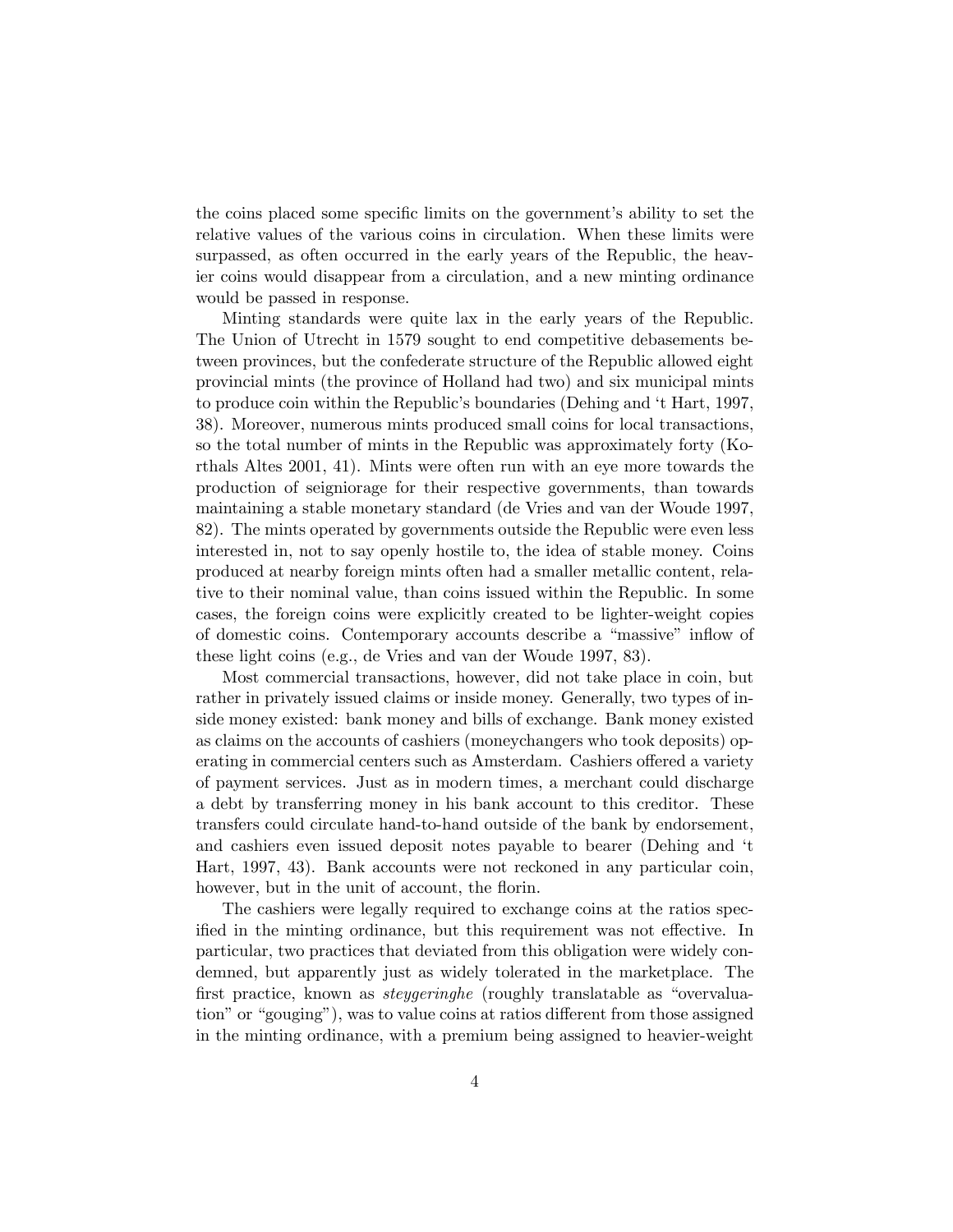the coins placed some specific limits on the government's ability to set the relative values of the various coins in circulation. When these limits were surpassed, as often occurred in the early years of the Republic, the heavier coins would disappear from a circulation, and a new minting ordinance would be passed in response.

Minting standards were quite lax in the early years of the Republic. The Union of Utrecht in 1579 sought to end competitive debasements between provinces, but the confederate structure of the Republic allowed eight provincial mints (the province of Holland had two) and six municipal mints to produce coin within the Republic's boundaries (Dehing and 't Hart, 1997, 38). Moreover, numerous mints produced small coins for local transactions, so the total number of mints in the Republic was approximately forty (Korthals Altes 2001, 41). Mints were often run with an eye more towards the production of seigniorage for their respective governments, than towards maintaining a stable monetary standard (de Vries and van der Woude 1997, 82). The mints operated by governments outside the Republic were even less interested in, not to say openly hostile to, the idea of stable money. Coins produced at nearby foreign mints often had a smaller metallic content, relative to their nominal value, than coins issued within the Republic. In some cases, the foreign coins were explicitly created to be lighter-weight copies of domestic coins. Contemporary accounts describe a "massive" inflow of these light coins (e.g., de Vries and van der Woude 1997, 83).

Most commercial transactions, however, did not take place in coin, but rather in privately issued claims or inside money. Generally, two types of inside money existed: bank money and bills of exchange. Bank money existed as claims on the accounts of cashiers (moneychangers who took deposits) operating in commercial centers such as Amsterdam. Cashiers offered a variety of payment services. Just as in modern times, a merchant could discharge a debt by transferring money in his bank account to this creditor. These transfers could circulate hand-to-hand outside of the bank by endorsement, and cashiers even issued deposit notes payable to bearer (Dehing and 't Hart, 1997, 43). Bank accounts were not reckoned in any particular coin, however, but in the unit of account, the florin.

The cashiers were legally required to exchange coins at the ratios specified in the minting ordinance, but this requirement was not effective. In particular, two practices that deviated from this obligation were widely condemned, but apparently just as widely tolerated in the marketplace. The first practice, known as *steygeringhe* (roughly translatable as "overvaluation" or "gouging"), was to value coins at ratios different from those assigned in the minting ordinance, with a premium being assigned to heavier-weight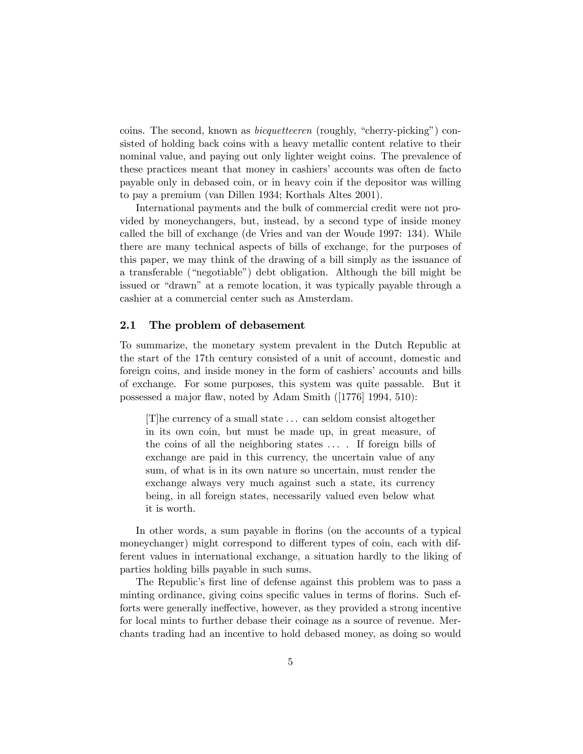coins. The second, known as *bicquetteeren* (roughly, "cherry-picking") consisted of holding back coins with a heavy metallic content relative to their nominal value, and paying out only lighter weight coins. The prevalence of these practices meant that money in cashiers' accounts was often de facto payable only in debased coin, or in heavy coin if the depositor was willing to pay a premium (van Dillen 1934; Korthals Altes 2001).

International payments and the bulk of commercial credit were not provided by moneychangers, but, instead, by a second type of inside money called the bill of exchange (de Vries and van der Woude 1997: 134). While there are many technical aspects of bills of exchange, for the purposes of this paper, we may think of the drawing of a bill simply as the issuance of a transferable ("negotiable") debt obligation. Although the bill might be issued or "drawn" at a remote location, it was typically payable through a cashier at a commercial center such as Amsterdam.

## 2.1 The problem of debasement

To summarize, the monetary system prevalent in the Dutch Republic at the start of the 17th century consisted of a unit of account, domestic and foreign coins, and inside money in the form of cashiers' accounts and bills of exchange. For some purposes, this system was quite passable. But it possessed a major flaw, noted by Adam Smith ([1776] 1994, 510):

> [T]he currency of a small state . . . can seldom consist altogether in its own coin, but must be made up, in great measure, of the coins of all the neighboring states . . . . If foreign bills of exchange are paid in this currency, the uncertain value of any sum, of what is in its own nature so uncertain, must render the exchange always very much against such a state, its currency being, in all foreign states, necessarily valued even below what it is worth.

In other words, a sum payable in florins (on the accounts of a typical moneychanger) might correspond to different types of coin, each with different values in international exchange, a situation hardly to the liking of parties holding bills payable in such sums.

The Republic's first line of defense against this problem was to pass a minting ordinance, giving coins specific values in terms of florins. Such efforts were generally ineffective, however, as they provided a strong incentive for local mints to further debase their coinage as a source of revenue. Merchants trading had an incentive to hold debased money, as doing so would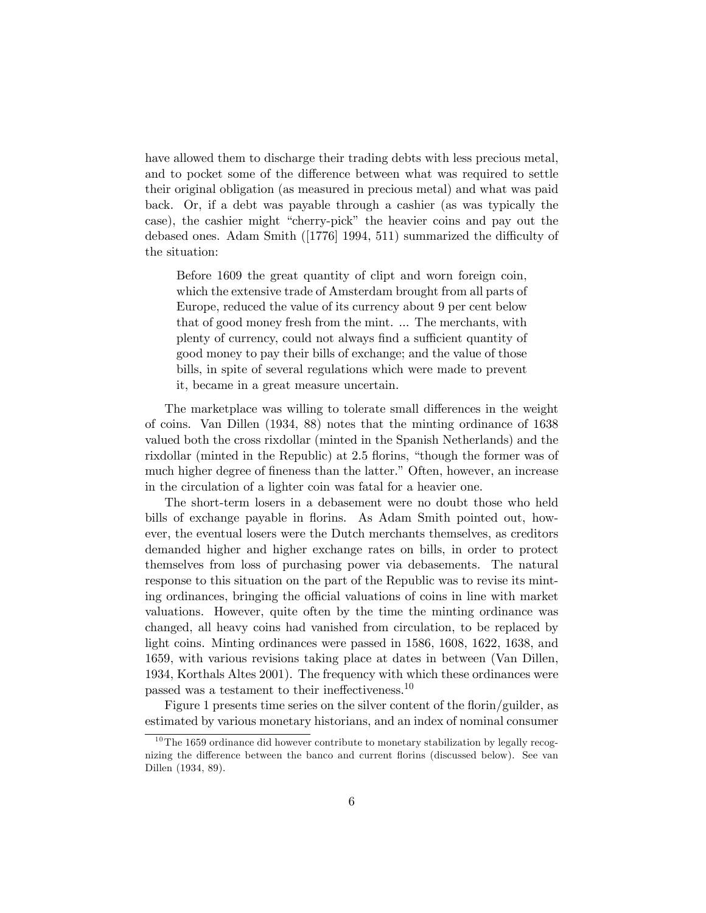have allowed them to discharge their trading debts with less precious metal, and to pocket some of the difference between what was required to settle their original obligation (as measured in precious metal) and what was paid back. Or, if a debt was payable through a cashier (as was typically the case), the cashier might "cherry-pick" the heavier coins and pay out the debased ones. Adam Smith ([1776] 1994, 511) summarized the difficulty of the situation:

> Before 1609 the great quantity of clipt and worn foreign coin, which the extensive trade of Amsterdam brought from all parts of Europe, reduced the value of its currency about 9 per cent below that of good money fresh from the mint. ... The merchants, with plenty of currency, could not always find a sufficient quantity of good money to pay their bills of exchange; and the value of those bills, in spite of several regulations which were made to prevent it, became in a great measure uncertain.

The marketplace was willing to tolerate small differences in the weight of coins. Van Dillen (1934, 88) notes that the minting ordinance of 1638 valued both the cross rixdollar (minted in the Spanish Netherlands) and the rixdollar (minted in the Republic) at 2.5 florins, "though the former was of much higher degree of fineness than the latter." Often, however, an increase in the circulation of a lighter coin was fatal for a heavier one.

The short-term losers in a debasement were no doubt those who held bills of exchange payable in florins. As Adam Smith pointed out, however, the eventual losers were the Dutch merchants themselves, as creditors demanded higher and higher exchange rates on bills, in order to protect themselves from loss of purchasing power via debasements. The natural response to this situation on the part of the Republic was to revise its minting ordinances, bringing the official valuations of coins in line with market valuations. However, quite often by the time the minting ordinance was changed, all heavy coins had vanished from circulation, to be replaced by light coins. Minting ordinances were passed in 1586, 1608, 1622, 1638, and 1659, with various revisions taking place at dates in between (Van Dillen, 1934, Korthals Altes 2001). The frequency with which these ordinances were passed was a testament to their ineffectiveness.[10]

Figure 1 presents time series on the silver content of the florin/guilder, as estimated by various monetary historians, and an index of nominal consumer

[10] The 1659 ordinance did however contribute to monetary stabilization by legally recognizing the difference between the banco and current florins (discussed below). See van Dillen (1934, 89).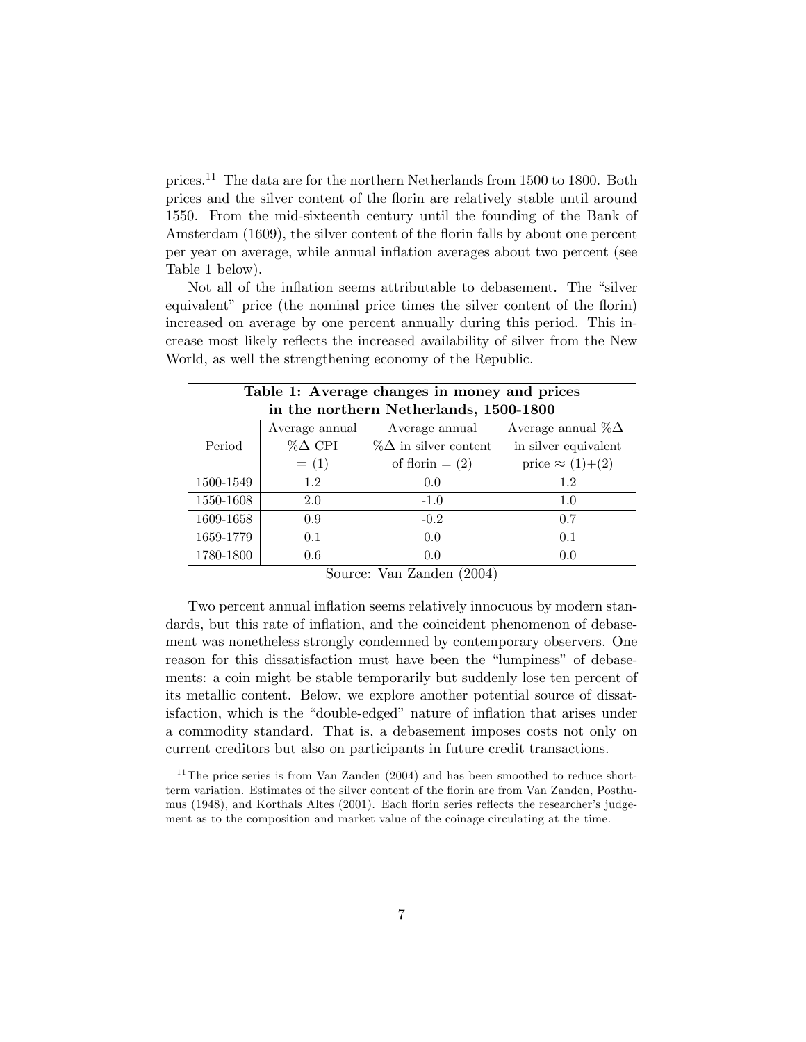prices.[11] The data are for the northern Netherlands from 1500 to 1800. Both prices and the silver content of the florin are relatively stable until around 1550. From the mid-sixteenth century until the founding of the Bank of Amsterdam (1609), the silver content of the florin falls by about one percent per year on average, while annual inflation averages about two percent (see Table 1 below).

Not all of the inflation seems attributable to debasement. The "silver equivalent" price (the nominal price times the silver content of the florin) increased on average by one percent annually during this period. This increase most likely reflects the increased availability of silver from the New World, as well the strengthening economy of the Republic.

**Table 1: Average changes in money and prices in the northern Netherlands, 1500-1800**

| Period | Average annual %$\Delta$ CPI = (1) | Average annual %$\Delta$ in silver content of florin = (2) | Average annual %$\Delta$ in silver equivalent price $\approx$ (1)+(2) |
|---|---|---|---|
| 1500-1549 | 1.2 | 0.0 | 1.2 |
| 1550-1608 | 2.0 | -1.0 | 1.0 |
| 1609-1658 | 0.9 | -0.2 | 0.7 |
| 1659-1779 | 0.1 | 0.0 | 0.1 |
| 1780-1800 | 0.6 | 0.0 | 0.0 |

Source: Van Zanden (2004)

Two percent annual inflation seems relatively innocuous by modern standards, but this rate of inflation, and the coincident phenomenon of debasement was nonetheless strongly condemned by contemporary observers. One reason for this dissatisfaction must have been the "lumpiness" of debasements: a coin might be stable temporarily but suddenly lose ten percent of its metallic content. Below, we explore another potential source of dissatisfaction, which is the "double-edged" nature of inflation that arises under a commodity standard. That is, a debasement imposes costs not only on current creditors but also on participants in future credit transactions.

[11] The price series is from Van Zanden (2004) and has been smoothed to reduce short-term variation. Estimates of the silver content of the florin are from Van Zanden, Posthumus (1948), and Korthals Altes (2001). Each florin series reflects the researcher's judgement as to the composition and market value of the coinage circulating at the time.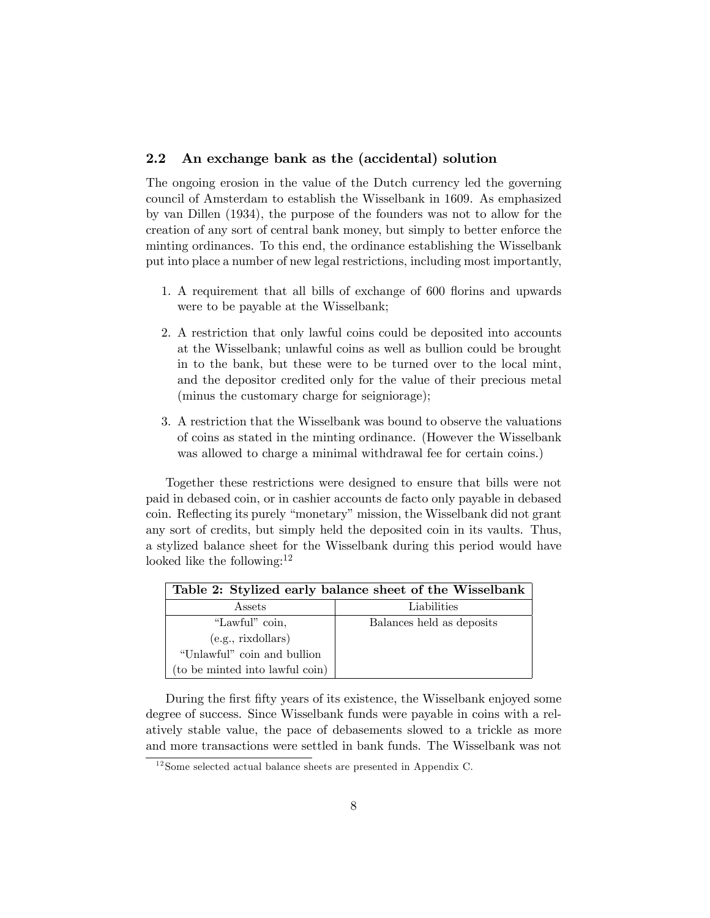### 2.2 An exchange bank as the (accidental) solution

The ongoing erosion in the value of the Dutch currency led the governing council of Amsterdam to establish the Wisselbank in 1609. As emphasized by van Dillen (1934), the purpose of the founders was not to allow for the creation of any sort of central bank money, but simply to better enforce the minting ordinances. To this end, the ordinance establishing the Wisselbank put into place a number of new legal restrictions, including most importantly,

1. A requirement that all bills of exchange of 600 florins and upwards were to be payable at the Wisselbank;
2. A restriction that only lawful coins could be deposited into accounts at the Wisselbank; unlawful coins as well as bullion could be brought in to the bank, but these were to be turned over to the local mint, and the depositor credited only for the value of their precious metal (minus the customary charge for seigniorage);
3. A restriction that the Wisselbank was bound to observe the valuations of coins as stated in the minting ordinance. (However the Wisselbank was allowed to charge a minimal withdrawal fee for certain coins.)

Together these restrictions were designed to ensure that bills were not paid in debased coin, or in cashier accounts de facto only payable in debased coin. Reflecting its purely "monetary" mission, the Wisselbank did not grant any sort of credits, but simply held the deposited coin in its vaults. Thus, a stylized balance sheet for the Wisselbank during this period would have looked like the following:[12]

**Table 2: Stylized early balance sheet of the Wisselbank**

| Assets | Liabilities |
|---|---|
| "Lawful" coin, (e.g., rixdollars) | Balances held as deposits |
| "Unlawful" coin and bullion (to be minted into lawful coin) | |

During the first fifty years of its existence, the Wisselbank enjoyed some degree of success. Since Wisselbank funds were payable in coins with a relatively stable value, the pace of debasements slowed to a trickle as more and more transactions were settled in bank funds. The Wisselbank was not

[12] Some selected actual balance sheets are presented in Appendix C.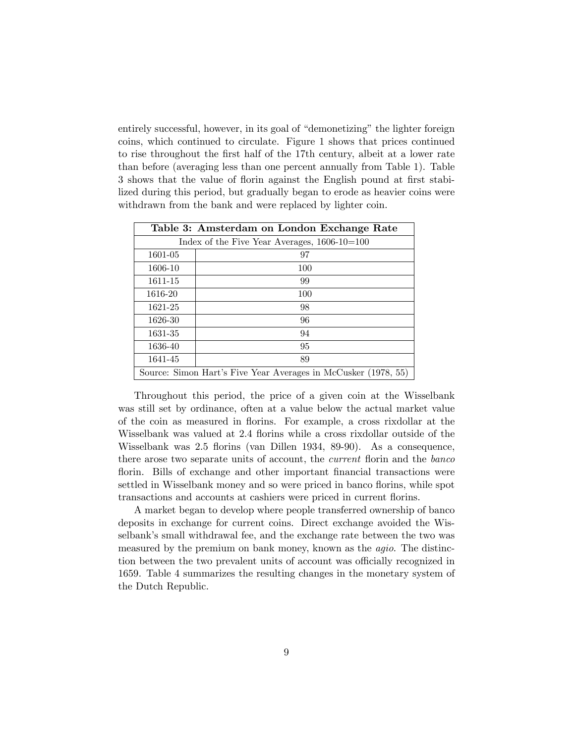entirely successful, however, in its goal of "demonetizing" the lighter foreign coins, which continued to circulate. Figure 1 shows that prices continued to rise throughout the first half of the 17th century, albeit at a lower rate than before (averaging less than one percent annually from Table 1). Table 3 shows that the value of florin against the English pound at first stabilized during this period, but gradually began to erode as heavier coins were withdrawn from the bank and were replaced by lighter coin.

| **Table 3: Amsterdam on London Exchange Rate** | |
|---|---|
| Index of the Five Year Averages, 1606-10=100 | |
| 1601-05 | 97 |
| 1606-10 | 100 |
| 1611-15 | 99 |
| 1616-20 | 100 |
| 1621-25 | 98 |
| 1626-30 | 96 |
| 1631-35 | 94 |
| 1636-40 | 95 |
| 1641-45 | 89 |
| Source: Simon Hart's Five Year Averages in McCusker (1978, 55) | |

Throughout this period, the price of a given coin at the Wisselbank was still set by ordinance, often at a value below the actual market value of the coin as measured in florins. For example, a cross rixdollar at the Wisselbank was valued at 2.4 florins while a cross rixdollar outside of the Wisselbank was 2.5 florins (van Dillen 1934, 89-90). As a consequence, there arose two separate units of account, the *current* florin and the *banco* florin. Bills of exchange and other important financial transactions were settled in Wisselbank money and so were priced in banco florins, while spot transactions and accounts at cashiers were priced in current florins.

A market began to develop where people transferred ownership of banco deposits in exchange for current coins. Direct exchange avoided the Wisselbank's small withdrawal fee, and the exchange rate between the two was measured by the premium on bank money, known as the *agio*. The distinction between the two prevalent units of account was officially recognized in 1659. Table 4 summarizes the resulting changes in the monetary system of the Dutch Republic.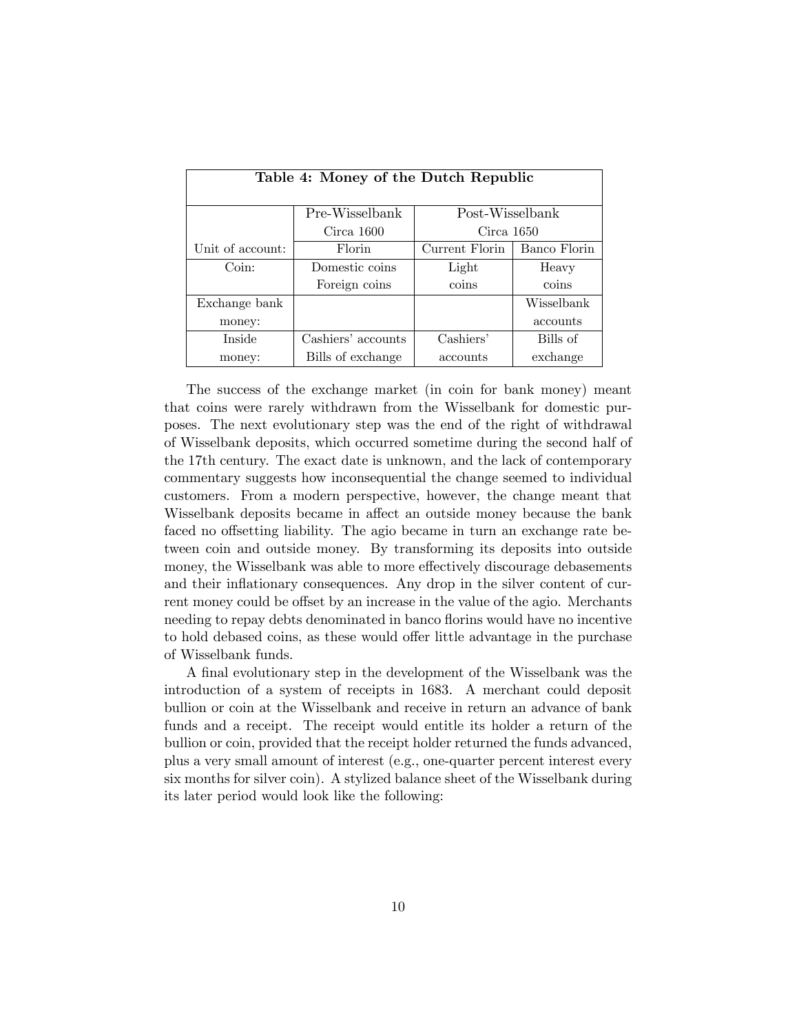**Table 4: Money of the Dutch Republic**

| | Pre-Wisselbank Circa 1600 | Post-Wisselbank Circa 1650 | |
|---|---|---|---|
| Unit of account: | Florin | Current Florin | Banco Florin |
| Coin: | Domestic coins Foreign coins | Light coins | Heavy coins |
| Exchange bank money: | | | Wisselbank accounts |
| Inside money: | Cashiers' accounts Bills of exchange | Cashiers' accounts | Bills of exchange |

The success of the exchange market (in coin for bank money) meant that coins were rarely withdrawn from the Wisselbank for domestic purposes. The next evolutionary step was the end of the right of withdrawal of Wisselbank deposits, which occurred sometime during the second half of the 17th century. The exact date is unknown, and the lack of contemporary commentary suggests how inconsequential the change seemed to individual customers. From a modern perspective, however, the change meant that Wisselbank deposits became in affect an outside money because the bank faced no offsetting liability. The agio became in turn an exchange rate between coin and outside money. By transforming its deposits into outside money, the Wisselbank was able to more effectively discourage debasements and their inflationary consequences. Any drop in the silver content of current money could be offset by an increase in the value of the agio. Merchants needing to repay debts denominated in banco florins would have no incentive to hold debased coins, as these would offer little advantage in the purchase of Wisselbank funds.

A final evolutionary step in the development of the Wisselbank was the introduction of a system of receipts in 1683. A merchant could deposit bullion or coin at the Wisselbank and receive in return an advance of bank funds and a receipt. The receipt would entitle its holder a return of the bullion or coin, provided that the receipt holder returned the funds advanced, plus a very small amount of interest (e.g., one-quarter percent interest every six months for silver coin). A stylized balance sheet of the Wisselbank during its later period would look like the following: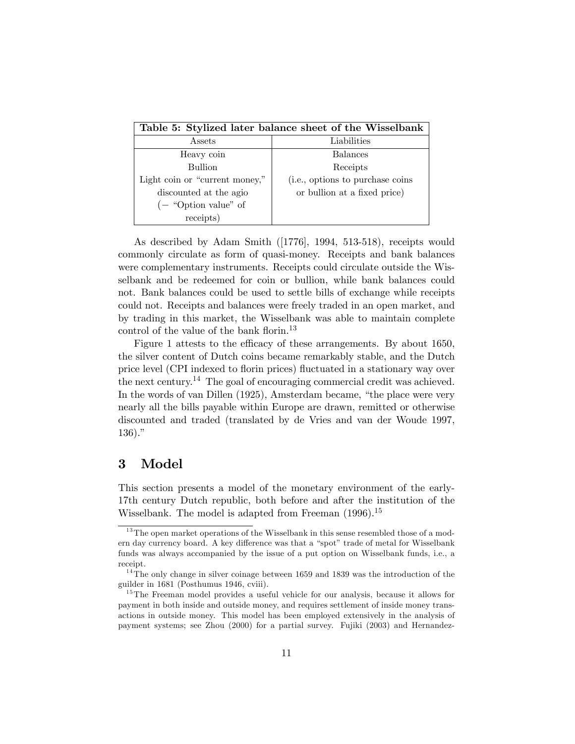| Table 5: Stylized later balance sheet of the Wisselbank | |
|---|---|
| Assets | Liabilities |
| Heavy coin<br>Bullion<br>Light coin or "current money," discounted at the agio<br>(− "Option value" of receipts) | Balances<br>Receipts<br>(i.e., options to purchase coins or bullion at a fixed price) |

As described by Adam Smith ([1776], 1994, 513-518), receipts would commonly circulate as form of quasi-money. Receipts and bank balances were complementary instruments. Receipts could circulate outside the Wisselbank and be redeemed for coin or bullion, while bank balances could not. Bank balances could be used to settle bills of exchange while receipts could not. Receipts and balances were freely traded in an open market, and by trading in this market, the Wisselbank was able to maintain complete control of the value of the bank florin.[13]

Figure 1 attests to the efficacy of these arrangements. By about 1650, the silver content of Dutch coins became remarkably stable, and the Dutch price level (CPI indexed to florin prices) fluctuated in a stationary way over the next century.[14] The goal of encouraging commercial credit was achieved. In the words of van Dillen (1925), Amsterdam became, "the place were very nearly all the bills payable within Europe are drawn, remitted or otherwise discounted and traded (translated by de Vries and van der Woude 1997, 136)."

# 3 Model

This section presents a model of the monetary environment of the early-17th century Dutch republic, both before and after the institution of the Wisselbank. The model is adapted from Freeman (1996).[15]

---

[13] The open market operations of the Wisselbank in this sense resembled those of a modern day currency board. A key difference was that a "spot" trade of metal for Wisselbank funds was always accompanied by the issue of a put option on Wisselbank funds, i.e., a receipt.

[14] The only change in silver coinage between 1659 and 1839 was the introduction of the guilder in 1681 (Posthumus 1946, cviii).

[15] The Freeman model provides a useful vehicle for our analysis, because it allows for payment in both inside and outside money, and requires settlement of inside money transactions in outside money. This model has been employed extensively in the analysis of payment systems; see Zhou (2000) for a partial survey. Fujiki (2003) and Hernandez-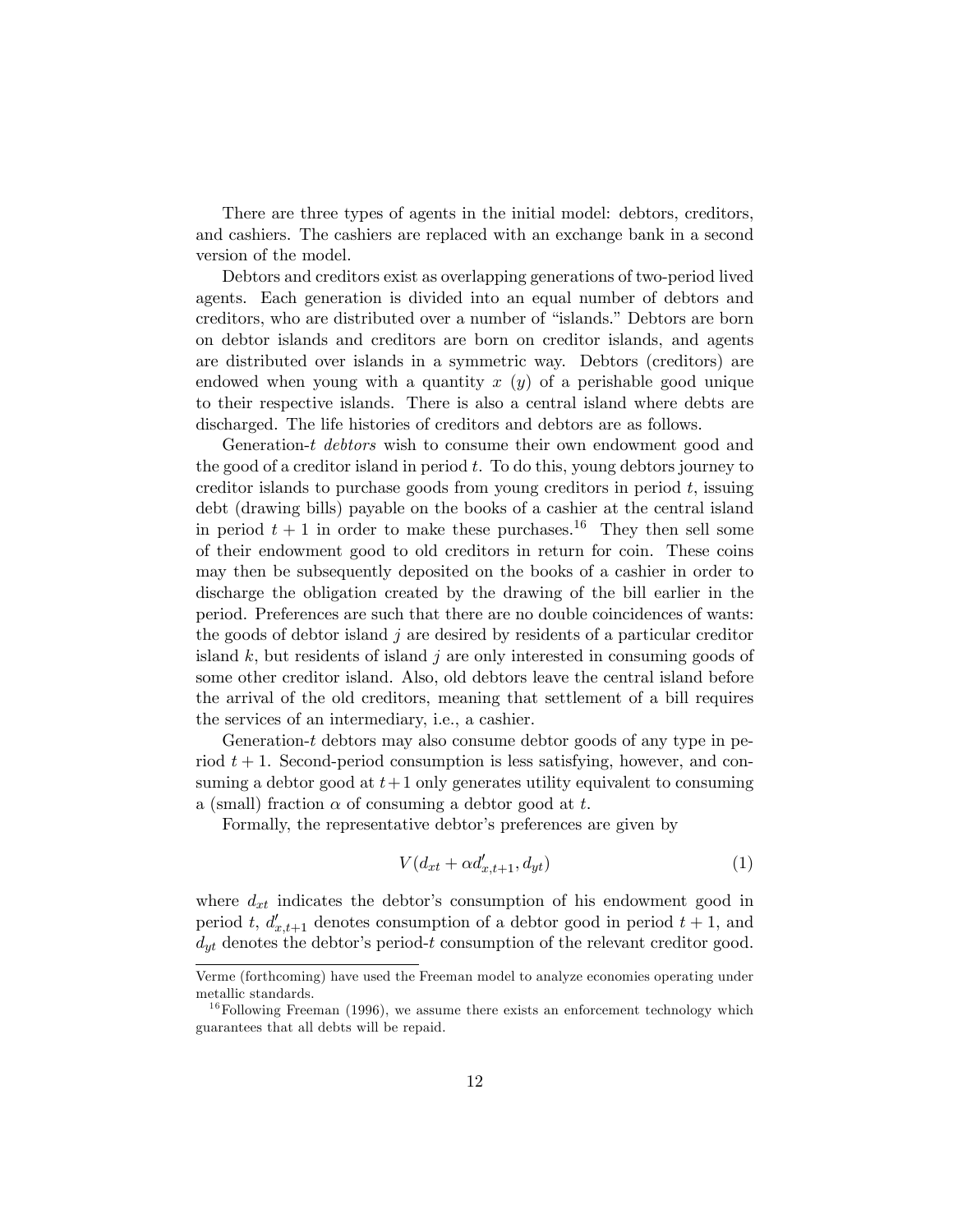There are three types of agents in the initial model: debtors, creditors, and cashiers. The cashiers are replaced with an exchange bank in a second version of the model.

Debtors and creditors exist as overlapping generations of two-period lived agents. Each generation is divided into an equal number of debtors and creditors, who are distributed over a number of "islands." Debtors are born on debtor islands and creditors are born on creditor islands, and agents are distributed over islands in a symmetric way. Debtors (creditors) are endowed when young with a quantity $x$ ($y$) of a perishable good unique to their respective islands. There is also a central island where debts are discharged. The life histories of creditors and debtors are as follows.

Generation-$t$ *debtors* wish to consume their own endowment good and the good of a creditor island in period $t$. To do this, young debtors journey to creditor islands to purchase goods from young creditors in period $t$, issuing debt (drawing bills) payable on the books of a cashier at the central island in period $t+1$ in order to make these purchases.[16] They then sell some of their endowment good to old creditors in return for coin. These coins may then be subsequently deposited on the books of a cashier in order to discharge the obligation created by the drawing of the bill earlier in the period. Preferences are such that there are no double coincidences of wants: the goods of debtor island $j$ are desired by residents of a particular creditor island $k$, but residents of island $j$ are only interested in consuming goods of some other creditor island. Also, old debtors leave the central island before the arrival of the old creditors, meaning that settlement of a bill requires the services of an intermediary, i.e., a cashier.

Generation-$t$ debtors may also consume debtor goods of any type in period $t+1$. Second-period consumption is less satisfying, however, and consuming a debtor good at $t+1$ only generates utility equivalent to consuming a (small) fraction $\alpha$ of consuming a debtor good at $t$.

Formally, the representative debtor's preferences are given by

$$V(d_{xt} + \alpha d'_{x,t+1}, d_{yt}) \tag{1}$$

where $d_{xt}$ indicates the debtor's consumption of his endowment good in period $t$, $d'_{x,t+1}$ denotes consumption of a debtor good in period $t+1$, and $d_{yt}$ denotes the debtor's period-$t$ consumption of the relevant creditor good.

---

Verme (forthcoming) have used the Freeman model to analyze economies operating under metallic standards.

[16] Following Freeman (1996), we assume there exists an enforcement technology which guarantees that all debts will be repaid.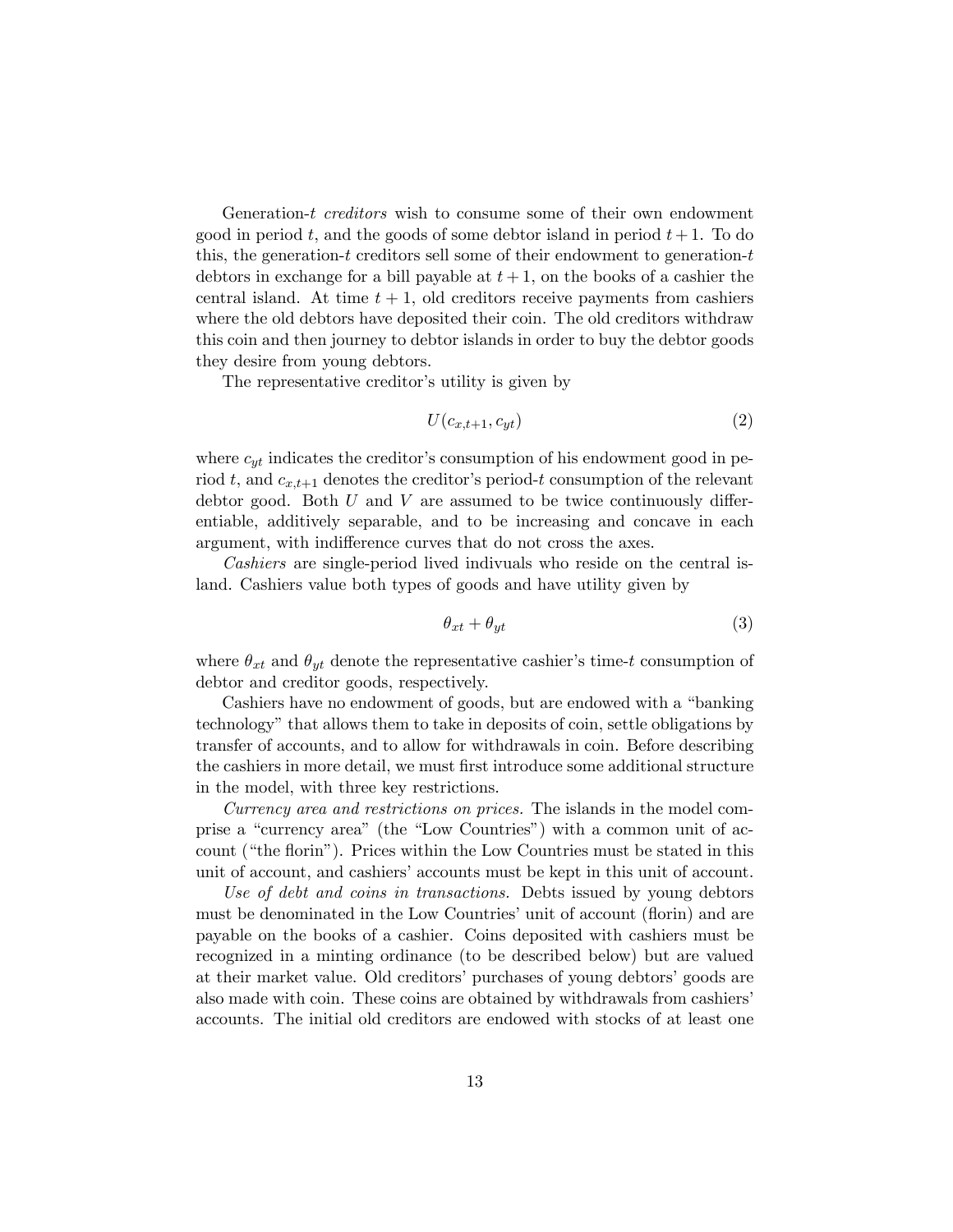Generation-$t$ *creditors* wish to consume some of their own endowment good in period $t$, and the goods of some debtor island in period $t+1$. To do this, the generation-$t$ creditors sell some of their endowment to generation-$t$ debtors in exchange for a bill payable at $t+1$, on the books of a cashier the central island. At time $t+1$, old creditors receive payments from cashiers where the old debtors have deposited their coin. The old creditors withdraw this coin and then journey to debtor islands in order to buy the debtor goods they desire from young debtors.

The representative creditor's utility is given by

$$U(c_{x,t+1}, c_{yt}) \tag{2}$$

where $c_{yt}$ indicates the creditor's consumption of his endowment good in period $t$, and $c_{x,t+1}$ denotes the creditor's period-$t$ consumption of the relevant debtor good. Both $U$ and $V$ are assumed to be twice continuously differentiable, additively separable, and to be increasing and concave in each argument, with indifference curves that do not cross the axes.

*Cashiers* are single-period lived indivuals who reside on the central island. Cashiers value both types of goods and have utility given by

$$\theta_{xt} + \theta_{yt} \tag{3}$$

where $\theta_{xt}$ and $\theta_{yt}$ denote the representative cashier's time-$t$ consumption of debtor and creditor goods, respectively.

Cashiers have no endowment of goods, but are endowed with a "banking technology" that allows them to take in deposits of coin, settle obligations by transfer of accounts, and to allow for withdrawals in coin. Before describing the cashiers in more detail, we must first introduce some additional structure in the model, with three key restrictions.

*Currency area and restrictions on prices.* The islands in the model comprise a "currency area" (the "Low Countries") with a common unit of account ("the florin"). Prices within the Low Countries must be stated in this unit of account, and cashiers' accounts must be kept in this unit of account.

*Use of debt and coins in transactions.* Debts issued by young debtors must be denominated in the Low Countries' unit of account (florin) and are payable on the books of a cashier. Coins deposited with cashiers must be recognized in a minting ordinance (to be described below) but are valued at their market value. Old creditors' purchases of young debtors' goods are also made with coin. These coins are obtained by withdrawals from cashiers' accounts. The initial old creditors are endowed with stocks of at least one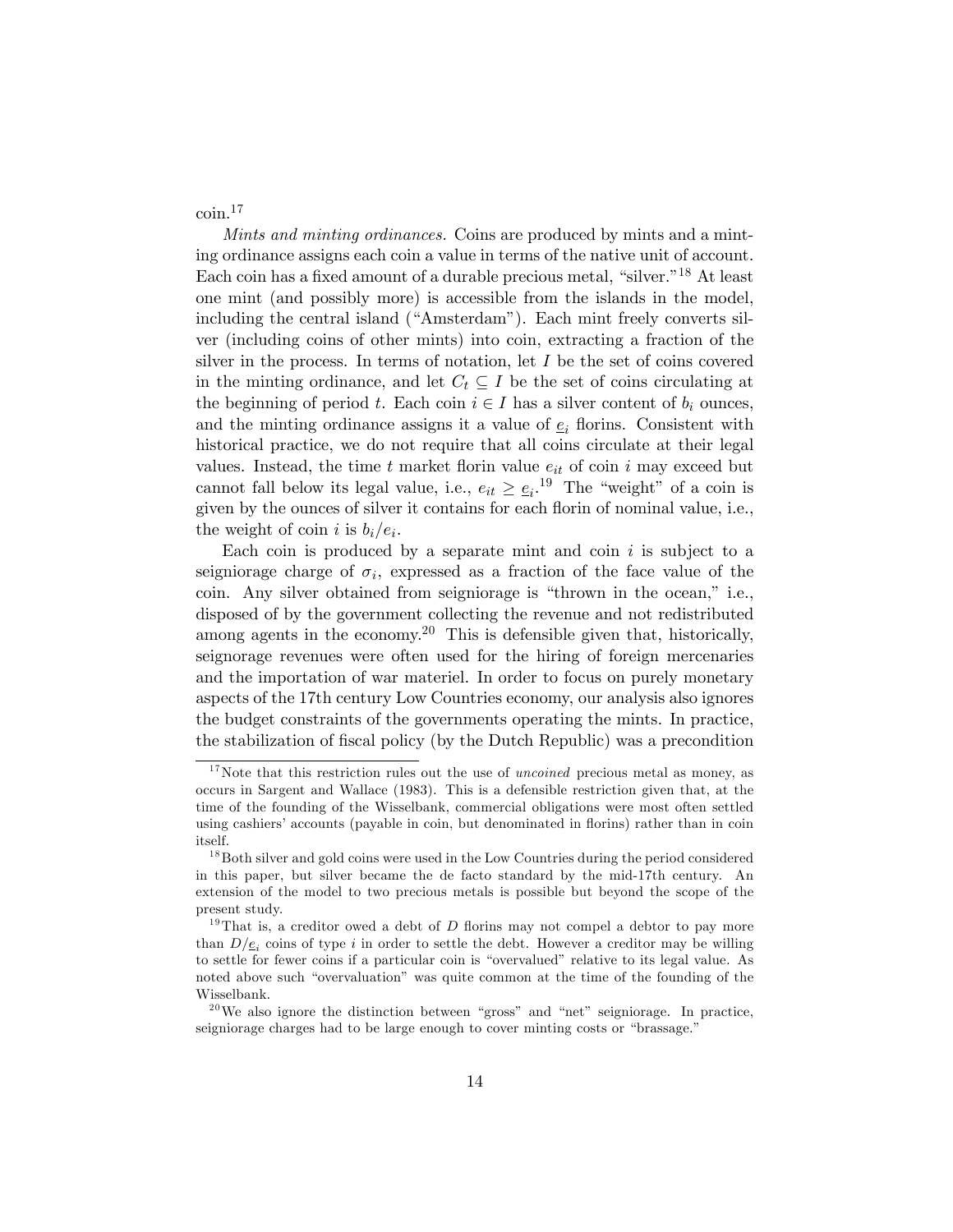coin.[17]

*Mints and minting ordinances.* Coins are produced by mints and a minting ordinance assigns each coin a value in terms of the native unit of account. Each coin has a fixed amount of a durable precious metal, "silver."[18] At least one mint (and possibly more) is accessible from the islands in the model, including the central island ("Amsterdam"). Each mint freely converts silver (including coins of other mints) into coin, extracting a fraction of the silver in the process. In terms of notation, let $I$ be the set of coins covered in the minting ordinance, and let $C_t \subseteq I$ be the set of coins circulating at the beginning of period $t$. Each coin $i \in I$ has a silver content of $b_i$ ounces, and the minting ordinance assigns it a value of $\underline{e}_i$ florins. Consistent with historical practice, we do not require that all coins circulate at their legal values. Instead, the time $t$ market florin value $e_{it}$ of coin $i$ may exceed but cannot fall below its legal value, i.e., $e_{it} \geq \underline{e}_i$.[19] The "weight" of a coin is given by the ounces of silver it contains for each florin of nominal value, i.e., the weight of coin $i$ is $b_i/e_i$.

Each coin is produced by a separate mint and coin $i$ is subject to a seigniorage charge of $\sigma_i$, expressed as a fraction of the face value of the coin. Any silver obtained from seigniorage is "thrown in the ocean," i.e., disposed of by the government collecting the revenue and not redistributed among agents in the economy.[20] This is defensible given that, historically, seignorage revenues were often used for the hiring of foreign mercenaries and the importation of war materiel. In order to focus on purely monetary aspects of the 17th century Low Countries economy, our analysis also ignores the budget constraints of the governments operating the mints. In practice, the stabilization of fiscal policy (by the Dutch Republic) was a precondition

---

[17] Note that this restriction rules out the use of *uncoined* precious metal as money, as occurs in Sargent and Wallace (1983). This is a defensible restriction given that, at the time of the founding of the Wisselbank, commercial obligations were most often settled using cashiers' accounts (payable in coin, but denominated in florins) rather than in coin itself.

[18] Both silver and gold coins were used in the Low Countries during the period considered in this paper, but silver became the de facto standard by the mid-17th century. An extension of the model to two precious metals is possible but beyond the scope of the present study.

[19] That is, a creditor owed a debt of $D$ florins may not compel a debtor to pay more than $D/\underline{e}_i$ coins of type $i$ in order to settle the debt. However a creditor may be willing to settle for fewer coins if a particular coin is "overvalued" relative to its legal value. As noted above such "overvaluation" was quite common at the time of the founding of the Wisselbank.

[20] We also ignore the distinction between "gross" and "net" seigniorage. In practice, seigniorage charges had to be large enough to cover minting costs or "brassage."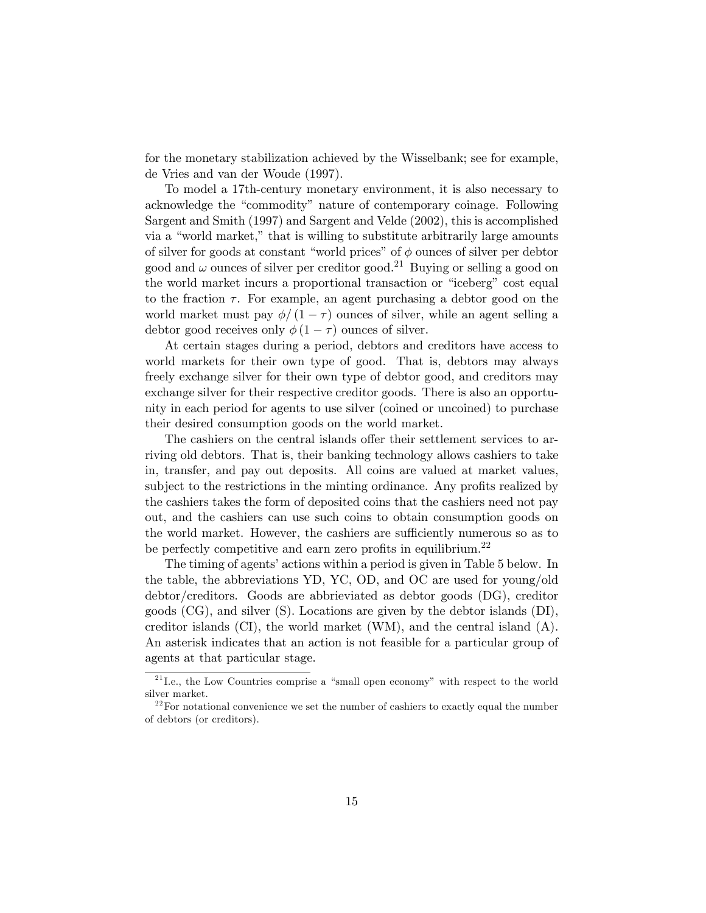for the monetary stabilization achieved by the Wisselbank; see for example, de Vries and van der Woude (1997).

To model a 17th-century monetary environment, it is also necessary to acknowledge the "commodity" nature of contemporary coinage. Following Sargent and Smith (1997) and Sargent and Velde (2002), this is accomplished via a "world market," that is willing to substitute arbitrarily large amounts of silver for goods at constant "world prices" of $\phi$ ounces of silver per debtor good and $\omega$ ounces of silver per creditor good.[21] Buying or selling a good on the world market incurs a proportional transaction or "iceberg" cost equal to the fraction $\tau$. For example, an agent purchasing a debtor good on the world market must pay $\phi/(1-\tau)$ ounces of silver, while an agent selling a debtor good receives only $\phi(1-\tau)$ ounces of silver.

At certain stages during a period, debtors and creditors have access to world markets for their own type of good. That is, debtors may always freely exchange silver for their own type of debtor good, and creditors may exchange silver for their respective creditor goods. There is also an opportunity in each period for agents to use silver (coined or uncoined) to purchase their desired consumption goods on the world market.

The cashiers on the central islands offer their settlement services to arriving old debtors. That is, their banking technology allows cashiers to take in, transfer, and pay out deposits. All coins are valued at market values, subject to the restrictions in the minting ordinance. Any profits realized by the cashiers takes the form of deposited coins that the cashiers need not pay out, and the cashiers can use such coins to obtain consumption goods on the world market. However, the cashiers are sufficiently numerous so as to be perfectly competitive and earn zero profits in equilibrium.[22]

The timing of agents' actions within a period is given in Table 5 below. In the table, the abbreviations YD, YC, OD, and OC are used for young/old debtor/creditors. Goods are abbrieviated as debtor goods (DG), creditor goods (CG), and silver (S). Locations are given by the debtor islands (DI), creditor islands (CI), the world market (WM), and the central island (A). An asterisk indicates that an action is not feasible for a particular group of agents at that particular stage.

[21] I.e., the Low Countries comprise a "small open economy" with respect to the world silver market.

[22] For notational convenience we set the number of cashiers to exactly equal the number of debtors (or creditors).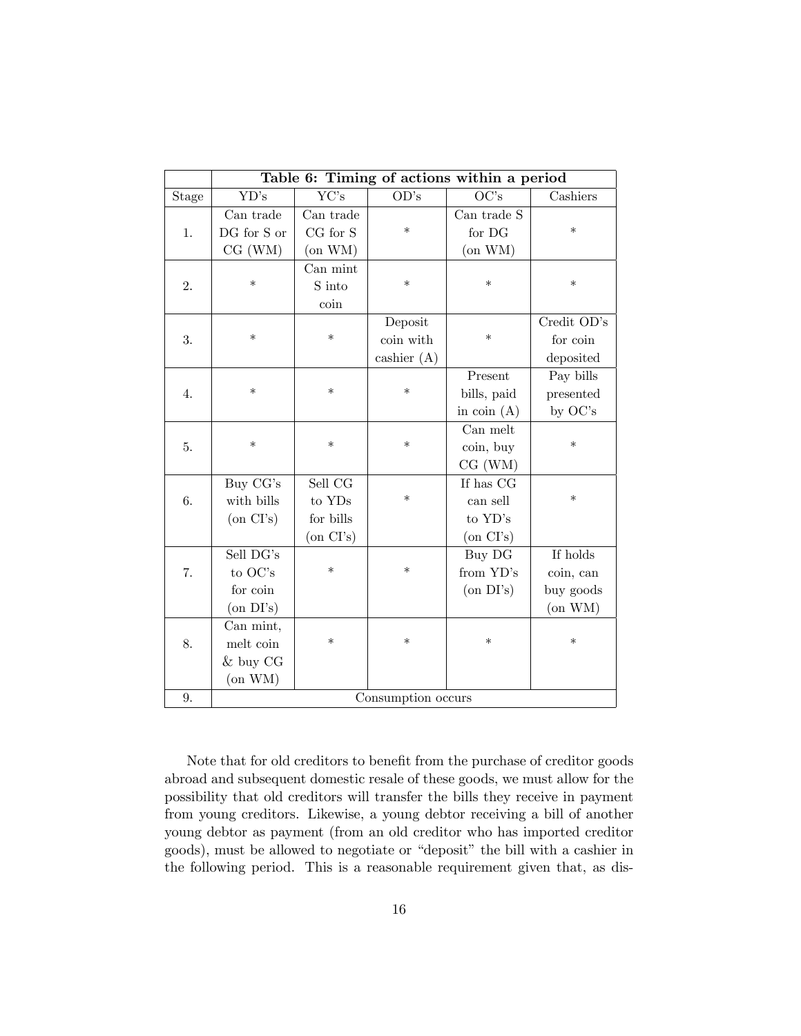| | **Table 6: Timing of actions within a period** | | | | |
|---|---|---|---|---|---|
| Stage | YD's | YC's | OD's | OC's | Cashiers |
| 1. | Can trade DG for S or CG (WM) | Can trade CG for S (on WM) | * | Can trade S for DG (on WM) | * |
| 2. | * | Can mint S into coin | * | * | * |
| 3. | * | * | Deposit coin with cashier (A) | * | Credit OD's for coin deposited |
| 4. | * | * | * | Present bills, paid in coin (A) | Pay bills presented by OC's |
| 5. | * | * | * | Can melt coin, buy CG (WM) | * |
| 6. | Buy CG's with bills (on CI's) | Sell CG to YDs for bills (on CI's) | * | If has CG can sell to YD's (on CI's) | * |
| 7. | Sell DG's to OC's for coin (on DI's) | * | * | Buy DG from YD's (on DI's) | If holds coin, can buy goods (on WM) |
| 8. | Can mint, melt coin & buy CG (on WM) | * | * | * | * |
| 9. | Consumption occurs | | | | |

Note that for old creditors to benefit from the purchase of creditor goods abroad and subsequent domestic resale of these goods, we must allow for the possibility that old creditors will transfer the bills they receive in payment from young creditors. Likewise, a young debtor receiving a bill of another young debtor as payment (from an old creditor who has imported creditor goods), must be allowed to negotiate or "deposit" the bill with a cashier in the following period. This is a reasonable requirement given that, as dis-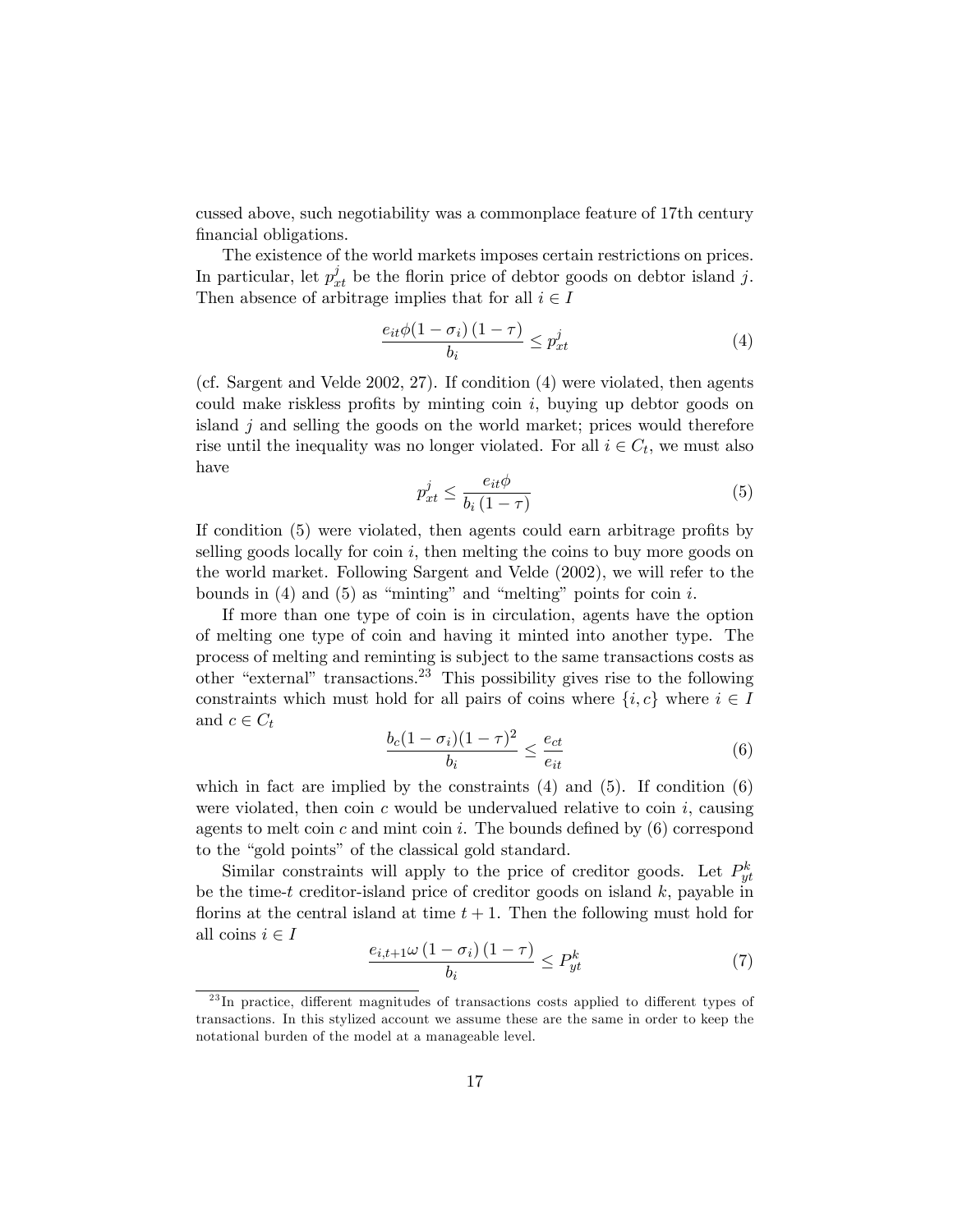cussed above, such negotiability was a commonplace feature of 17th century financial obligations.

The existence of the world markets imposes certain restrictions on prices. In particular, let $p^j_{xt}$ be the florin price of debtor goods on debtor island $j$. Then absence of arbitrage implies that for all $i \in I$

$$\frac{e_{it}\phi(1-\sigma_i)(1-\tau)}{b_i} \leq p^j_{xt} \tag{4}$$

(cf. Sargent and Velde 2002, 27). If condition (4) were violated, then agents could make riskless profits by minting coin $i$, buying up debtor goods on island $j$ and selling the goods on the world market; prices would therefore rise until the inequality was no longer violated. For all $i \in C_t$, we must also have

$$p^j_{xt} \leq \frac{e_{it}\phi}{b_i(1-\tau)} \tag{5}$$

If condition (5) were violated, then agents could earn arbitrage profits by selling goods locally for coin $i$, then melting the coins to buy more goods on the world market. Following Sargent and Velde (2002), we will refer to the bounds in (4) and (5) as "minting" and "melting" points for coin $i$.

If more than one type of coin is in circulation, agents have the option of melting one type of coin and having it minted into another type. The process of melting and reminting is subject to the same transactions costs as other "external" transactions.[23] This possibility gives rise to the following constraints which must hold for all pairs of coins where $\{i, c\}$ where $i \in I$ and $c \in C_t$

$$\frac{b_c(1-\sigma_i)(1-\tau)^2}{b_i} \leq \frac{e_{ct}}{e_{it}} \tag{6}$$

which in fact are implied by the constraints (4) and (5). If condition (6) were violated, then coin $c$ would be undervalued relative to coin $i$, causing agents to melt coin $c$ and mint coin $i$. The bounds defined by (6) correspond to the "gold points" of the classical gold standard.

Similar constraints will apply to the price of creditor goods. Let $P^k_{yt}$ be the time-$t$ creditor-island price of creditor goods on island $k$, payable in florins at the central island at time $t+1$. Then the following must hold for all coins $i \in I$

$$\frac{e_{i,t+1}\omega(1-\sigma_i)(1-\tau)}{b_i} \leq P^k_{yt} \tag{7}$$

[23] In practice, different magnitudes of transactions costs applied to different types of transactions. In this stylized account we assume these are the same in order to keep the notational burden of the model at a manageable level.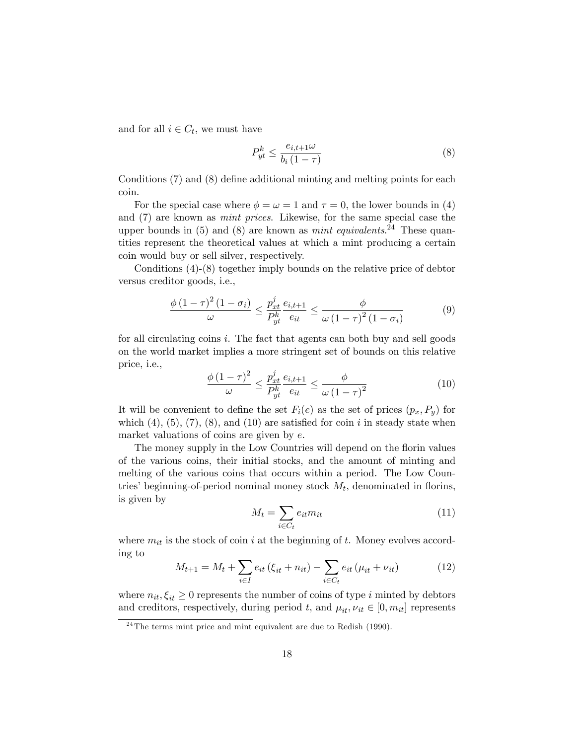and for all $i \in C_t$, we must have

$$P_{yt}^k \leq \frac{e_{i,t+1}\omega}{b_i(1-\tau)} \tag{8}$$

Conditions (7) and (8) define additional minting and melting points for each coin.

For the special case where $\phi = \omega = 1$ and $\tau = 0$, the lower bounds in (4) and (7) are known as *mint prices*. Likewise, for the same special case the upper bounds in (5) and (8) are known as *mint equivalents*.[24] These quantities represent the theoretical values at which a mint producing a certain coin would buy or sell silver, respectively.

Conditions (4)-(8) together imply bounds on the relative price of debtor versus creditor goods, i.e.,

$$\frac{\phi(1-\tau)^2(1-\sigma_i)}{\omega} \leq \frac{p_{xt}^j}{P_{yt}^k}\frac{e_{i,t+1}}{e_{it}} \leq \frac{\phi}{\omega(1-\tau)^2(1-\sigma_i)} \tag{9}$$

for all circulating coins $i$. The fact that agents can both buy and sell goods on the world market implies a more stringent set of bounds on this relative price, i.e.,

$$\frac{\phi(1-\tau)^2}{\omega} \leq \frac{p_{xt}^j}{P_{yt}^k}\frac{e_{i,t+1}}{e_{it}} \leq \frac{\phi}{\omega(1-\tau)^2} \tag{10}$$

It will be convenient to define the set $F_i(e)$ as the set of prices $(p_x, P_y)$ for which (4), (5), (7), (8), and (10) are satisfied for coin $i$ in steady state when market valuations of coins are given by $e$.

The money supply in the Low Countries will depend on the florin values of the various coins, their initial stocks, and the amount of minting and melting of the various coins that occurs within a period. The Low Countries' beginning-of-period nominal money stock $M_t$, denominated in florins, is given by

$$M_t = \sum_{i \in C_t} e_{it} m_{it} \tag{11}$$

where $m_{it}$ is the stock of coin $i$ at the beginning of $t$. Money evolves according to

$$M_{t+1} = M_t + \sum_{i \in I} e_{it}(\xi_{it} + n_{it}) - \sum_{i \in C_t} e_{it}(\mu_{it} + \nu_{it}) \tag{12}$$

where $n_{it}, \xi_{it} \geq 0$ represents the number of coins of type $i$ minted by debtors and creditors, respectively, during period $t$, and $\mu_{it}, \nu_{it} \in [0, m_{it}]$ represents

[24] The terms mint price and mint equivalent are due to Redish (1990).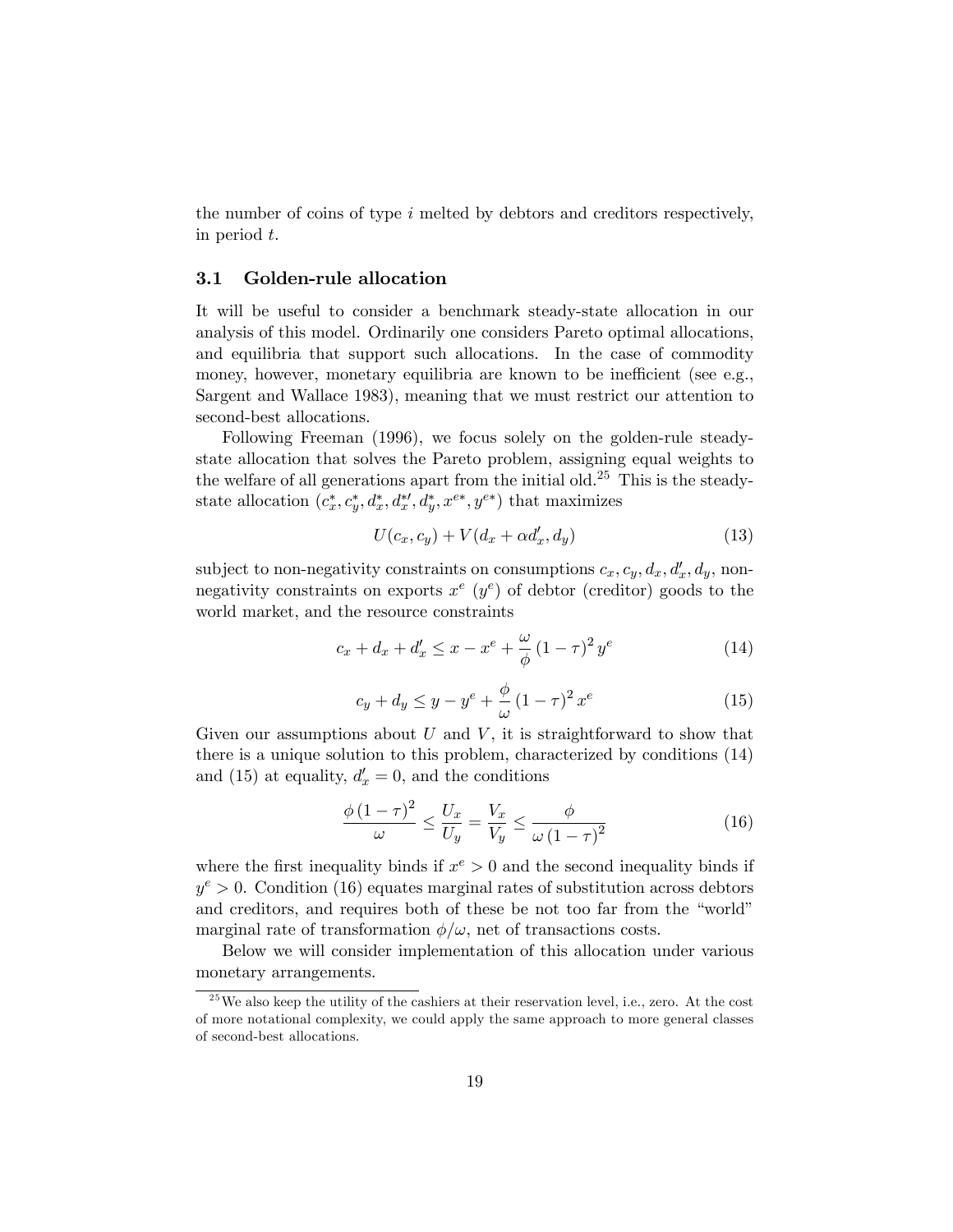the number of coins of type $i$ melted by debtors and creditors respectively, in period $t$.

### 3.1 Golden-rule allocation

It will be useful to consider a benchmark steady-state allocation in our analysis of this model. Ordinarily one considers Pareto optimal allocations, and equilibria that support such allocations. In the case of commodity money, however, monetary equilibria are known to be inefficient (see e.g., Sargent and Wallace 1983), meaning that we must restrict our attention to second-best allocations.

Following Freeman (1996), we focus solely on the golden-rule steady-state allocation that solves the Pareto problem, assigning equal weights to the welfare of all generations apart from the initial old.[25] This is the steady-state allocation $(c_x^*, c_y^*, d_x^*, d_x^{*\prime}, d_y^*, x^{e*}, y^{e*})$ that maximizes

$$U(c_x, c_y) + V(d_x + \alpha d_x', d_y) \tag{13}$$

subject to non-negativity constraints on consumptions $c_x, c_y, d_x, d_x', d_y$, non-negativity constraints on exports $x^e$ ($y^e$) of debtor (creditor) goods to the world market, and the resource constraints

$$c_x + d_x + d_x' \leq x - x^e + \frac{\omega}{\phi} (1 - \tau)^2 y^e \tag{14}$$

$$c_y + d_y \leq y - y^e + \frac{\phi}{\omega} (1 - \tau)^2 x^e \tag{15}$$

Given our assumptions about $U$ and $V$, it is straightforward to show that there is a unique solution to this problem, characterized by conditions (14) and (15) at equality, $d_x' = 0$, and the conditions

$$\frac{\phi (1 - \tau)^2}{\omega} \leq \frac{U_x}{U_y} = \frac{V_x}{V_y} \leq \frac{\phi}{\omega (1 - \tau)^2} \tag{16}$$

where the first inequality binds if $x^e > 0$ and the second inequality binds if $y^e > 0$. Condition (16) equates marginal rates of substitution across debtors and creditors, and requires both of these be not too far from the "world" marginal rate of transformation $\phi/\omega$, net of transactions costs.

Below we will consider implementation of this allocation under various monetary arrangements.

[25] We also keep the utility of the cashiers at their reservation level, i.e., zero. At the cost of more notational complexity, we could apply the same approach to more general classes of second-best allocations.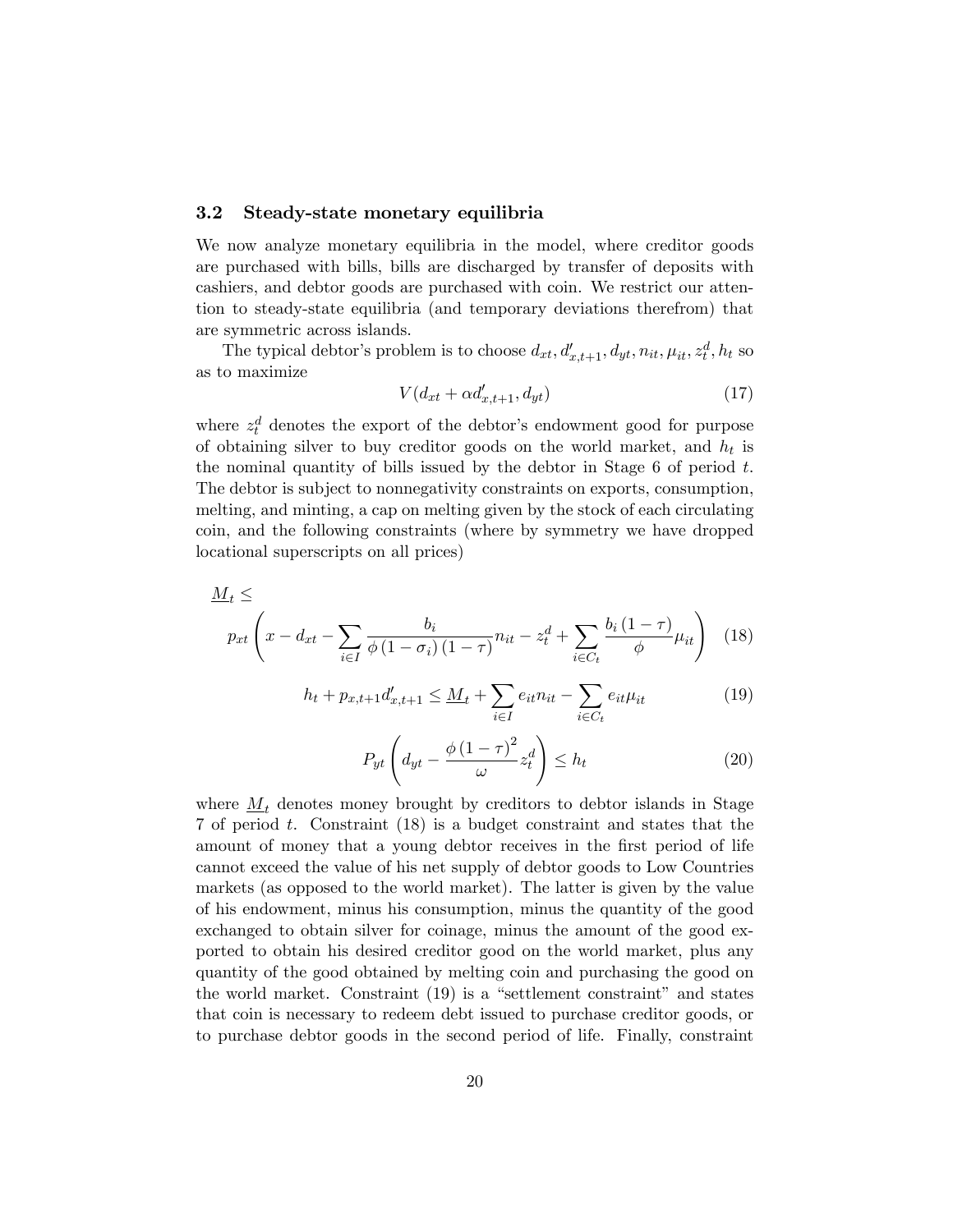### 3.2 Steady-state monetary equilibria

We now analyze monetary equilibria in the model, where creditor goods are purchased with bills, bills are discharged by transfer of deposits with cashiers, and debtor goods are purchased with coin. We restrict our attention to steady-state equilibria (and temporary deviations therefrom) that are symmetric across islands.

The typical debtor's problem is to choose $d_{xt}, d'_{x,t+1}, d_{yt}, n_{it}, \mu_{it}, z^d_t, h_t$ so as to maximize

$$V(d_{xt} + \alpha d'_{x,t+1}, d_{yt}) \tag{17}$$

where $z^d_t$ denotes the export of the debtor's endowment good for purpose of obtaining silver to buy creditor goods on the world market, and $h_t$ is the nominal quantity of bills issued by the debtor in Stage 6 of period $t$. The debtor is subject to nonnegativity constraints on exports, consumption, melting, and minting, a cap on melting given by the stock of each circulating coin, and the following constraints (where by symmetry we have dropped locational superscripts on all prices)

$$\underline{M}_t \leq p_{xt}\left(x - d_{xt} - \sum_{i\in I}\frac{b_i}{\phi\left(1-\sigma_i\right)\left(1-\tau\right)}n_{it} - z^d_t + \sum_{i\in C_t}\frac{b_i\left(1-\tau\right)}{\phi}\mu_{it}\right) \tag{18}$$

$$h_t + p_{x,t+1}d'_{x,t+1} \leq \underline{M}_t + \sum_{i\in I}e_{it}n_{it} - \sum_{i\in C_t}e_{it}\mu_{it} \tag{19}$$

$$P_{yt}\left(d_{yt} - \frac{\phi\left(1-\tau\right)^2}{\omega}z^d_t\right) \leq h_t \tag{20}$$

where $\underline{M}_t$ denotes money brought by creditors to debtor islands in Stage 7 of period $t$. Constraint (18) is a budget constraint and states that the amount of money that a young debtor receives in the first period of life cannot exceed the value of his net supply of debtor goods to Low Countries markets (as opposed to the world market). The latter is given by the value of his endowment, minus his consumption, minus the quantity of the good exchanged to obtain silver for coinage, minus the amount of the good exported to obtain his desired creditor good on the world market, plus any quantity of the good obtained by melting coin and purchasing the good on the world market. Constraint (19) is a "settlement constraint" and states that coin is necessary to redeem debt issued to purchase creditor goods, or to purchase debtor goods in the second period of life. Finally, constraint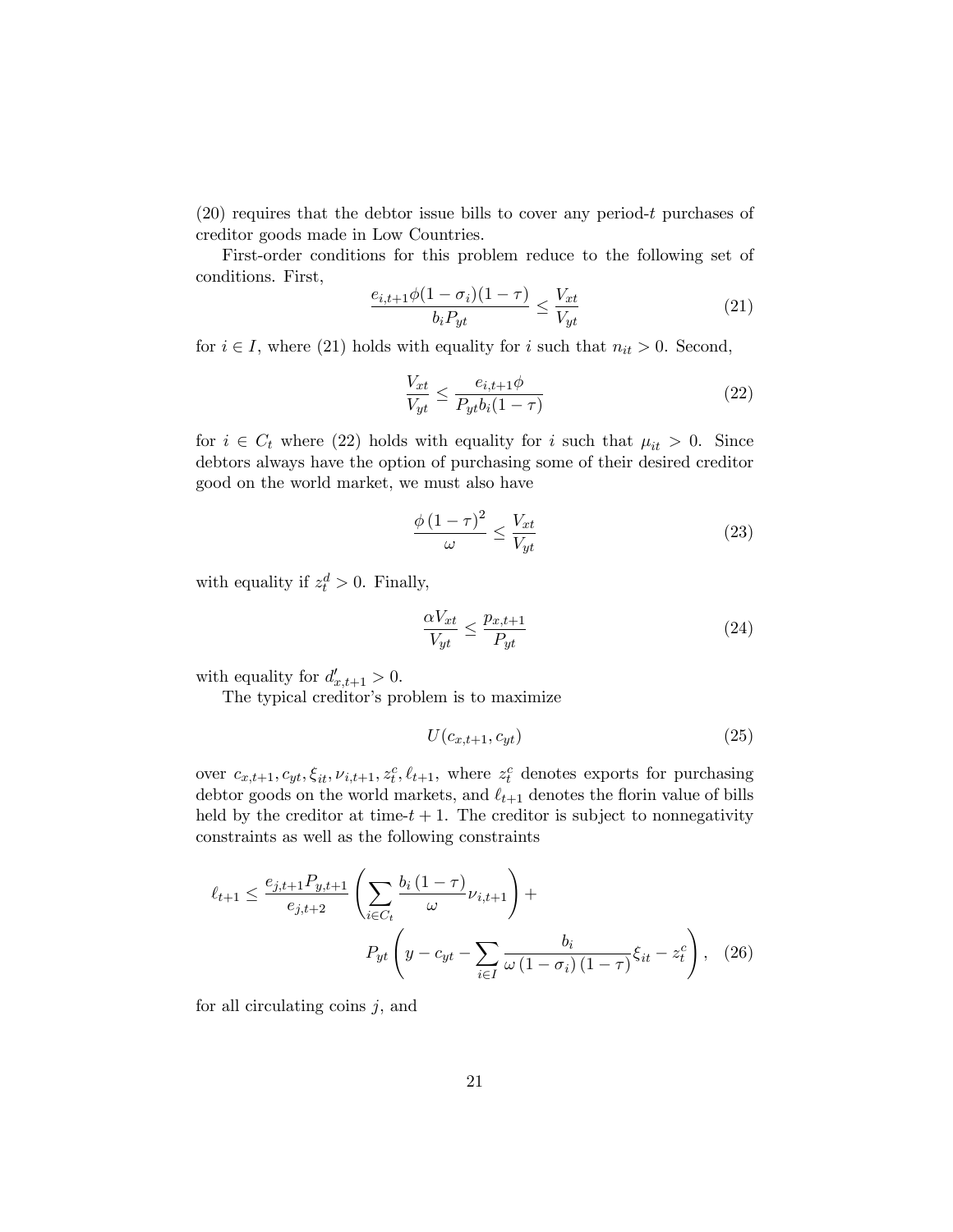(20) requires that the debtor issue bills to cover any period-$t$ purchases of creditor goods made in Low Countries.

First-order conditions for this problem reduce to the following set of conditions. First,

$$\frac{e_{i,t+1}\phi(1-\sigma_i)(1-\tau)}{b_i P_{yt}} \leq \frac{V_{xt}}{V_{yt}} \tag{21}$$

for $i \in I$, where (21) holds with equality for $i$ such that $n_{it} > 0$. Second,

$$\frac{V_{xt}}{V_{yt}} \leq \frac{e_{i,t+1}\phi}{P_{yt} b_i (1-\tau)} \tag{22}$$

for $i \in C_t$ where (22) holds with equality for $i$ such that $\mu_{it} > 0$. Since debtors always have the option of purchasing some of their desired creditor good on the world market, we must also have

$$\frac{\phi\,(1-\tau)^2}{\omega} \leq \frac{V_{xt}}{V_{yt}} \tag{23}$$

with equality if $z_t^d > 0$. Finally,

$$\frac{\alpha V_{xt}}{V_{yt}} \leq \frac{p_{x,t+1}}{P_{yt}} \tag{24}$$

with equality for $d'_{x,t+1} > 0$.

The typical creditor's problem is to maximize

$$U(c_{x,t+1}, c_{yt}) \tag{25}$$

over $c_{x,t+1}, c_{yt}, \xi_{it}, \nu_{i,t+1}, z_t^c, \ell_{t+1}$, where $z_t^c$ denotes exports for purchasing debtor goods on the world markets, and $\ell_{t+1}$ denotes the florin value of bills held by the creditor at time-$t+1$. The creditor is subject to nonnegativity constraints as well as the following constraints

$$\ell_{t+1} \leq \frac{e_{j,t+1}P_{y,t+1}}{e_{j,t+2}} \left( \sum_{i \in C_t} \frac{b_i\,(1-\tau)}{\omega} \nu_{i,t+1} \right) + P_{yt} \left( y - c_{yt} - \sum_{i \in I} \frac{b_i}{\omega\,(1-\sigma_i)\,(1-\tau)} \xi_{it} - z_t^c \right), \tag{26}$$

for all circulating coins $j$, and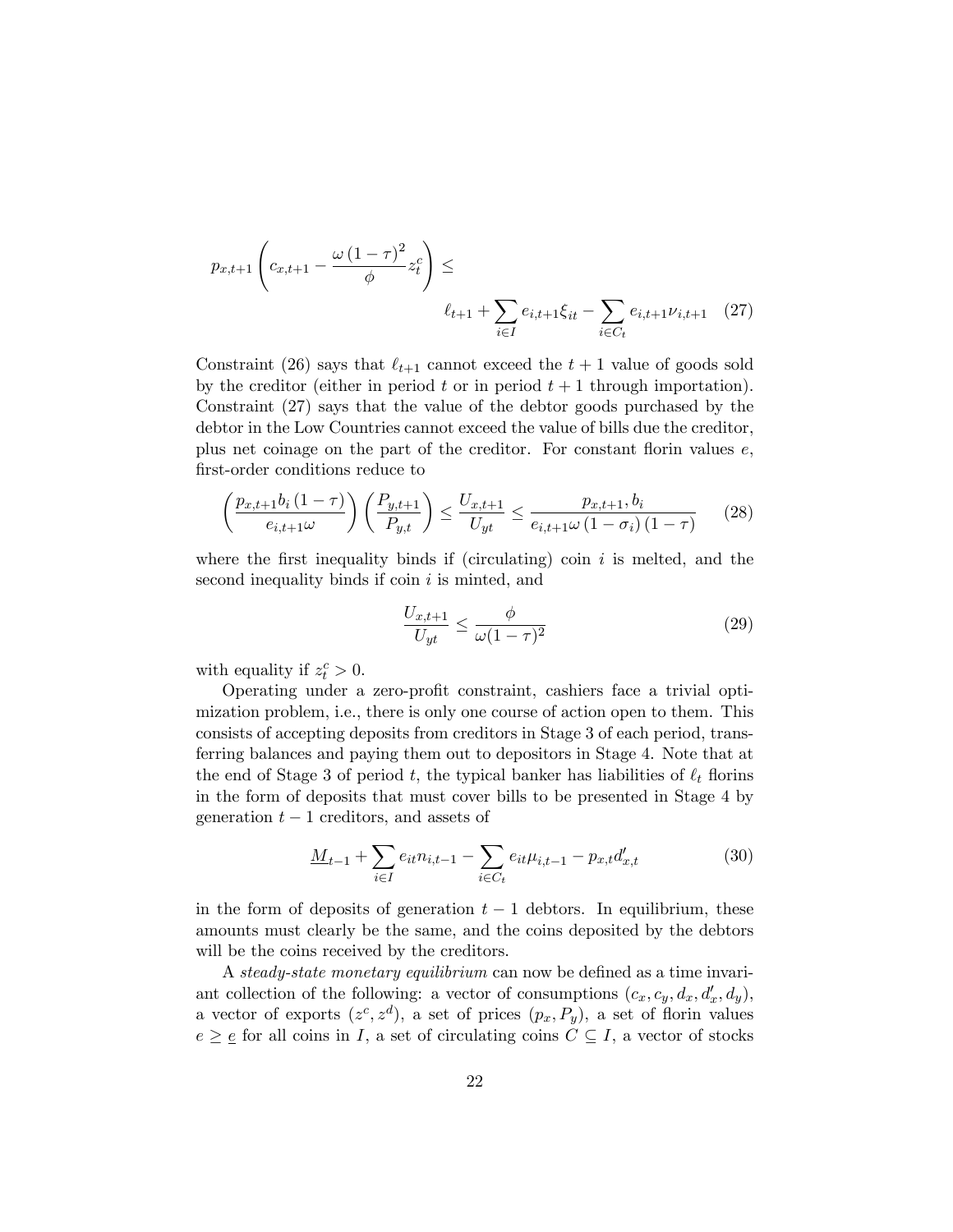$$p_{x,t+1}\left(c_{x,t+1} - \frac{\omega\left(1-\tau\right)^2}{\phi}z_t^c\right) \leq \ell_{t+1} + \sum_{i\in I} e_{i,t+1}\xi_{it} - \sum_{i\in C_t} e_{i,t+1}\nu_{i,t+1} \quad (27)$$

Constraint (26) says that $\ell_{t+1}$ cannot exceed the $t+1$ value of goods sold by the creditor (either in period $t$ or in period $t+1$ through importation). Constraint (27) says that the value of the debtor goods purchased by the debtor in the Low Countries cannot exceed the value of bills due the creditor, plus net coinage on the part of the creditor. For constant florin values $e$, first-order conditions reduce to

$$\left(\frac{p_{x,t+1}b_i\left(1-\tau\right)}{e_{i,t+1}\omega}\right)\left(\frac{P_{y,t+1}}{P_{y,t}}\right) \leq \frac{U_{x,t+1}}{U_{yt}} \leq \frac{p_{x,t+1}, b_i}{e_{i,t+1}\omega\left(1-\sigma_i\right)\left(1-\tau\right)} \quad (28)$$

where the first inequality binds if (circulating) coin $i$ is melted, and the second inequality binds if coin $i$ is minted, and

$$\frac{U_{x,t+1}}{U_{yt}} \leq \frac{\phi}{\omega(1-\tau)^2} \quad (29)$$

with equality if $z_t^c > 0$.

Operating under a zero-profit constraint, cashiers face a trivial optimization problem, i.e., there is only one course of action open to them. This consists of accepting deposits from creditors in Stage 3 of each period, transferring balances and paying them out to depositors in Stage 4. Note that at the end of Stage 3 of period $t$, the typical banker has liabilities of $\ell_t$ florins in the form of deposits that must cover bills to be presented in Stage 4 by generation $t-1$ creditors, and assets of

$$\underline{M}_{t-1} + \sum_{i\in I} e_{it}n_{i,t-1} - \sum_{i\in C_t} e_{it}\mu_{i,t-1} - p_{x,t}d'_{x,t} \quad (30)$$

in the form of deposits of generation $t-1$ debtors. In equilibrium, these amounts must clearly be the same, and the coins deposited by the debtors will be the coins received by the creditors.

A *steady-state monetary equilibrium* can now be defined as a time invariant collection of the following: a vector of consumptions $(c_x, c_y, d_x, d'_x, d_y)$, a vector of exports $(z^c, z^d)$, a set of prices $(p_x, P_y)$, a set of florin values $e \geq \underline{e}$ for all coins in $I$, a set of circulating coins $C \subseteq I$, a vector of stocks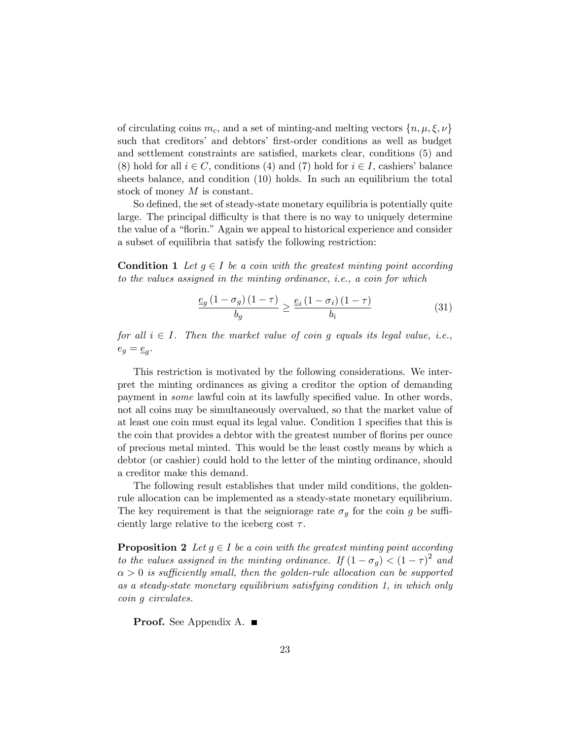of circulating coins $m_c$, and a set of minting-and melting vectors $\{n, \mu, \xi, \nu\}$ such that creditors' and debtors' first-order conditions as well as budget and settlement constraints are satisfied, markets clear, conditions (5) and (8) hold for all $i \in C$, conditions (4) and (7) hold for $i \in I$, cashiers' balance sheets balance, and condition (10) holds. In such an equilibrium the total stock of money $M$ is constant.

So defined, the set of steady-state monetary equilibria is potentially quite large. The principal difficulty is that there is no way to uniquely determine the value of a "florin." Again we appeal to historical experience and consider a subset of equilibria that satisfy the following restriction:

**Condition 1** *Let $g \in I$ be a coin with the greatest minting point according to the values assigned in the minting ordinance, i.e., a coin for which*

$$\frac{\underline{e}_g (1 - \sigma_g)(1 - \tau)}{b_g} \geq \frac{\underline{e}_i (1 - \sigma_i)(1 - \tau)}{b_i} \tag{31}$$

*for all $i \in I$. Then the market value of coin $g$ equals its legal value, i.e., $e_g = \underline{e}_g$.*

This restriction is motivated by the following considerations. We interpret the minting ordinances as giving a creditor the option of demanding payment in *some* lawful coin at its lawfully specified value. In other words, not all coins may be simultaneously overvalued, so that the market value of at least one coin must equal its legal value. Condition 1 specifies that this is the coin that provides a debtor with the greatest number of florins per ounce of precious metal minted. This would be the least costly means by which a debtor (or cashier) could hold to the letter of the minting ordinance, should a creditor make this demand.

The following result establishes that under mild conditions, the golden-rule allocation can be implemented as a steady-state monetary equilibrium. The key requirement is that the seigniorage rate $\sigma_g$ for the coin $g$ be sufficiently large relative to the iceberg cost $\tau$.

**Proposition 2** *Let $g \in I$ be a coin with the greatest minting point according to the values assigned in the minting ordinance. If $(1 - \sigma_g) < (1 - \tau)^2$ and $\alpha > 0$ is sufficiently small, then the golden-rule allocation can be supported as a steady-state monetary equilibrium satisfying condition 1, in which only coin $g$ circulates.*

**Proof.** See Appendix A. ■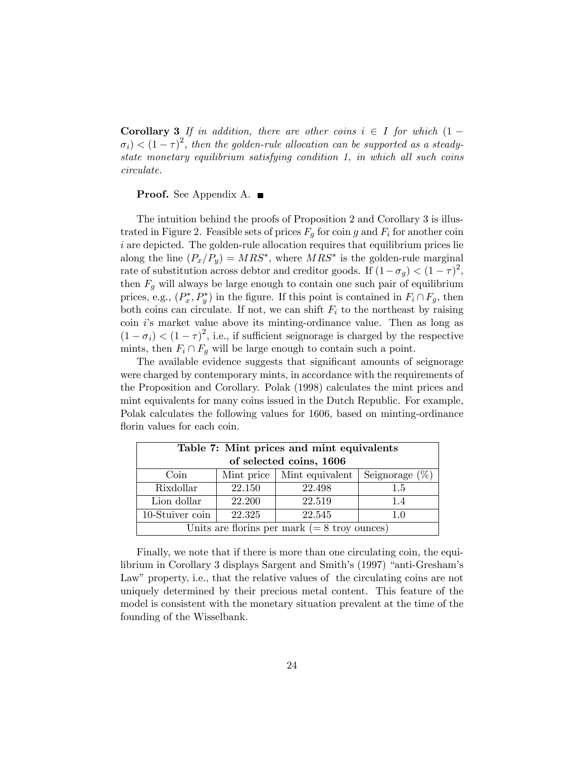**Corollary 3** *If in addition, there are other coins $i \in I$ for which $(1 - \sigma_i) < (1-\tau)^2$, then the golden-rule allocation can be supported as a steady-state monetary equilibrium satisfying condition 1, in which all such coins circulate.*

**Proof.** See Appendix A. ∎

The intuition behind the proofs of Proposition 2 and Corollary 3 is illustrated in Figure 2. Feasible sets of prices $F_g$ for coin $g$ and $F_i$ for another coin $i$ are depicted. The golden-rule allocation requires that equilibrium prices lie along the line $(P_x/P_y) = MRS^*$, where $MRS^*$ is the golden-rule marginal rate of substitution across debtor and creditor goods. If $(1-\sigma_g) < (1-\tau)^2$, then $F_g$ will always be large enough to contain one such pair of equilibrium prices, e.g., $(P_x^*, P_y^*)$ in the figure. If this point is contained in $F_i \cap F_g$, then both coins can circulate. If not, we can shift $F_i$ to the northeast by raising coin $i$'s market value above its minting-ordinance value. Then as long as $(1-\sigma_i) < (1-\tau)^2$, i.e., if sufficient seignorage is charged by the respective mints, then $F_i \cap F_g$ will be large enough to contain such a point.

The available evidence suggests that significant amounts of seignorage were charged by contemporary mints, in accordance with the requirements of the Proposition and Corollary. Polak (1998) calculates the mint prices and mint equivalents for many coins issued in the Dutch Republic. For example, Polak calculates the following values for 1606, based on minting-ordinance florin values for each coin.

**Table 7: Mint prices and mint equivalents of selected coins, 1606**

| Coin | Mint price | Mint equivalent | Seignorage (%) |
|---|---|---|---|
| Rixdollar | 22.150 | 22.498 | 1.5 |
| Lion dollar | 22.200 | 22.519 | 1.4 |
| 10-Stuiver coin | 22.325 | 22.545 | 1.0 |
| Units are florins per mark (= 8 troy ounces) | | | |

Finally, we note that if there is more than one circulating coin, the equilibrium in Corollary 3 displays Sargent and Smith's (1997) "anti-Gresham's Law" property, i.e., that the relative values of the circulating coins are not uniquely determined by their precious metal content. This feature of the model is consistent with the monetary situation prevalent at the time of the founding of the Wisselbank.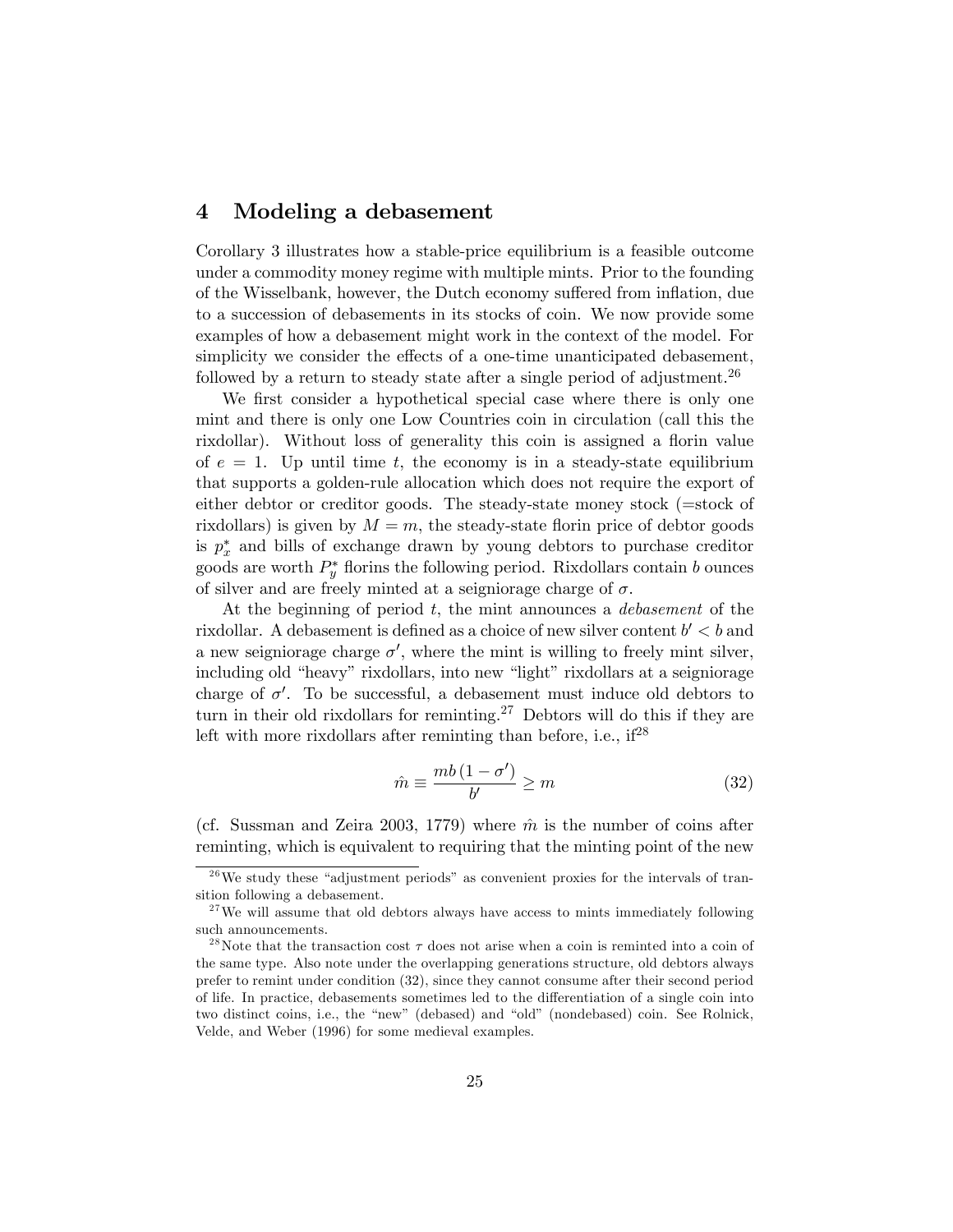## 4 Modeling a debasement

Corollary 3 illustrates how a stable-price equilibrium is a feasible outcome under a commodity money regime with multiple mints. Prior to the founding of the Wisselbank, however, the Dutch economy suffered from inflation, due to a succession of debasements in its stocks of coin. We now provide some examples of how a debasement might work in the context of the model. For simplicity we consider the effects of a one-time unanticipated debasement, followed by a return to steady state after a single period of adjustment.[26]

We first consider a hypothetical special case where there is only one mint and there is only one Low Countries coin in circulation (call this the rixdollar). Without loss of generality this coin is assigned a florin value of $e = 1$. Up until time $t$, the economy is in a steady-state equilibrium that supports a golden-rule allocation which does not require the export of either debtor or creditor goods. The steady-state money stock (=stock of rixdollars) is given by $M = m$, the steady-state florin price of debtor goods is $p_x^*$ and bills of exchange drawn by young debtors to purchase creditor goods are worth $P_y^*$ florins the following period. Rixdollars contain $b$ ounces of silver and are freely minted at a seigniorage charge of $\sigma$.

At the beginning of period $t$, the mint announces a *debasement* of the rixdollar. A debasement is defined as a choice of new silver content $b' < b$ and a new seigniorage charge $\sigma'$, where the mint is willing to freely mint silver, including old "heavy" rixdollars, into new "light" rixdollars at a seigniorage charge of $\sigma'$. To be successful, a debasement must induce old debtors to turn in their old rixdollars for reminting.[27] Debtors will do this if they are left with more rixdollars after reminting than before, i.e., if[28]

$$\hat{m} \equiv \frac{mb(1-\sigma')}{b'} \geq m \tag{32}$$

(cf. Sussman and Zeira 2003, 1779) where $\hat{m}$ is the number of coins after reminting, which is equivalent to requiring that the minting point of the new

---

[26] We study these "adjustment periods" as convenient proxies for the intervals of transition following a debasement.

[27] We will assume that old debtors always have access to mints immediately following such announcements.

[28] Note that the transaction cost $\tau$ does not arise when a coin is reminted into a coin of the same type. Also note under the overlapping generations structure, old debtors always prefer to remint under condition (32), since they cannot consume after their second period of life. In practice, debasements sometimes led to the differentiation of a single coin into two distinct coins, i.e., the "new" (debased) and "old" (nondebased) coin. See Rolnick, Velde, and Weber (1996) for some medieval examples.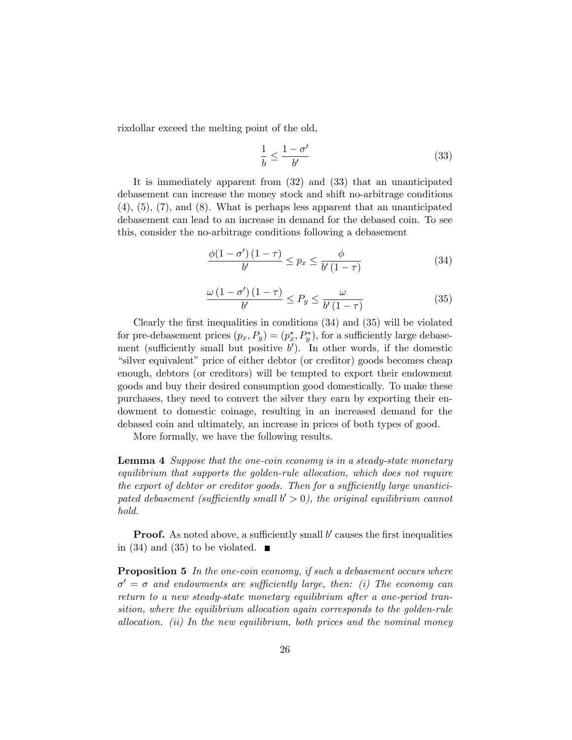rixdollar exceed the melting point of the old,

$$\frac{1}{b} \leq \frac{1-\sigma'}{b'} \tag{33}$$

It is immediately apparent from (32) and (33) that an unanticipated debasement can increase the money stock and shift no-arbitrage conditions (4), (5), (7), and (8). What is perhaps less apparent that an unanticipated debasement can lead to an increase in demand for the debased coin. To see this, consider the no-arbitrage conditions following a debasement

$$\frac{\phi(1-\sigma')\,(1-\tau)}{b'} \leq p_x \leq \frac{\phi}{b'\,(1-\tau)} \tag{34}$$

$$\frac{\omega\,(1-\sigma')\,(1-\tau)}{b'} \leq P_y \leq \frac{\omega}{b'\,(1-\tau)} \tag{35}$$

Clearly the first inequalities in conditions (34) and (35) will be violated for pre-debasement prices $(p_x, P_y) = (p_x^*, P_y^*)$, for a sufficiently large debasement (sufficiently small but positive $b'$). In other words, if the domestic "silver equivalent" price of either debtor (or creditor) goods becomes cheap enough, debtors (or creditors) will be tempted to export their endowment goods and buy their desired consumption good domestically. To make these purchases, they need to convert the silver they earn by exporting their endowment to domestic coinage, resulting in an increased demand for the debased coin and ultimately, an increase in prices of both types of good.

More formally, we have the following results.

**Lemma 4** *Suppose that the one-coin economy is in a steady-state monetary equilibrium that supports the golden-rule allocation, which does not require the export of debtor or creditor goods. Then for a sufficiently large unanticipated debasement (sufficiently small $b' > 0$), the original equilibrium cannot hold.*

**Proof.** As noted above, a sufficiently small $b'$ causes the first inequalities in (34) and (35) to be violated. ■

**Proposition 5** *In the one-coin economy, if such a debasement occurs where $\sigma' = \sigma$ and endowments are sufficiently large, then: (i) The economy can return to a new steady-state monetary equilibrium after a one-period transition, where the equilibrium allocation again corresponds to the golden-rule allocation. (ii) In the new equilibrium, both prices and the nominal money*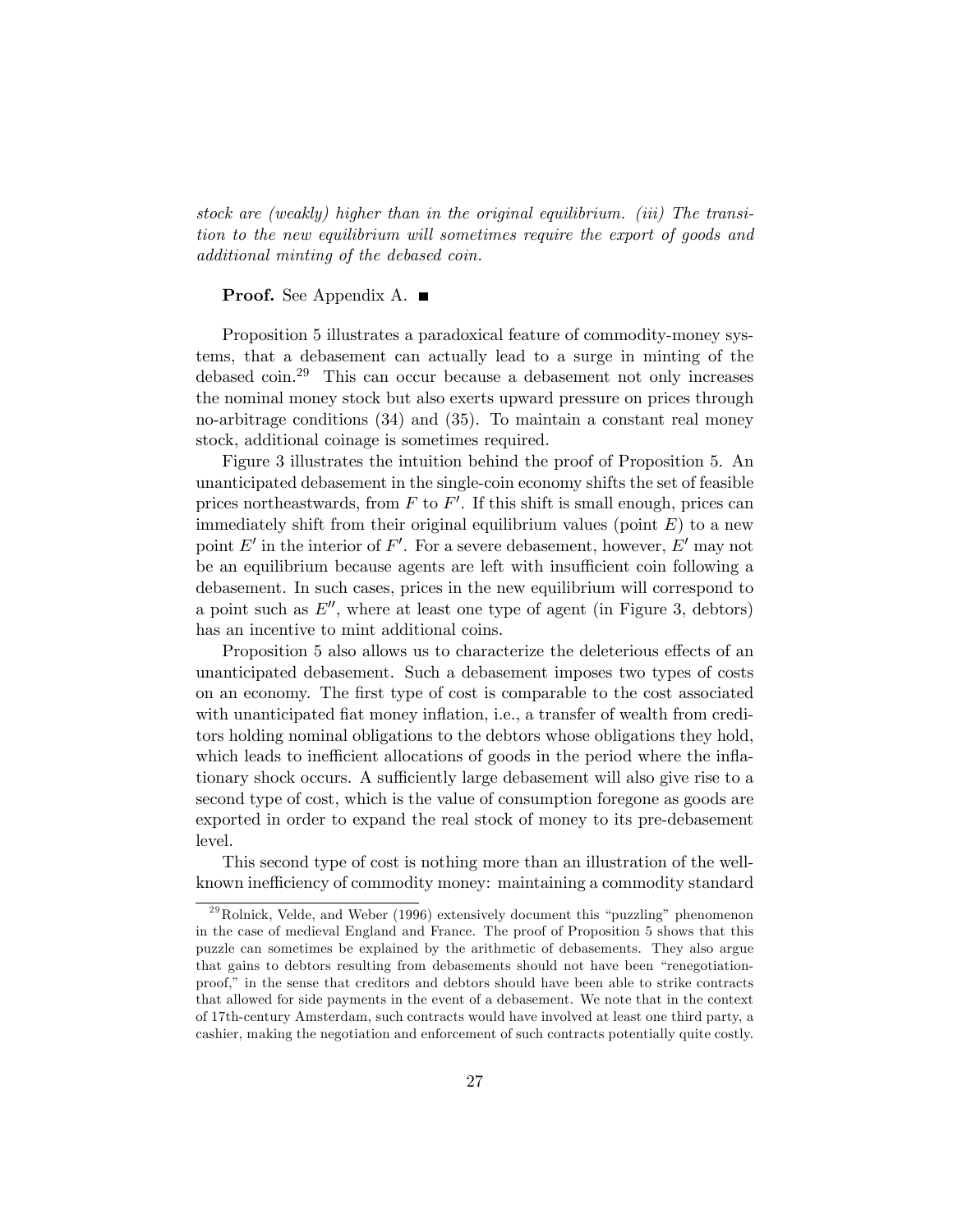*stock are (weakly) higher than in the original equilibrium. (iii) The transition to the new equilibrium will sometimes require the export of goods and additional minting of the debased coin.*

**Proof.** See Appendix A. ■

Proposition 5 illustrates a paradoxical feature of commodity-money systems, that a debasement can actually lead to a surge in minting of the debased coin.[29] This can occur because a debasement not only increases the nominal money stock but also exerts upward pressure on prices through no-arbitrage conditions (34) and (35). To maintain a constant real money stock, additional coinage is sometimes required.

Figure 3 illustrates the intuition behind the proof of Proposition 5. An unanticipated debasement in the single-coin economy shifts the set of feasible prices northeastwards, from $F$ to $F'$. If this shift is small enough, prices can immediately shift from their original equilibrium values (point $E$) to a new point $E'$ in the interior of $F'$. For a severe debasement, however, $E'$ may not be an equilibrium because agents are left with insufficient coin following a debasement. In such cases, prices in the new equilibrium will correspond to a point such as $E''$, where at least one type of agent (in Figure 3, debtors) has an incentive to mint additional coins.

Proposition 5 also allows us to characterize the deleterious effects of an unanticipated debasement. Such a debasement imposes two types of costs on an economy. The first type of cost is comparable to the cost associated with unanticipated fiat money inflation, i.e., a transfer of wealth from creditors holding nominal obligations to the debtors whose obligations they hold, which leads to inefficient allocations of goods in the period where the inflationary shock occurs. A sufficiently large debasement will also give rise to a second type of cost, which is the value of consumption foregone as goods are exported in order to expand the real stock of money to its pre-debasement level.

This second type of cost is nothing more than an illustration of the well-known inefficiency of commodity money: maintaining a commodity standard

[29] Rolnick, Velde, and Weber (1996) extensively document this "puzzling" phenomenon in the case of medieval England and France. The proof of Proposition 5 shows that this puzzle can sometimes be explained by the arithmetic of debasements. They also argue that gains to debtors resulting from debasements should not have been "renegotiation-proof," in the sense that creditors and debtors should have been able to strike contracts that allowed for side payments in the event of a debasement. We note that in the context of 17th-century Amsterdam, such contracts would have involved at least one third party, a cashier, making the negotiation and enforcement of such contracts potentially quite costly.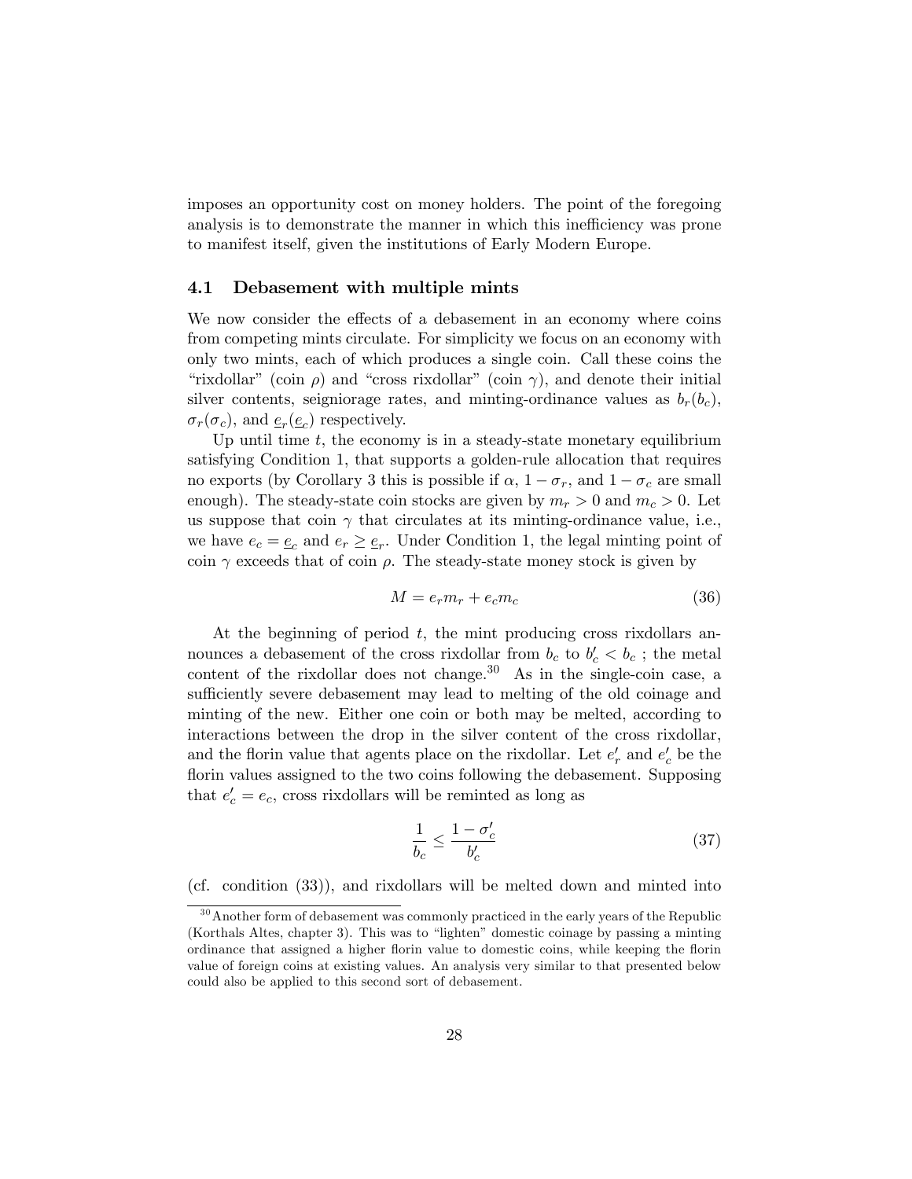imposes an opportunity cost on money holders. The point of the foregoing analysis is to demonstrate the manner in which this inefficiency was prone to manifest itself, given the institutions of Early Modern Europe.

### 4.1 Debasement with multiple mints

We now consider the effects of a debasement in an economy where coins from competing mints circulate. For simplicity we focus on an economy with only two mints, each of which produces a single coin. Call these coins the "rixdollar" (coin $\rho$) and "cross rixdollar" (coin $\gamma$), and denote their initial silver contents, seigniorage rates, and minting-ordinance values as $b_r(b_c)$, $\sigma_r(\sigma_c)$, and $\underline{e}_r(\underline{e}_c)$ respectively.

Up until time $t$, the economy is in a steady-state monetary equilibrium satisfying Condition 1, that supports a golden-rule allocation that requires no exports (by Corollary 3 this is possible if $\alpha$, $1-\sigma_r$, and $1-\sigma_c$ are small enough). The steady-state coin stocks are given by $m_r > 0$ and $m_c > 0$. Let us suppose that coin $\gamma$ that circulates at its minting-ordinance value, i.e., we have $e_c = \underline{e}_c$ and $e_r \geq \underline{e}_r$. Under Condition 1, the legal minting point of coin $\gamma$ exceeds that of coin $\rho$. The steady-state money stock is given by

$$M = e_r m_r + e_c m_c \tag{36}$$

At the beginning of period $t$, the mint producing cross rixdollars announces a debasement of the cross rixdollar from $b_c$ to $b_c' < b_c$ ; the metal content of the rixdollar does not change.[30] As in the single-coin case, a sufficiently severe debasement may lead to melting of the old coinage and minting of the new. Either one coin or both may be melted, according to interactions between the drop in the silver content of the cross rixdollar, and the florin value that agents place on the rixdollar. Let $e_r'$ and $e_c'$ be the florin values assigned to the two coins following the debasement. Supposing that $e_c' = e_c$, cross rixdollars will be reminted as long as

$$\frac{1}{b_c} \leq \frac{1-\sigma_c'}{b_c'} \tag{37}$$

(cf. condition (33)), and rixdollars will be melted down and minted into

[30] Another form of debasement was commonly practiced in the early years of the Republic (Korthals Altes, chapter 3). This was to "lighten" domestic coinage by passing a minting ordinance that assigned a higher florin value to domestic coins, while keeping the florin value of foreign coins at existing values. An analysis very similar to that presented below could also be applied to this second sort of debasement.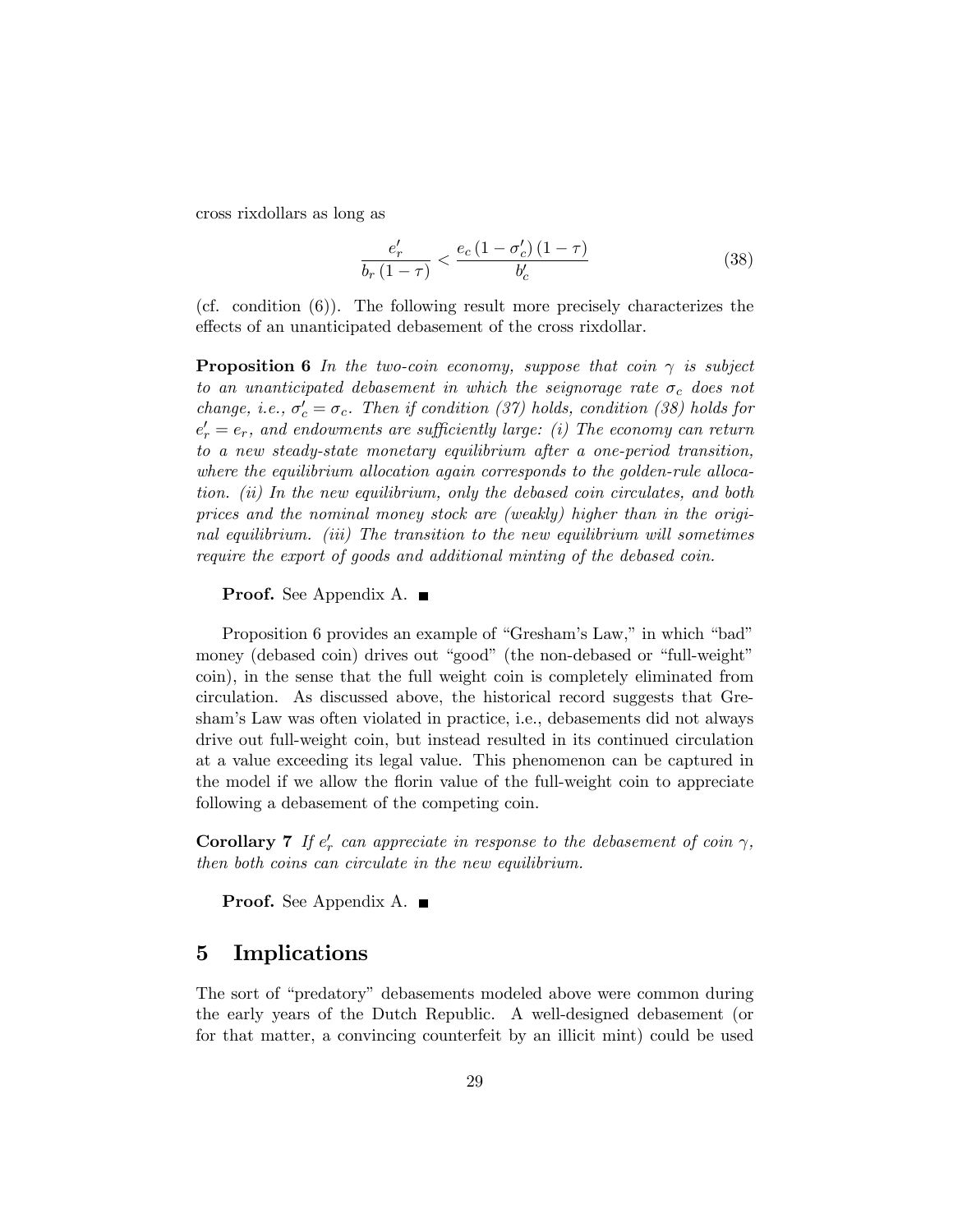cross rixdollars as long as

$$\frac{e_r'}{b_r(1-\tau)} < \frac{e_c(1-\sigma_c')(1-\tau)}{b_c'} \tag{38}$$

(cf. condition (6)). The following result more precisely characterizes the effects of an unanticipated debasement of the cross rixdollar.

**Proposition 6** *In the two-coin economy, suppose that coin $\gamma$ is subject to an unanticipated debasement in which the seignorage rate $\sigma_c$ does not change, i.e., $\sigma_c' = \sigma_c$. Then if condition (37) holds, condition (38) holds for $e_r' = e_r$, and endowments are sufficiently large: (i) The economy can return to a new steady-state monetary equilibrium after a one-period transition, where the equilibrium allocation again corresponds to the golden-rule allocation. (ii) In the new equilibrium, only the debased coin circulates, and both prices and the nominal money stock are (weakly) higher than in the original equilibrium. (iii) The transition to the new equilibrium will sometimes require the export of goods and additional minting of the debased coin.*

**Proof.** See Appendix A. ■

Proposition 6 provides an example of "Gresham's Law," in which "bad" money (debased coin) drives out "good" (the non-debased or "full-weight" coin), in the sense that the full weight coin is completely eliminated from circulation. As discussed above, the historical record suggests that Gresham's Law was often violated in practice, i.e., debasements did not always drive out full-weight coin, but instead resulted in its continued circulation at a value exceeding its legal value. This phenomenon can be captured in the model if we allow the florin value of the full-weight coin to appreciate following a debasement of the competing coin.

**Corollary 7** *If $e_r'$ can appreciate in response to the debasement of coin $\gamma$, then both coins can circulate in the new equilibrium.*

**Proof.** See Appendix A. ■

## 5 Implications

The sort of "predatory" debasements modeled above were common during the early years of the Dutch Republic. A well-designed debasement (or for that matter, a convincing counterfeit by an illicit mint) could be used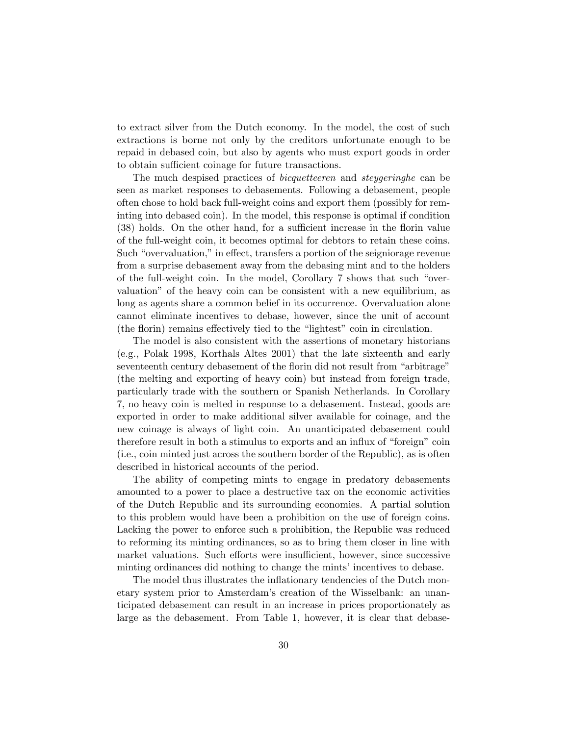to extract silver from the Dutch economy. In the model, the cost of such extractions is borne not only by the creditors unfortunate enough to be repaid in debased coin, but also by agents who must export goods in order to obtain sufficient coinage for future transactions.

The much despised practices of *bicquetteeren* and *steygeringhe* can be seen as market responses to debasements. Following a debasement, people often chose to hold back full-weight coins and export them (possibly for reminting into debased coin). In the model, this response is optimal if condition (38) holds. On the other hand, for a sufficient increase in the florin value of the full-weight coin, it becomes optimal for debtors to retain these coins. Such "overvaluation," in effect, transfers a portion of the seigniorage revenue from a surprise debasement away from the debasing mint and to the holders of the full-weight coin. In the model, Corollary 7 shows that such "overvaluation" of the heavy coin can be consistent with a new equilibrium, as long as agents share a common belief in its occurrence. Overvaluation alone cannot eliminate incentives to debase, however, since the unit of account (the florin) remains effectively tied to the "lightest" coin in circulation.

The model is also consistent with the assertions of monetary historians (e.g., Polak 1998, Korthals Altes 2001) that the late sixteenth and early seventeenth century debasement of the florin did not result from "arbitrage" (the melting and exporting of heavy coin) but instead from foreign trade, particularly trade with the southern or Spanish Netherlands. In Corollary 7, no heavy coin is melted in response to a debasement. Instead, goods are exported in order to make additional silver available for coinage, and the new coinage is always of light coin. An unanticipated debasement could therefore result in both a stimulus to exports and an influx of "foreign" coin (i.e., coin minted just across the southern border of the Republic), as is often described in historical accounts of the period.

The ability of competing mints to engage in predatory debasements amounted to a power to place a destructive tax on the economic activities of the Dutch Republic and its surrounding economies. A partial solution to this problem would have been a prohibition on the use of foreign coins. Lacking the power to enforce such a prohibition, the Republic was reduced to reforming its minting ordinances, so as to bring them closer in line with market valuations. Such efforts were insufficient, however, since successive minting ordinances did nothing to change the mints' incentives to debase.

The model thus illustrates the inflationary tendencies of the Dutch monetary system prior to Amsterdam's creation of the Wisselbank: an unanticipated debasement can result in an increase in prices proportionately as large as the debasement. From Table 1, however, it is clear that debase-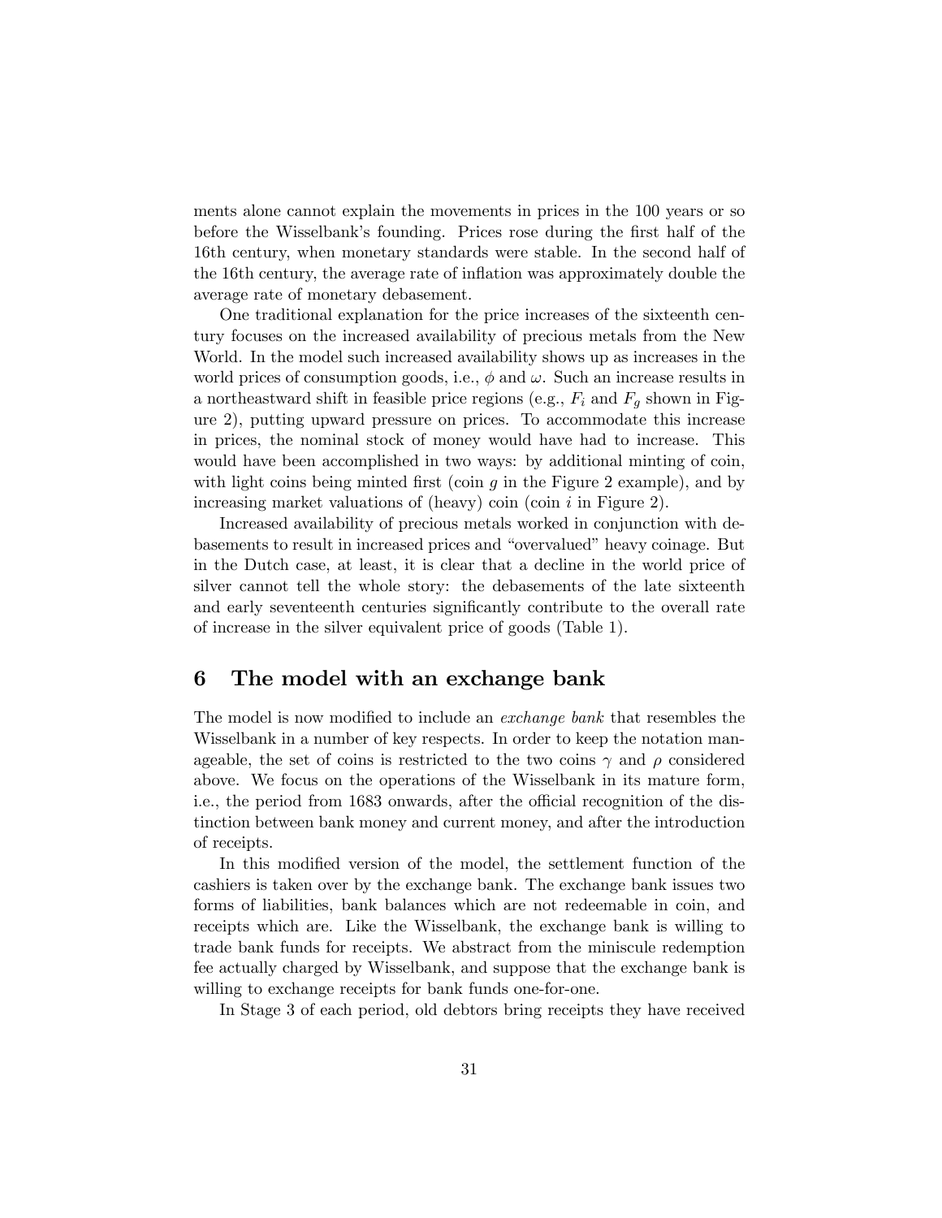ments alone cannot explain the movements in prices in the 100 years or so before the Wisselbank's founding. Prices rose during the first half of the 16th century, when monetary standards were stable. In the second half of the 16th century, the average rate of inflation was approximately double the average rate of monetary debasement.

One traditional explanation for the price increases of the sixteenth century focuses on the increased availability of precious metals from the New World. In the model such increased availability shows up as increases in the world prices of consumption goods, i.e., $\phi$ and $\omega$. Such an increase results in a northeastward shift in feasible price regions (e.g., $F_i$ and $F_g$ shown in Figure 2), putting upward pressure on prices. To accommodate this increase in prices, the nominal stock of money would have had to increase. This would have been accomplished in two ways: by additional minting of coin, with light coins being minted first (coin $g$ in the Figure 2 example), and by increasing market valuations of (heavy) coin (coin $i$ in Figure 2).

Increased availability of precious metals worked in conjunction with debasements to result in increased prices and "overvalued" heavy coinage. But in the Dutch case, at least, it is clear that a decline in the world price of silver cannot tell the whole story: the debasements of the late sixteenth and early seventeenth centuries significantly contribute to the overall rate of increase in the silver equivalent price of goods (Table 1).

## 6 The model with an exchange bank

The model is now modified to include an *exchange bank* that resembles the Wisselbank in a number of key respects. In order to keep the notation manageable, the set of coins is restricted to the two coins $\gamma$ and $\rho$ considered above. We focus on the operations of the Wisselbank in its mature form, i.e., the period from 1683 onwards, after the official recognition of the distinction between bank money and current money, and after the introduction of receipts.

In this modified version of the model, the settlement function of the cashiers is taken over by the exchange bank. The exchange bank issues two forms of liabilities, bank balances which are not redeemable in coin, and receipts which are. Like the Wisselbank, the exchange bank is willing to trade bank funds for receipts. We abstract from the miniscule redemption fee actually charged by Wisselbank, and suppose that the exchange bank is willing to exchange receipts for bank funds one-for-one.

In Stage 3 of each period, old debtors bring receipts they have received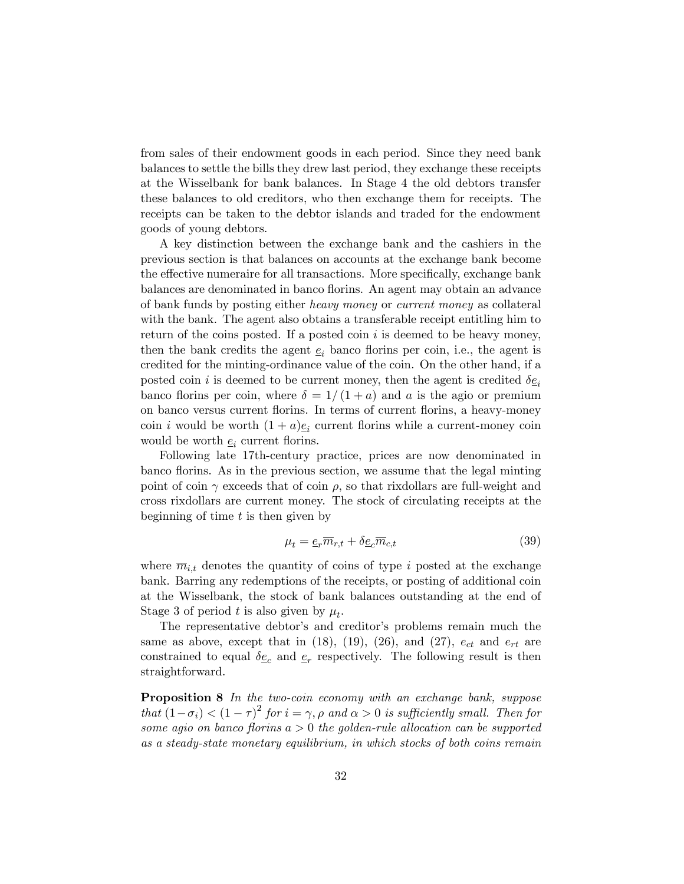from sales of their endowment goods in each period. Since they need bank balances to settle the bills they drew last period, they exchange these receipts at the Wisselbank for bank balances. In Stage 4 the old debtors transfer these balances to old creditors, who then exchange them for receipts. The receipts can be taken to the debtor islands and traded for the endowment goods of young debtors.

A key distinction between the exchange bank and the cashiers in the previous section is that balances on accounts at the exchange bank become the effective numeraire for all transactions. More specifically, exchange bank balances are denominated in banco florins. An agent may obtain an advance of bank funds by posting either *heavy money* or *current money* as collateral with the bank. The agent also obtains a transferable receipt entitling him to return of the coins posted. If a posted coin $i$ is deemed to be heavy money, then the bank credits the agent $\underline{e}_i$ banco florins per coin, i.e., the agent is credited for the minting-ordinance value of the coin. On the other hand, if a posted coin $i$ is deemed to be current money, then the agent is credited $\delta\underline{e}_i$ banco florins per coin, where $\delta = 1/(1+a)$ and $a$ is the agio or premium on banco versus current florins. In terms of current florins, a heavy-money coin $i$ would be worth $(1+a)\underline{e}_i$ current florins while a current-money coin would be worth $\underline{e}_i$ current florins.

Following late 17th-century practice, prices are now denominated in banco florins. As in the previous section, we assume that the legal minting point of coin $\gamma$ exceeds that of coin $\rho$, so that rixdollars are full-weight and cross rixdollars are current money. The stock of circulating receipts at the beginning of time $t$ is then given by

$$\mu_t = \underline{e}_r \overline{m}_{r,t} + \delta \underline{e}_c \overline{m}_{c,t} \tag{39}$$

where $\overline{m}_{i,t}$ denotes the quantity of coins of type $i$ posted at the exchange bank. Barring any redemptions of the receipts, or posting of additional coin at the Wisselbank, the stock of bank balances outstanding at the end of Stage 3 of period $t$ is also given by $\mu_t$.

The representative debtor's and creditor's problems remain much the same as above, except that in (18), (19), (26), and (27), $e_{ct}$ and $e_{rt}$ are constrained to equal $\delta\underline{e}_c$ and $\underline{e}_r$ respectively. The following result is then straightforward.

**Proposition 8** *In the two-coin economy with an exchange bank, suppose that $(1-\sigma_i) < (1-\tau)^2$ for $i = \gamma, \rho$ and $\alpha > 0$ is sufficiently small. Then for some agio on banco florins $a > 0$ the golden-rule allocation can be supported as a steady-state monetary equilibrium, in which stocks of both coins remain*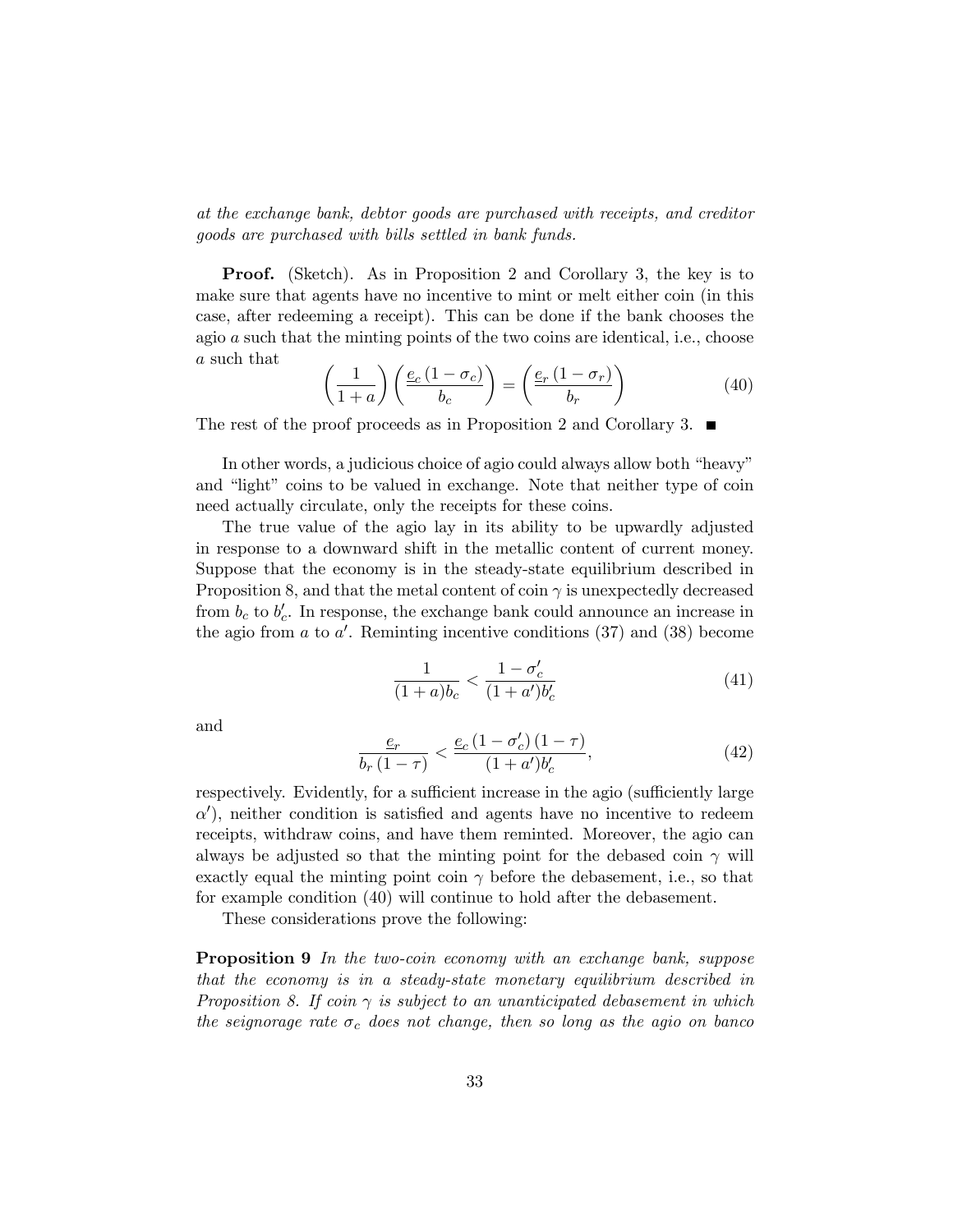*at the exchange bank, debtor goods are purchased with receipts, and creditor goods are purchased with bills settled in bank funds.*

**Proof.** (Sketch). As in Proposition 2 and Corollary 3, the key is to make sure that agents have no incentive to mint or melt either coin (in this case, after redeeming a receipt). This can be done if the bank chooses the agio $a$ such that the minting points of the two coins are identical, i.e., choose $a$ such that

$$\left(\frac{1}{1+a}\right)\left(\frac{\underline{e}_c\,(1-\sigma_c)}{b_c}\right) = \left(\frac{\underline{e}_r\,(1-\sigma_r)}{b_r}\right) \tag{40}$$

The rest of the proof proceeds as in Proposition 2 and Corollary 3. ■

In other words, a judicious choice of agio could always allow both "heavy" and "light" coins to be valued in exchange. Note that neither type of coin need actually circulate, only the receipts for these coins.

The true value of the agio lay in its ability to be upwardly adjusted in response to a downward shift in the metallic content of current money. Suppose that the economy is in the steady-state equilibrium described in Proposition 8, and that the metal content of coin $\gamma$ is unexpectedly decreased from $b_c$ to $b_c'$. In response, the exchange bank could announce an increase in the agio from $a$ to $a'$. Reminting incentive conditions (37) and (38) become

$$\frac{1}{(1+a)b_c} < \frac{1-\sigma_c'}{(1+a')b_c'} \tag{41}$$

and

$$\frac{\underline{e}_r}{b_r\,(1-\tau)} < \frac{\underline{e}_c\,(1-\sigma_c')\,(1-\tau)}{(1+a')b_c'}, \tag{42}$$

respectively. Evidently, for a sufficient increase in the agio (sufficiently large $\alpha'$), neither condition is satisfied and agents have no incentive to redeem receipts, withdraw coins, and have them reminted. Moreover, the agio can always be adjusted so that the minting point for the debased coin $\gamma$ will exactly equal the minting point coin $\gamma$ before the debasement, i.e., so that for example condition (40) will continue to hold after the debasement.

These considerations prove the following:

**Proposition 9** *In the two-coin economy with an exchange bank, suppose that the economy is in a steady-state monetary equilibrium described in Proposition 8. If coin $\gamma$ is subject to an unanticipated debasement in which the seignorage rate $\sigma_c$ does not change, then so long as the agio on banco*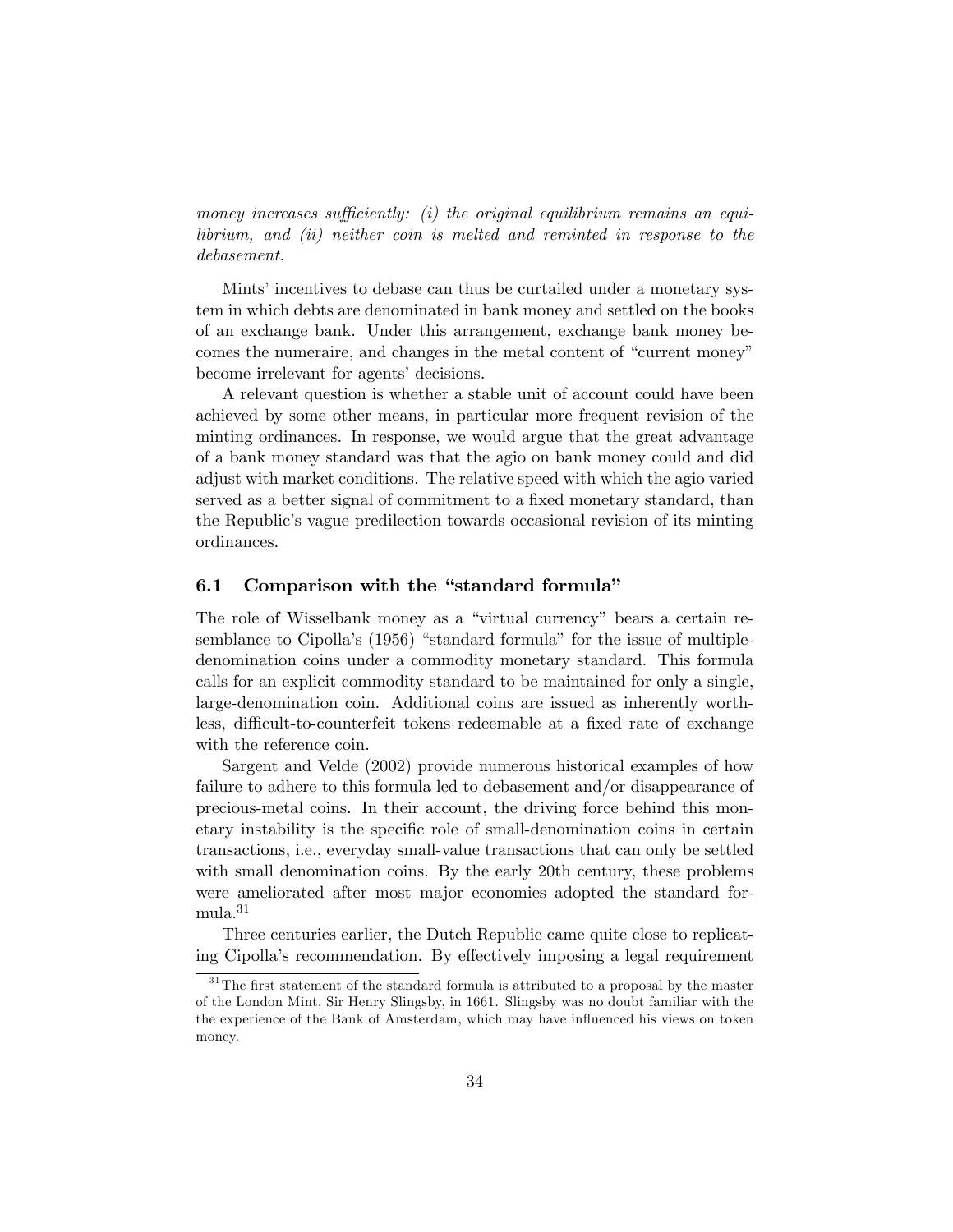*money increases sufficiently: (i) the original equilibrium remains an equilibrium, and (ii) neither coin is melted and reminted in response to the debasement.*

Mints' incentives to debase can thus be curtailed under a monetary system in which debts are denominated in bank money and settled on the books of an exchange bank. Under this arrangement, exchange bank money becomes the numeraire, and changes in the metal content of "current money" become irrelevant for agents' decisions.

A relevant question is whether a stable unit of account could have been achieved by some other means, in particular more frequent revision of the minting ordinances. In response, we would argue that the great advantage of a bank money standard was that the agio on bank money could and did adjust with market conditions. The relative speed with which the agio varied served as a better signal of commitment to a fixed monetary standard, than the Republic's vague predilection towards occasional revision of its minting ordinances.

### 6.1 Comparison with the "standard formula"

The role of Wisselbank money as a "virtual currency" bears a certain resemblance to Cipolla's (1956) "standard formula" for the issue of multiple-denomination coins under a commodity monetary standard. This formula calls for an explicit commodity standard to be maintained for only a single, large-denomination coin. Additional coins are issued as inherently worthless, difficult-to-counterfeit tokens redeemable at a fixed rate of exchange with the reference coin.

Sargent and Velde (2002) provide numerous historical examples of how failure to adhere to this formula led to debasement and/or disappearance of precious-metal coins. In their account, the driving force behind this monetary instability is the specific role of small-denomination coins in certain transactions, i.e., everyday small-value transactions that can only be settled with small denomination coins. By the early 20th century, these problems were ameliorated after most major economies adopted the standard formula.[31]

Three centuries earlier, the Dutch Republic came quite close to replicating Cipolla's recommendation. By effectively imposing a legal requirement

[31] The first statement of the standard formula is attributed to a proposal by the master of the London Mint, Sir Henry Slingsby, in 1661. Slingsby was no doubt familiar with the the experience of the Bank of Amsterdam, which may have influenced his views on token money.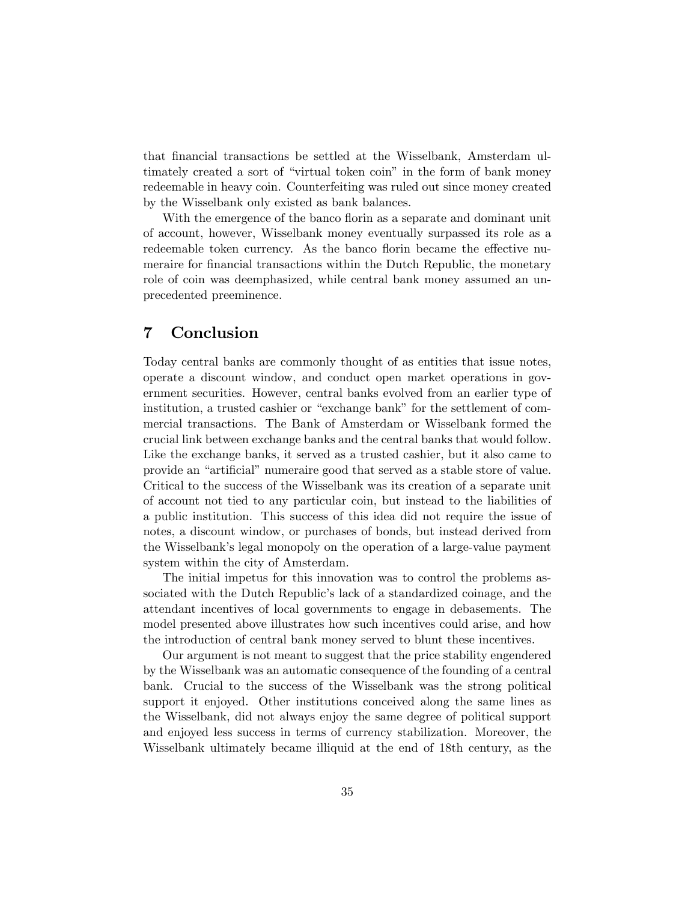that financial transactions be settled at the Wisselbank, Amsterdam ultimately created a sort of "virtual token coin" in the form of bank money redeemable in heavy coin. Counterfeiting was ruled out since money created by the Wisselbank only existed as bank balances.

With the emergence of the banco florin as a separate and dominant unit of account, however, Wisselbank money eventually surpassed its role as a redeemable token currency. As the banco florin became the effective numeraire for financial transactions within the Dutch Republic, the monetary role of coin was deemphasized, while central bank money assumed an unprecedented preeminence.

## 7 Conclusion

Today central banks are commonly thought of as entities that issue notes, operate a discount window, and conduct open market operations in government securities. However, central banks evolved from an earlier type of institution, a trusted cashier or "exchange bank" for the settlement of commercial transactions. The Bank of Amsterdam or Wisselbank formed the crucial link between exchange banks and the central banks that would follow. Like the exchange banks, it served as a trusted cashier, but it also came to provide an "artificial" numeraire good that served as a stable store of value. Critical to the success of the Wisselbank was its creation of a separate unit of account not tied to any particular coin, but instead to the liabilities of a public institution. This success of this idea did not require the issue of notes, a discount window, or purchases of bonds, but instead derived from the Wisselbank's legal monopoly on the operation of a large-value payment system within the city of Amsterdam.

The initial impetus for this innovation was to control the problems associated with the Dutch Republic's lack of a standardized coinage, and the attendant incentives of local governments to engage in debasements. The model presented above illustrates how such incentives could arise, and how the introduction of central bank money served to blunt these incentives.

Our argument is not meant to suggest that the price stability engendered by the Wisselbank was an automatic consequence of the founding of a central bank. Crucial to the success of the Wisselbank was the strong political support it enjoyed. Other institutions conceived along the same lines as the Wisselbank, did not always enjoy the same degree of political support and enjoyed less success in terms of currency stabilization. Moreover, the Wisselbank ultimately became illiquid at the end of 18th century, as the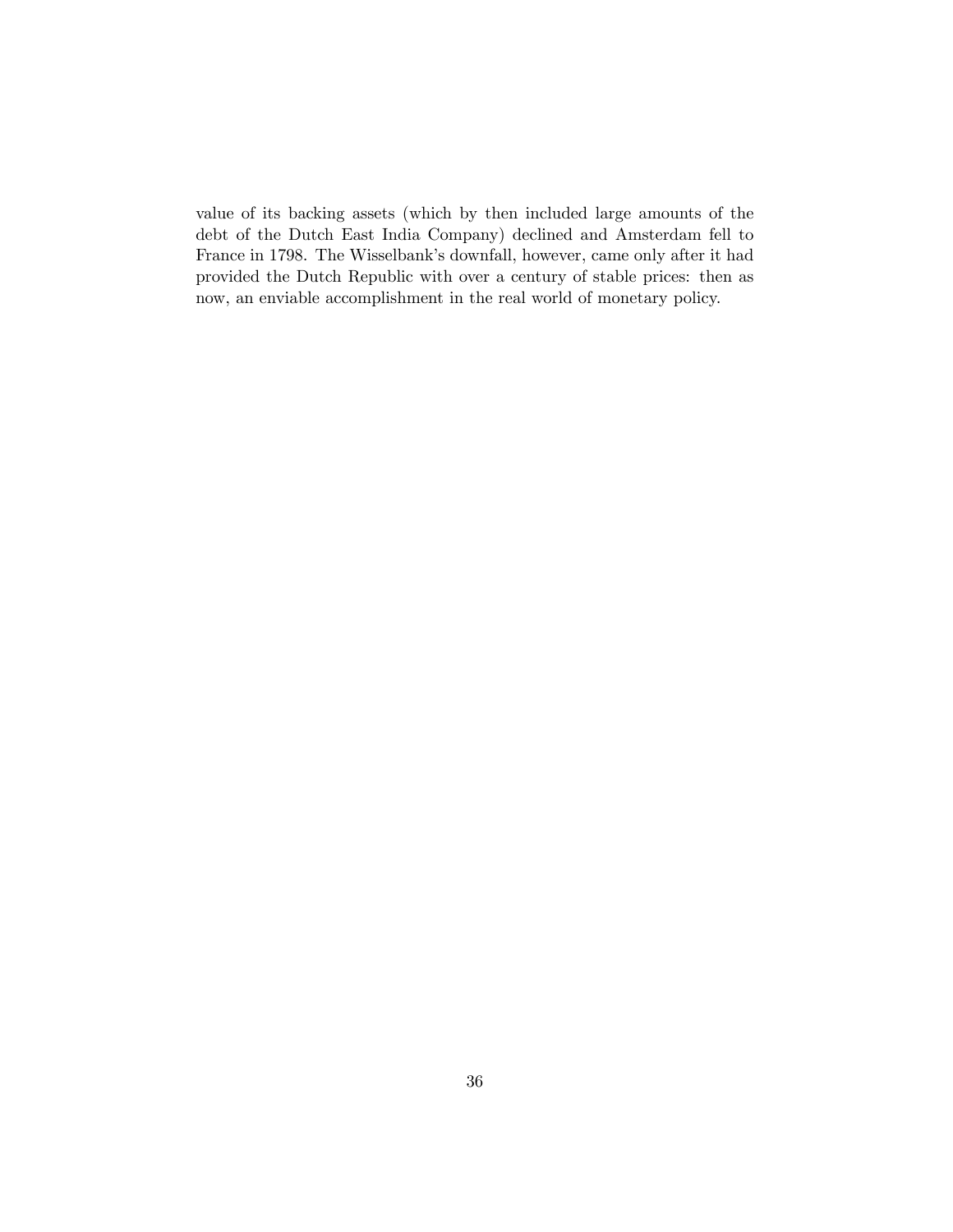value of its backing assets (which by then included large amounts of the debt of the Dutch East India Company) declined and Amsterdam fell to France in 1798. The Wisselbank's downfall, however, came only after it had provided the Dutch Republic with over a century of stable prices: then as now, an enviable accomplishment in the real world of monetary policy.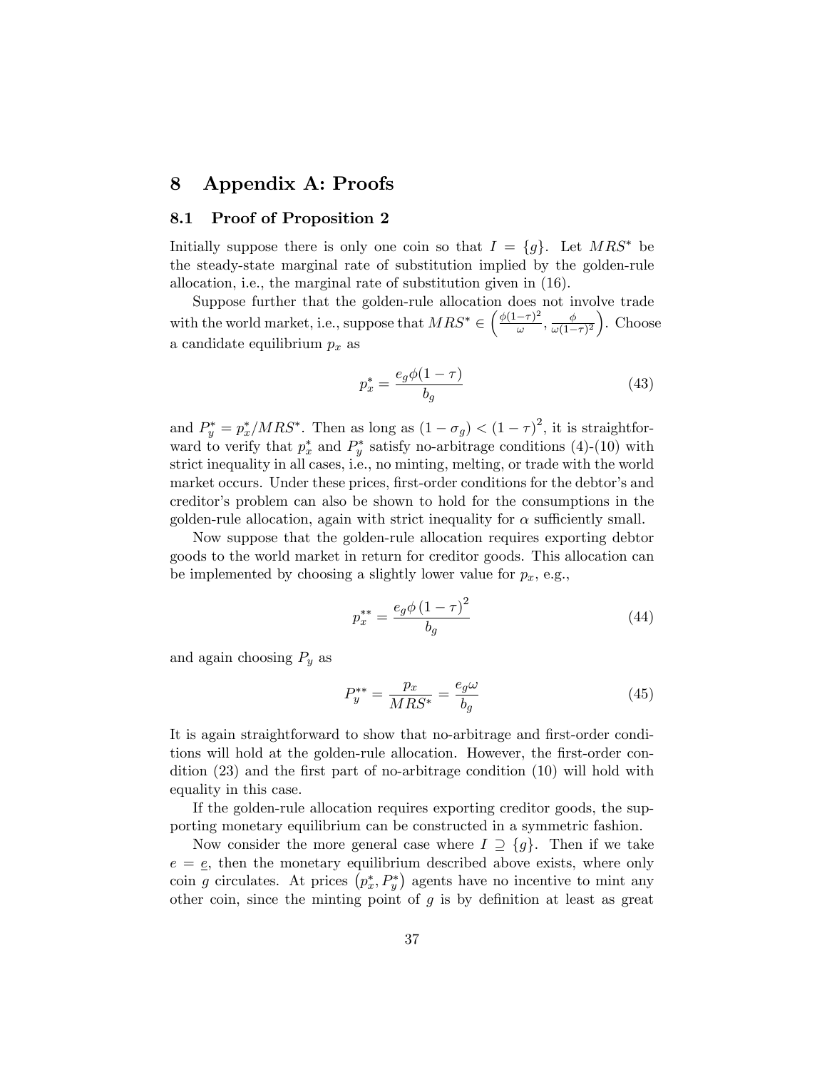# 8 Appendix A: Proofs

## 8.1 Proof of Proposition 2

Initially suppose there is only one coin so that $I = \{g\}$. Let $MRS^*$ be the steady-state marginal rate of substitution implied by the golden-rule allocation, i.e., the marginal rate of substitution given in (16).

Suppose further that the golden-rule allocation does not involve trade with the world market, i.e., suppose that $MRS^* \in \left(\frac{\phi(1-\tau)^2}{\omega}, \frac{\phi}{\omega(1-\tau)^2}\right)$. Choose a candidate equilibrium $p_x$ as

$$p_x^* = \frac{e_g \phi (1-\tau)}{b_g} \tag{43}$$

and $P_y^* = p_x^*/MRS^*$. Then as long as $(1-\sigma_g) < (1-\tau)^2$, it is straightforward to verify that $p_x^*$ and $P_y^*$ satisfy no-arbitrage conditions (4)-(10) with strict inequality in all cases, i.e., no minting, melting, or trade with the world market occurs. Under these prices, first-order conditions for the debtor's and creditor's problem can also be shown to hold for the consumptions in the golden-rule allocation, again with strict inequality for $\alpha$ sufficiently small.

Now suppose that the golden-rule allocation requires exporting debtor goods to the world market in return for creditor goods. This allocation can be implemented by choosing a slightly lower value for $p_x$, e.g.,

$$p_x^{**} = \frac{e_g \phi (1-\tau)^2}{b_g} \tag{44}$$

and again choosing $P_y$ as

$$P_y^{**} = \frac{p_x}{MRS^*} = \frac{e_g \omega}{b_g} \tag{45}$$

It is again straightforward to show that no-arbitrage and first-order conditions will hold at the golden-rule allocation. However, the first-order condition (23) and the first part of no-arbitrage condition (10) will hold with equality in this case.

If the golden-rule allocation requires exporting creditor goods, the supporting monetary equilibrium can be constructed in a symmetric fashion.

Now consider the more general case where $I \supseteq \{g\}$. Then if we take $e = \underline{e}$, then the monetary equilibrium described above exists, where only coin $g$ circulates. At prices $\left(p_x^*, P_y^*\right)$ agents have no incentive to mint any other coin, since the minting point of $g$ is by definition at least as great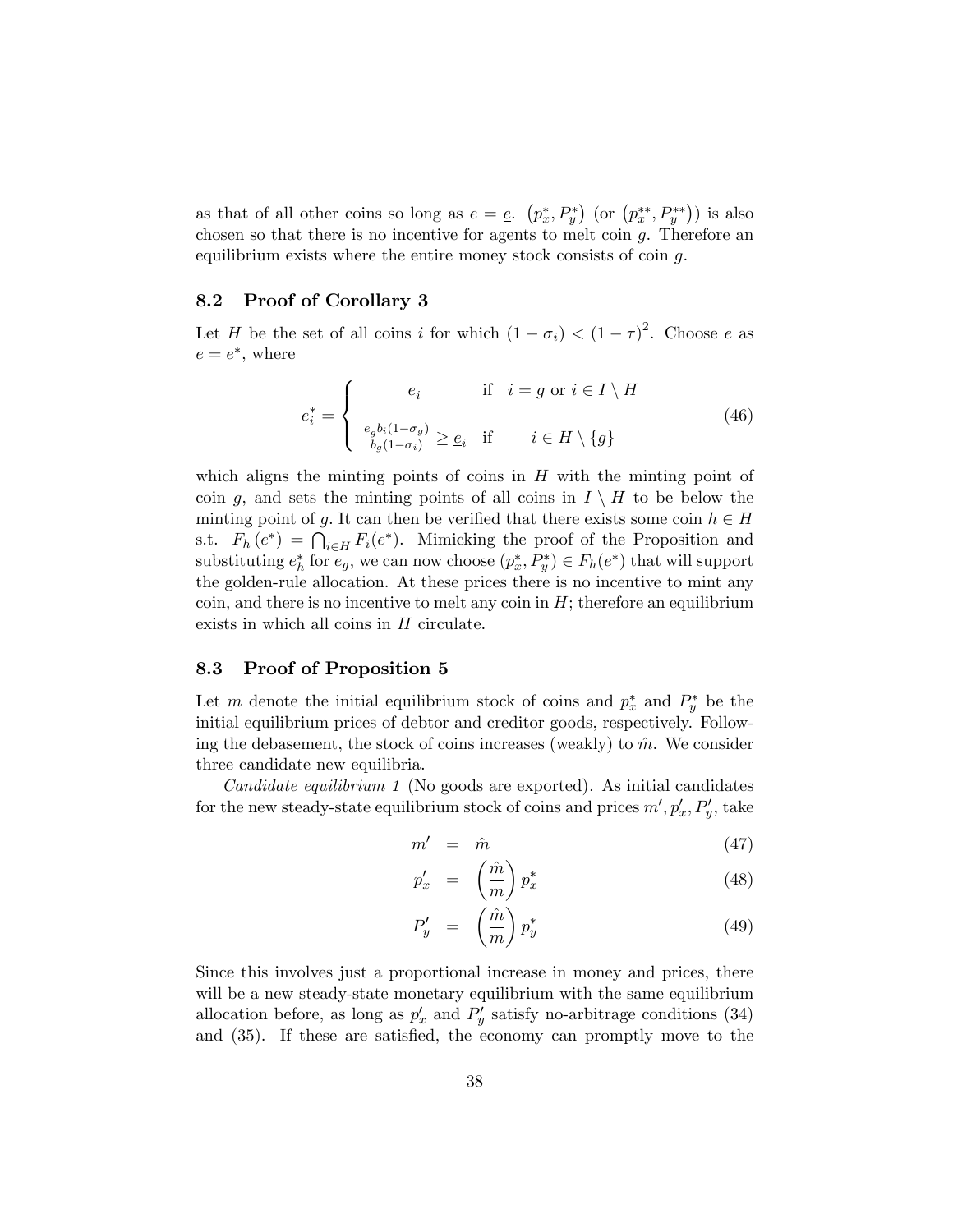as that of all other coins so long as $e = \underline{e}$. $\left(p_x^*, P_y^*\right)$ (or $\left(p_x^{**}, P_y^{**}\right)$) is also chosen so that there is no incentive for agents to melt coin $g$. Therefore an equilibrium exists where the entire money stock consists of coin $g$.

## 8.2 Proof of Corollary 3

Let $H$ be the set of all coins $i$ for which $(1-\sigma_i) < (1-\tau)^2$. Choose $e$ as $e = e^*$, where

$$e_i^* = \begin{cases} \underline{e}_i & \text{if} \quad i = g \text{ or } i \in I \setminus H \\ \frac{\underline{e}_g b_i (1-\sigma_g)}{b_g(1-\sigma_i)} \geq \underline{e}_i & \text{if} \quad i \in H \setminus \{g\} \end{cases} \tag{46}$$

which aligns the minting points of coins in $H$ with the minting point of coin $g$, and sets the minting points of all coins in $I \setminus H$ to be below the minting point of $g$. It can then be verified that there exists some coin $h \in H$ s.t. $F_h(e^*) = \bigcap_{i \in H} F_i(e^*)$. Mimicking the proof of the Proposition and substituting $e_h^*$ for $e_g$, we can now choose $(p_x^*, P_y^*) \in F_h(e^*)$ that will support the golden-rule allocation. At these prices there is no incentive to mint any coin, and there is no incentive to melt any coin in $H$; therefore an equilibrium exists in which all coins in $H$ circulate.

## 8.3 Proof of Proposition 5

Let $m$ denote the initial equilibrium stock of coins and $p_x^*$ and $P_y^*$ be the initial equilibrium prices of debtor and creditor goods, respectively. Following the debasement, the stock of coins increases (weakly) to $\hat{m}$. We consider three candidate new equilibria.

*Candidate equilibrium 1* (No goods are exported). As initial candidates for the new steady-state equilibrium stock of coins and prices $m', p_x', P_y'$, take

$$m' = \hat{m} \tag{47}$$

$$p_x' = \left(\frac{\hat{m}}{m}\right) p_x^* \tag{48}$$

$$P_y' = \left(\frac{\hat{m}}{m}\right) p_y^* \tag{49}$$

Since this involves just a proportional increase in money and prices, there will be a new steady-state monetary equilibrium with the same equilibrium allocation before, as long as $p_x'$ and $P_y'$ satisfy no-arbitrage conditions (34) and (35). If these are satisfied, the economy can promptly move to the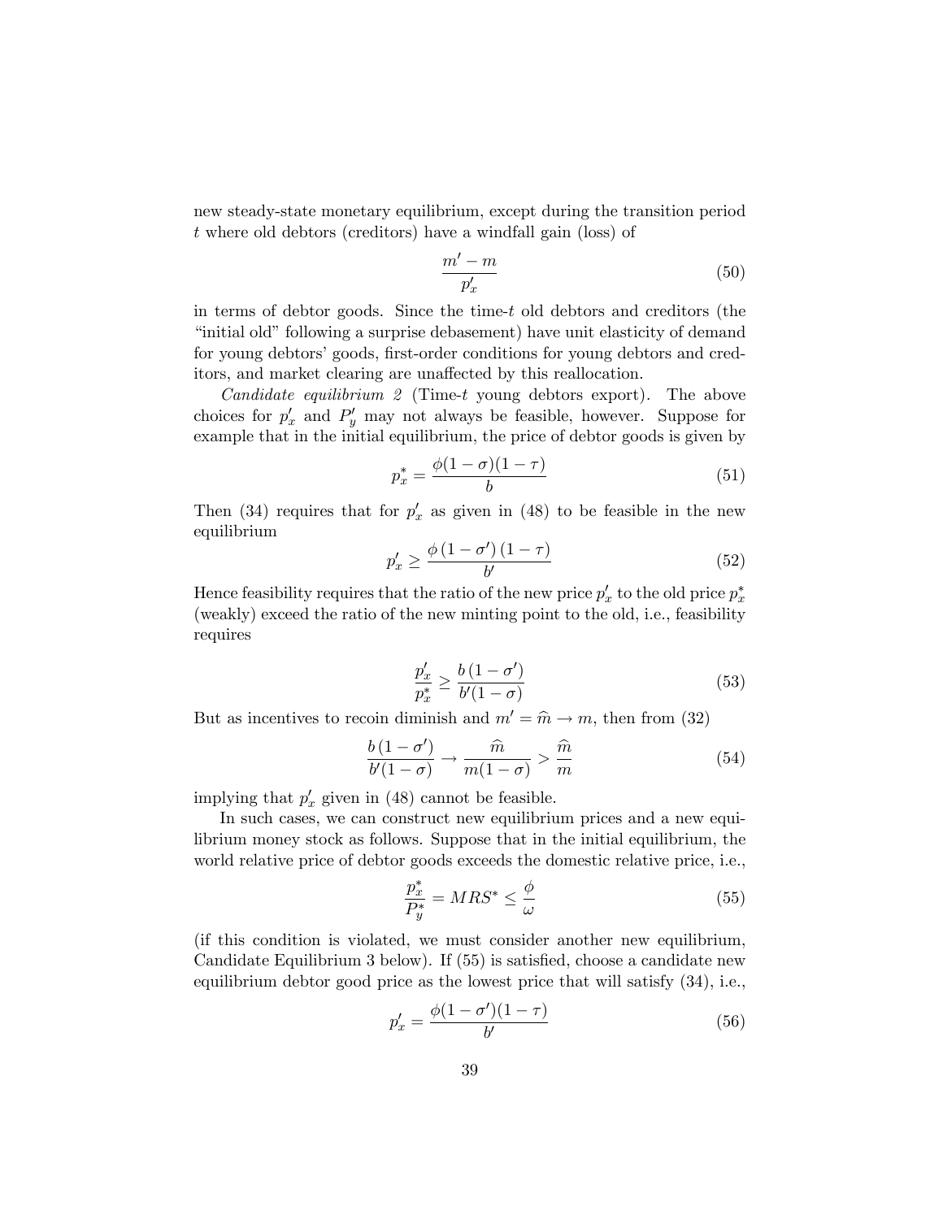new steady-state monetary equilibrium, except during the transition period $t$ where old debtors (creditors) have a windfall gain (loss) of

$$\frac{m' - m}{p_x'} \tag{50}$$

in terms of debtor goods. Since the time-$t$ old debtors and creditors (the "initial old" following a surprise debasement) have unit elasticity of demand for young debtors' goods, first-order conditions for young debtors and creditors, and market clearing are unaffected by this reallocation.

*Candidate equilibrium 2* (Time-$t$ young debtors export). The above choices for $p_x'$ and $P_y'$ may not always be feasible, however. Suppose for example that in the initial equilibrium, the price of debtor goods is given by

$$p_x^* = \frac{\phi(1-\sigma)(1-\tau)}{b} \tag{51}$$

Then (34) requires that for $p_x'$ as given in (48) to be feasible in the new equilibrium

$$p_x' \geq \frac{\phi\,(1-\sigma')\,(1-\tau)}{b'} \tag{52}$$

Hence feasibility requires that the ratio of the new price $p_x'$ to the old price $p_x^*$ (weakly) exceed the ratio of the new minting point to the old, i.e., feasibility requires

$$\frac{p_x'}{p_x^*} \geq \frac{b\,(1-\sigma')}{b'(1-\sigma)} \tag{53}$$

But as incentives to recoin diminish and $m' = \widehat{m} \to m$, then from (32)

$$\frac{b\,(1-\sigma')}{b'(1-\sigma)} \to \frac{\widehat{m}}{m(1-\sigma)} > \frac{\widehat{m}}{m} \tag{54}$$

implying that $p_x'$ given in (48) cannot be feasible.

In such cases, we can construct new equilibrium prices and a new equilibrium money stock as follows. Suppose that in the initial equilibrium, the world relative price of debtor goods exceeds the domestic relative price, i.e.,

$$\frac{p_x^*}{P_y^*} = MRS^* \leq \frac{\phi}{\omega} \tag{55}$$

(if this condition is violated, we must consider another new equilibrium, Candidate Equilibrium 3 below). If (55) is satisfied, choose a candidate new equilibrium debtor good price as the lowest price that will satisfy (34), i.e.,

$$p_x' = \frac{\phi(1-\sigma')(1-\tau)}{b'} \tag{56}$$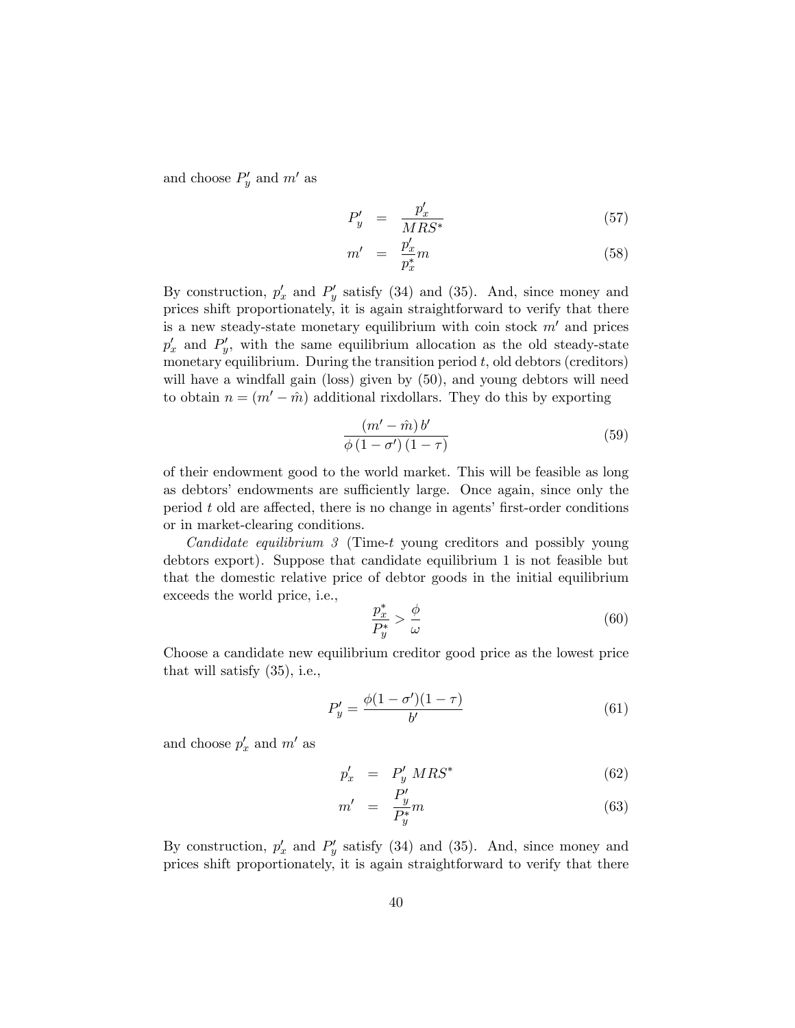and choose $P_y'$ and $m'$ as

$$
\begin{aligned}
P_y' &= \frac{p_x'}{MRS^*} \quad (57) \\
m' &= \frac{p_x'}{p_x^*} m \quad (58)
\end{aligned}
$$

By construction, $p_x'$ and $P_y'$ satisfy (34) and (35). And, since money and prices shift proportionately, it is again straightforward to verify that there is a new steady-state monetary equilibrium with coin stock $m'$ and prices $p_x'$ and $P_y'$, with the same equilibrium allocation as the old steady-state monetary equilibrium. During the transition period $t$, old debtors (creditors) will have a windfall gain (loss) given by (50), and young debtors will need to obtain $n = (m' - \hat{m})$ additional rixdollars. They do this by exporting

$$
\frac{(m' - \hat{m})\, b'}{\phi\,(1 - \sigma')\,(1 - \tau)} \quad (59)
$$

of their endowment good to the world market. This will be feasible as long as debtors' endowments are sufficiently large. Once again, since only the period $t$ old are affected, there is no change in agents' first-order conditions or in market-clearing conditions.

*Candidate equilibrium 3* (Time-$t$ young creditors and possibly young debtors export). Suppose that candidate equilibrium 1 is not feasible but that the domestic relative price of debtor goods in the initial equilibrium exceeds the world price, i.e.,

$$
\frac{p_x^*}{P_y^*} > \frac{\phi}{\omega} \quad (60)
$$

Choose a candidate new equilibrium creditor good price as the lowest price that will satisfy (35), i.e.,

$$
P_y' = \frac{\phi(1-\sigma')(1-\tau)}{b'} \quad (61)
$$

and choose $p_x'$ and $m'$ as

$$
\begin{aligned}
p_x' &= P_y'\; MRS^* \quad (62) \\
m' &= \frac{P_y'}{P_y^*} m \quad (63)
\end{aligned}
$$

By construction, $p_x'$ and $P_y'$ satisfy (34) and (35). And, since money and prices shift proportionately, it is again straightforward to verify that there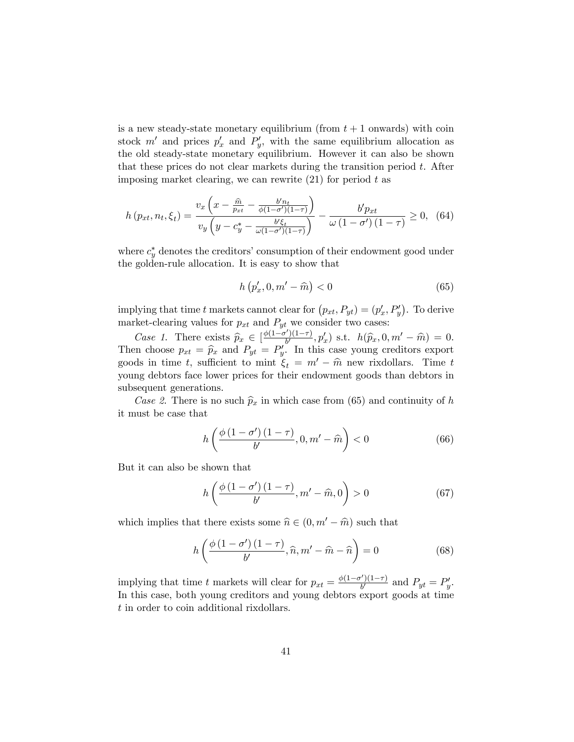is a new steady-state monetary equilibrium (from $t+1$ onwards) with coin stock $m'$ and prices $p'_x$ and $P'_y$, with the same equilibrium allocation as the old steady-state monetary equilibrium. However it can also be shown that these prices do not clear markets during the transition period $t$. After imposing market clearing, we can rewrite (21) for period $t$ as

$$h\left(p_{xt}, n_t, \xi_t\right) = \frac{v_x\left(x - \frac{\widehat{m}}{p_{xt}} - \frac{b' n_t}{\phi(1-\sigma')(1-\tau)}\right)}{v_y\left(y - c_y^* - \frac{b'\xi_t}{\omega(1-\sigma')(1-\tau)}\right)} - \frac{b' p_{xt}}{\omega\left(1-\sigma'\right)\left(1-\tau\right)} \geq 0, \quad (64)$$

where $c_y^*$ denotes the creditors' consumption of their endowment good under the golden-rule allocation. It is easy to show that

$$h\left(p'_x, 0, m' - \widehat{m}\right) < 0 \quad (65)$$

implying that time $t$ markets cannot clear for $\left(p_{xt}, P_{yt}\right) = \left(p'_x, P'_y\right)$. To derive market-clearing values for $p_{xt}$ and $P_{yt}$ we consider two cases:

*Case 1.* There exists $\widehat{p}_x \in [\frac{\phi(1-\sigma')(1-\tau)}{b'}, p'_x)$ s.t. $h(\widehat{p}_x, 0, m' - \widehat{m}) = 0$. Then choose $p_{xt} = \widehat{p}_x$ and $P_{yt} = P'_y$. In this case young creditors export goods in time $t$, sufficient to mint $\xi_t = m' - \widehat{m}$ new rixdollars. Time $t$ young debtors face lower prices for their endowment goods than debtors in subsequent generations.

*Case 2.* There is no such $\widehat{p}_x$ in which case from (65) and continuity of $h$ it must be case that

$$h\left(\frac{\phi\left(1-\sigma'\right)\left(1-\tau\right)}{b'}, 0, m' - \widehat{m}\right) < 0 \quad (66)$$

But it can also be shown that

$$h\left(\frac{\phi\left(1-\sigma'\right)\left(1-\tau\right)}{b'}, m' - \widehat{m}, 0\right) > 0 \quad (67)$$

which implies that there exists some $\widehat{n} \in (0, m' - \widehat{m})$ such that

$$h\left(\frac{\phi\left(1-\sigma'\right)\left(1-\tau\right)}{b'}, \widehat{n}, m' - \widehat{m} - \widehat{n}\right) = 0 \quad (68)$$

implying that time $t$ markets will clear for $p_{xt} = \frac{\phi(1-\sigma')(1-\tau)}{b'}$ and $P_{yt} = P'_y$. In this case, both young creditors and young debtors export goods at time $t$ in order to coin additional rixdollars.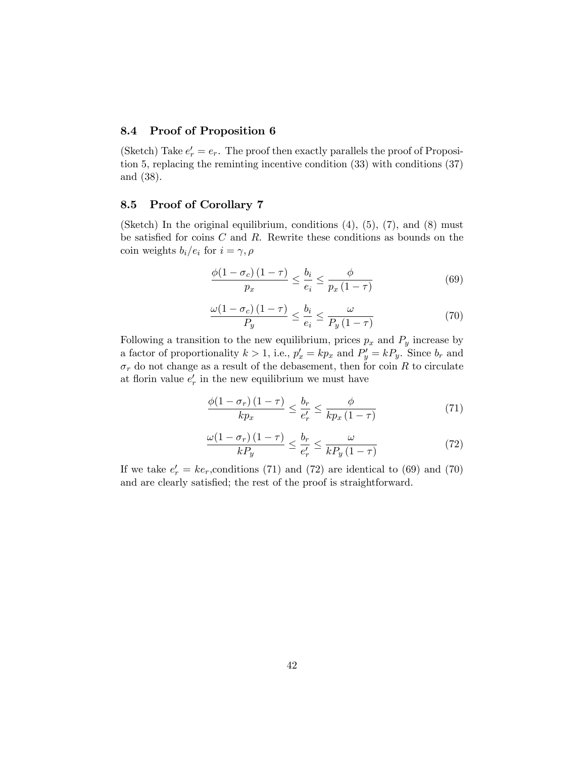### 8.4 Proof of Proposition 6

(Sketch) Take $e'_r = e_r$. The proof then exactly parallels the proof of Proposition 5, replacing the reminting incentive condition (33) with conditions (37) and (38).

### 8.5 Proof of Corollary 7

(Sketch) In the original equilibrium, conditions (4), (5), (7), and (8) must be satisfied for coins $C$ and $R$. Rewrite these conditions as bounds on the coin weights $b_i/e_i$ for $i = \gamma, \rho$

$$\frac{\phi(1-\sigma_c)(1-\tau)}{p_x} \leq \frac{b_i}{e_i} \leq \frac{\phi}{p_x(1-\tau)} \tag{69}$$

$$\frac{\omega(1-\sigma_c)(1-\tau)}{P_y} \leq \frac{b_i}{e_i} \leq \frac{\omega}{P_y(1-\tau)} \tag{70}$$

Following a transition to the new equilibrium, prices $p_x$ and $P_y$ increase by a factor of proportionality $k > 1$, i.e., $p'_x = kp_x$ and $P'_y = kP_y$. Since $b_r$ and $\sigma_r$ do not change as a result of the debasement, then for coin $R$ to circulate at florin value $e'_r$ in the new equilibrium we must have

$$\frac{\phi(1-\sigma_r)(1-\tau)}{kp_x} \leq \frac{b_r}{e'_r} \leq \frac{\phi}{kp_x(1-\tau)} \tag{71}$$

$$\frac{\omega(1-\sigma_r)(1-\tau)}{kP_y} \leq \frac{b_r}{e'_r} \leq \frac{\omega}{kP_y(1-\tau)} \tag{72}$$

If we take $e'_r = ke_r$,conditions (71) and (72) are identical to (69) and (70) and are clearly satisfied; the rest of the proof is straightforward.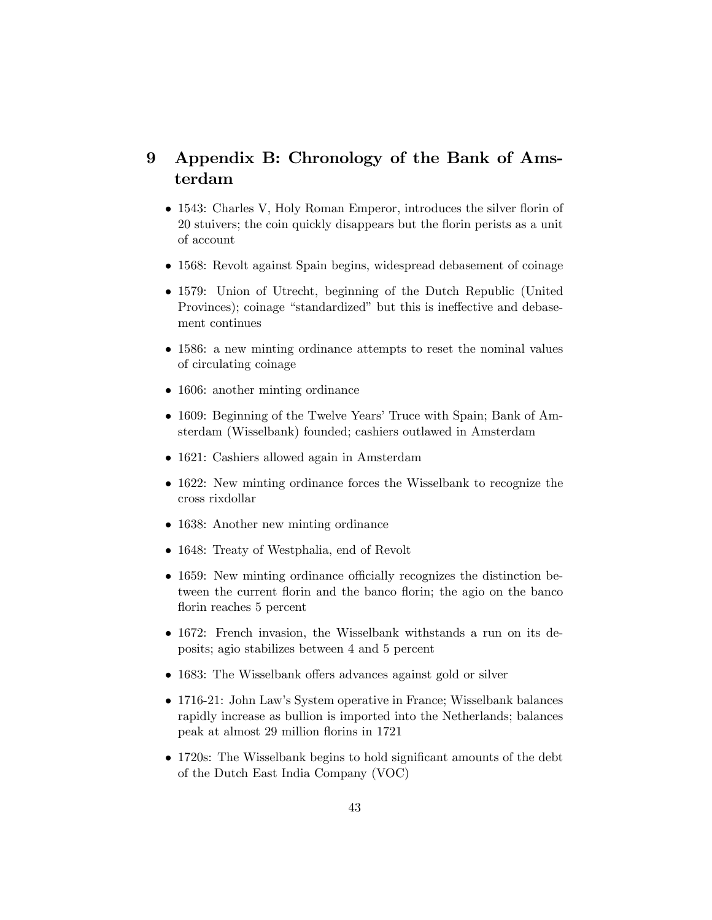# 9 Appendix B: Chronology of the Bank of Amsterdam

- 1543: Charles V, Holy Roman Emperor, introduces the silver florin of 20 stuivers; the coin quickly disappears but the florin perists as a unit of account
- 1568: Revolt against Spain begins, widespread debasement of coinage
- 1579: Union of Utrecht, beginning of the Dutch Republic (United Provinces); coinage "standardized" but this is ineffective and debasement continues
- 1586: a new minting ordinance attempts to reset the nominal values of circulating coinage
- 1606: another minting ordinance
- 1609: Beginning of the Twelve Years' Truce with Spain; Bank of Amsterdam (Wisselbank) founded; cashiers outlawed in Amsterdam
- 1621: Cashiers allowed again in Amsterdam
- 1622: New minting ordinance forces the Wisselbank to recognize the cross rixdollar
- 1638: Another new minting ordinance
- 1648: Treaty of Westphalia, end of Revolt
- 1659: New minting ordinance officially recognizes the distinction between the current florin and the banco florin; the agio on the banco florin reaches 5 percent
- 1672: French invasion, the Wisselbank withstands a run on its deposits; agio stabilizes between 4 and 5 percent
- 1683: The Wisselbank offers advances against gold or silver
- 1716-21: John Law's System operative in France; Wisselbank balances rapidly increase as bullion is imported into the Netherlands; balances peak at almost 29 million florins in 1721
- 1720s: The Wisselbank begins to hold significant amounts of the debt of the Dutch East India Company (VOC)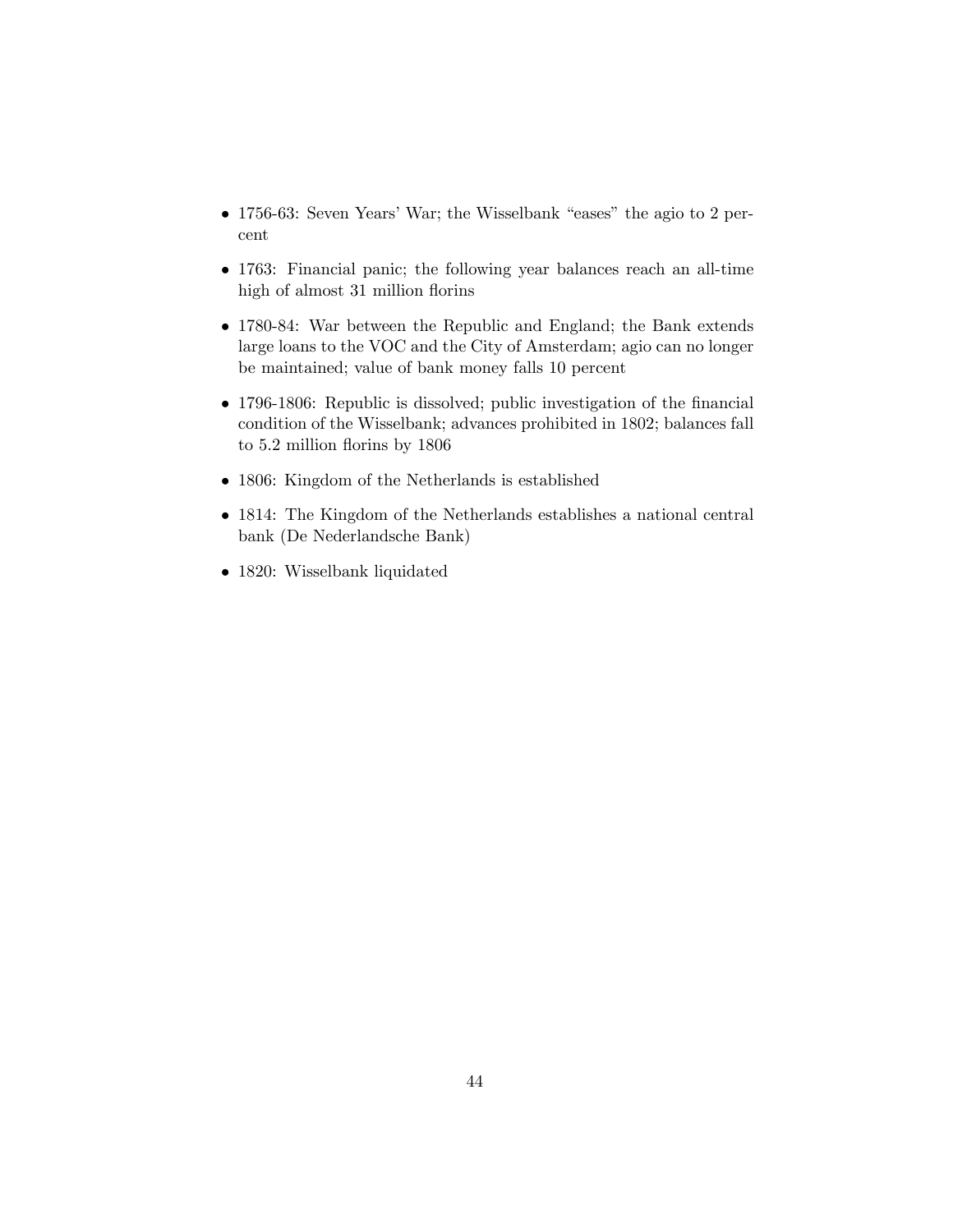- 1756-63: Seven Years' War; the Wisselbank "eases" the agio to 2 percent
- 1763: Financial panic; the following year balances reach an all-time high of almost 31 million florins
- 1780-84: War between the Republic and England; the Bank extends large loans to the VOC and the City of Amsterdam; agio can no longer be maintained; value of bank money falls 10 percent
- 1796-1806: Republic is dissolved; public investigation of the financial condition of the Wisselbank; advances prohibited in 1802; balances fall to 5.2 million florins by 1806
- 1806: Kingdom of the Netherlands is established
- 1814: The Kingdom of the Netherlands establishes a national central bank (De Nederlandsche Bank)
- 1820: Wisselbank liquidated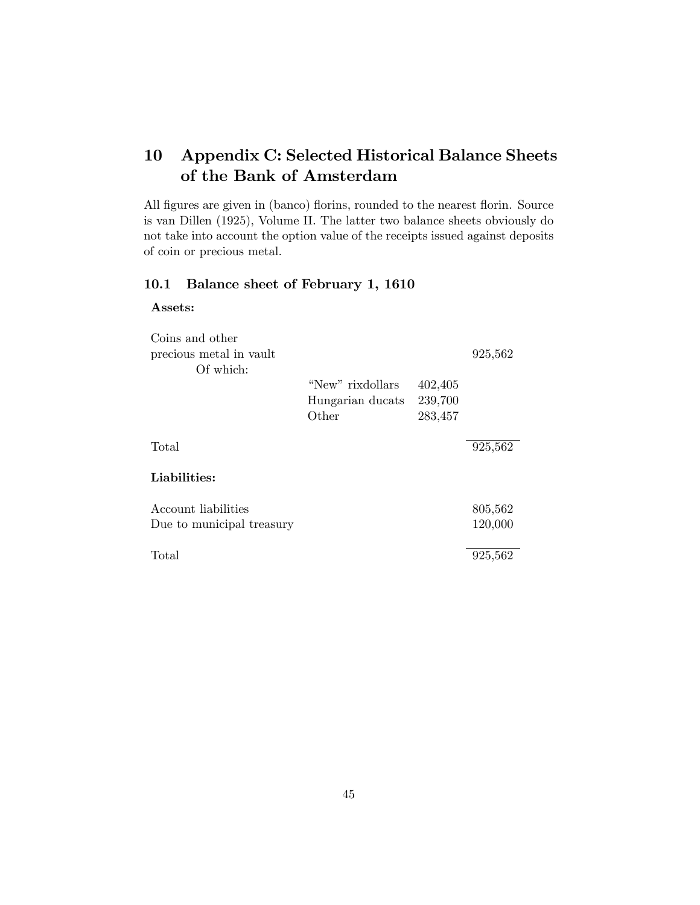# 10 Appendix C: Selected Historical Balance Sheets of the Bank of Amsterdam

All figures are given in (banco) florins, rounded to the nearest florin. Source is van Dillen (1925), Volume II. The latter two balance sheets obviously do not take into account the option value of the receipts issued against deposits of coin or precious metal.

## 10.1 Balance sheet of February 1, 1610

**Assets:**

| | | | |
|---|---|---|---|
| Coins and other precious metal in vault | | | 925,562 |
| Of which: | | | |
| | "New" rixdollars | 402,405 | |
| | Hungarian ducats | 239,700 | |
| | Other | 283,457 | |
| Total | | | 925,562 |

**Liabilities:**

| | |
|---|---|
| Account liabilities | 805,562 |
| Due to municipal treasury | 120,000 |
| Total | 925,562 |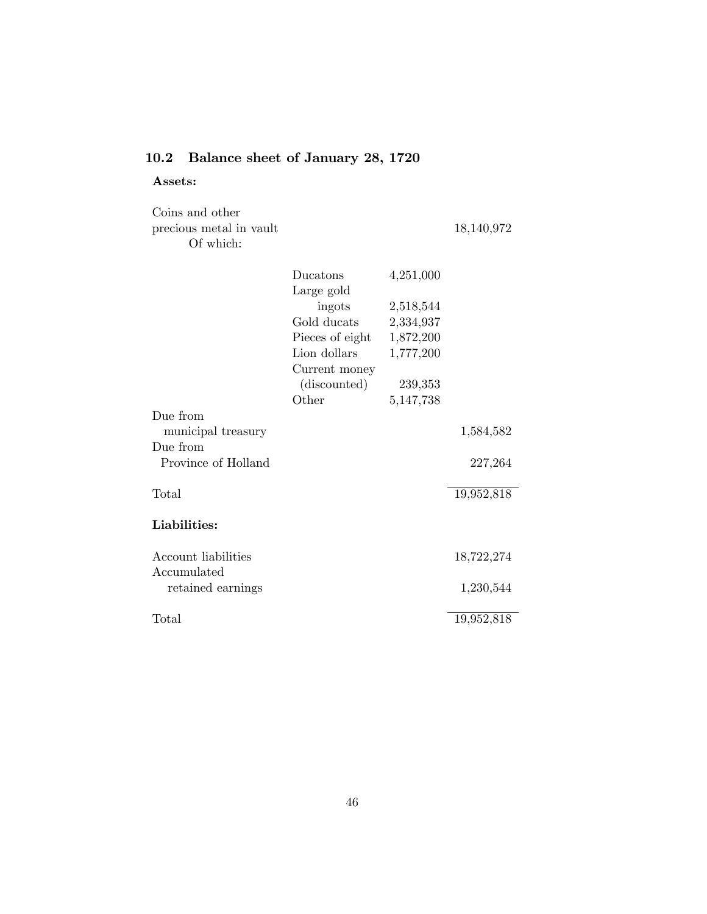### 10.2 Balance sheet of January 28, 1720

**Assets:**

| | | | |
|---|---|---|---|
| Coins and other precious metal in vault | | | 18,140,972 |
| Of which: | | | |
| | Ducatons | 4,251,000 | |
| | Large gold ingots | 2,518,544 | |
| | Gold ducats | 2,334,937 | |
| | Pieces of eight | 1,872,200 | |
| | Lion dollars | 1,777,200 | |
| | Current money (discounted) | 239,353 | |
| | Other | 5,147,738 | |
| Due from municipal treasury | | | 1,584,582 |
| Due from Province of Holland | | | 227,264 |
| Total | | | 19,952,818 |

**Liabilities:**

| | |
|---|---|
| Account liabilities | 18,722,274 |
| Accumulated retained earnings | 1,230,544 |
| Total | 19,952,818 |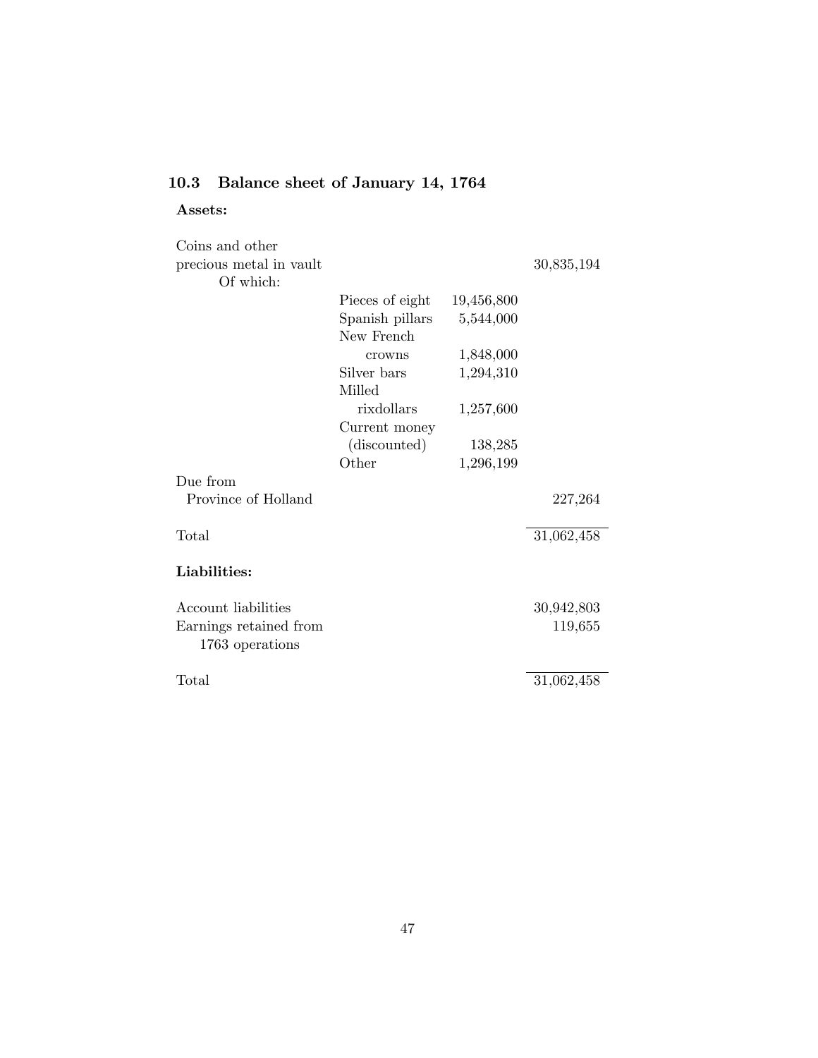### 10.3 Balance sheet of January 14, 1764

**Assets:**

| | | | |
|---|---|---|---|
| Coins and other precious metal in vault | | | 30,835,194 |
| Of which: | | | |
| | Pieces of eight | 19,456,800 | |
| | Spanish pillars | 5,544,000 | |
| | New French crowns | 1,848,000 | |
| | Silver bars | 1,294,310 | |
| | Milled rixdollars | 1,257,600 | |
| | Current money (discounted) | 138,285 | |
| | Other | 1,296,199 | |
| Due from Province of Holland | | | 227,264 |
| Total | | | 31,062,458 |

**Liabilities:**

| | |
|---|---|
| Account liabilities | 30,942,803 |
| Earnings retained from 1763 operations | 119,655 |
| Total | 31,062,458 |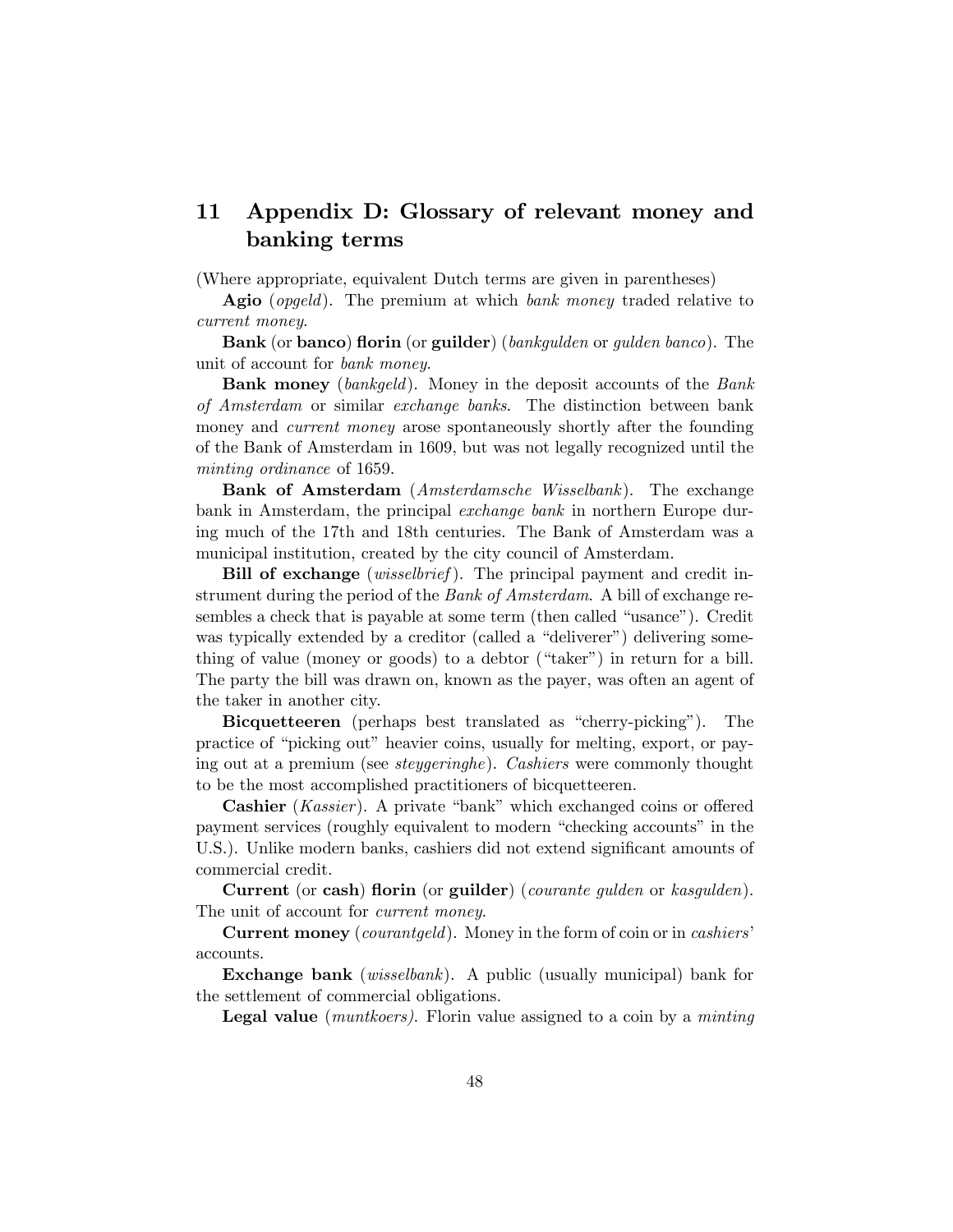# 11 Appendix D: Glossary of relevant money and banking terms

(Where appropriate, equivalent Dutch terms are given in parentheses)

**Agio** (*opgeld*). The premium at which *bank money* traded relative to *current money*.

**Bank** (or **banco**) **florin** (or **guilder**) (*bankgulden* or *gulden banco*). The unit of account for *bank money*.

**Bank money** (*bankgeld*). Money in the deposit accounts of the *Bank of Amsterdam* or similar *exchange banks*. The distinction between bank money and *current money* arose spontaneously shortly after the founding of the Bank of Amsterdam in 1609, but was not legally recognized until the *minting ordinance* of 1659.

**Bank of Amsterdam** (*Amsterdamsche Wisselbank*). The exchange bank in Amsterdam, the principal *exchange bank* in northern Europe during much of the 17th and 18th centuries. The Bank of Amsterdam was a municipal institution, created by the city council of Amsterdam.

**Bill of exchange** (*wisselbrief*). The principal payment and credit instrument during the period of the *Bank of Amsterdam*. A bill of exchange resembles a check that is payable at some term (then called "usance"). Credit was typically extended by a creditor (called a "deliverer") delivering something of value (money or goods) to a debtor ("taker") in return for a bill. The party the bill was drawn on, known as the payer, was often an agent of the taker in another city.

**Bicquetteeren** (perhaps best translated as "cherry-picking"). The practice of "picking out" heavier coins, usually for melting, export, or paying out at a premium (see *steygeringhe*). *Cashiers* were commonly thought to be the most accomplished practitioners of bicquetteeren.

**Cashier** (*Kassier*). A private "bank" which exchanged coins or offered payment services (roughly equivalent to modern "checking accounts" in the U.S.). Unlike modern banks, cashiers did not extend significant amounts of commercial credit.

**Current** (or **cash**) **florin** (or **guilder**) (*courante gulden* or *kasgulden*). The unit of account for *current money*.

**Current money** (*courantgeld*). Money in the form of coin or in *cashiers*' accounts.

**Exchange bank** (*wisselbank*). A public (usually municipal) bank for the settlement of commercial obligations.

**Legal value** (*muntkoers)*. Florin value assigned to a coin by a *minting*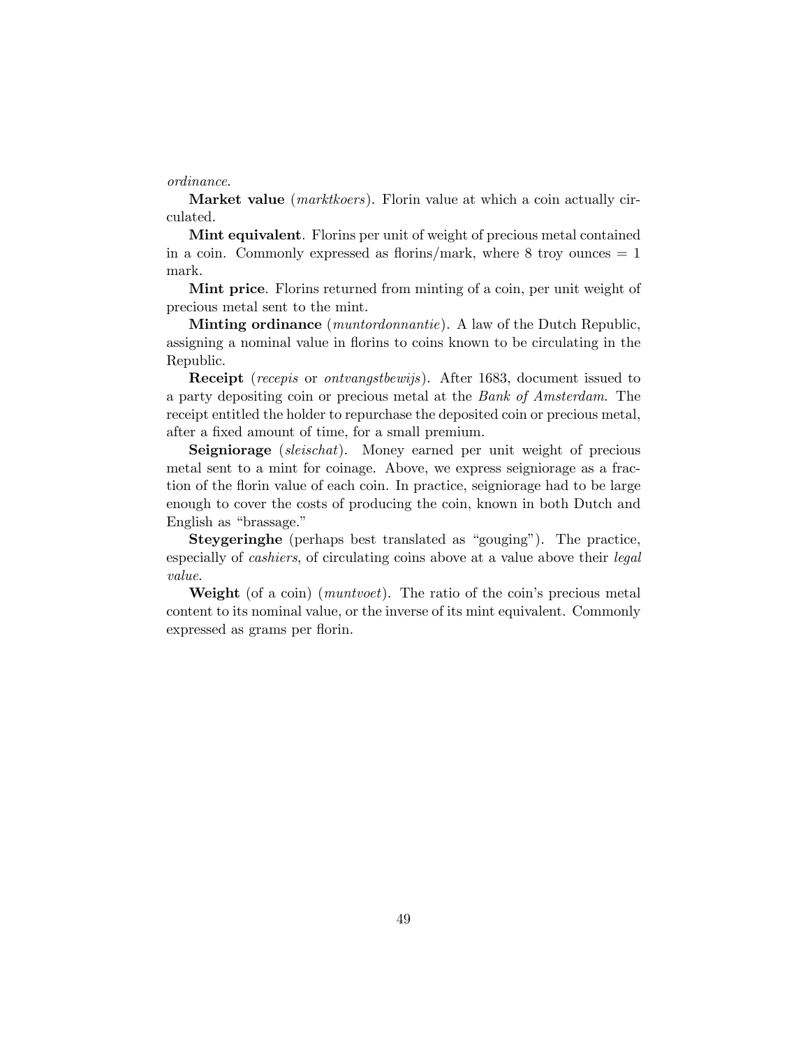*ordinance*.

**Market value** (*marktkoers*). Florin value at which a coin actually circulated.

**Mint equivalent**. Florins per unit of weight of precious metal contained in a coin. Commonly expressed as florins/mark, where 8 troy ounces = 1 mark.

**Mint price**. Florins returned from minting of a coin, per unit weight of precious metal sent to the mint.

**Minting ordinance** (*muntordonnantie*). A law of the Dutch Republic, assigning a nominal value in florins to coins known to be circulating in the Republic.

**Receipt** (*recepis* or *ontvangstbewijs*). After 1683, document issued to a party depositing coin or precious metal at the *Bank of Amsterdam*. The receipt entitled the holder to repurchase the deposited coin or precious metal, after a fixed amount of time, for a small premium.

**Seigniorage** (*sleischat*). Money earned per unit weight of precious metal sent to a mint for coinage. Above, we express seigniorage as a fraction of the florin value of each coin. In practice, seigniorage had to be large enough to cover the costs of producing the coin, known in both Dutch and English as "brassage."

**Steygeringhe** (perhaps best translated as "gouging"). The practice, especially of *cashiers*, of circulating coins above at a value above their *legal value*.

**Weight** (of a coin) (*muntvoet*). The ratio of the coin's precious metal content to its nominal value, or the inverse of its mint equivalent. Commonly expressed as grams per florin.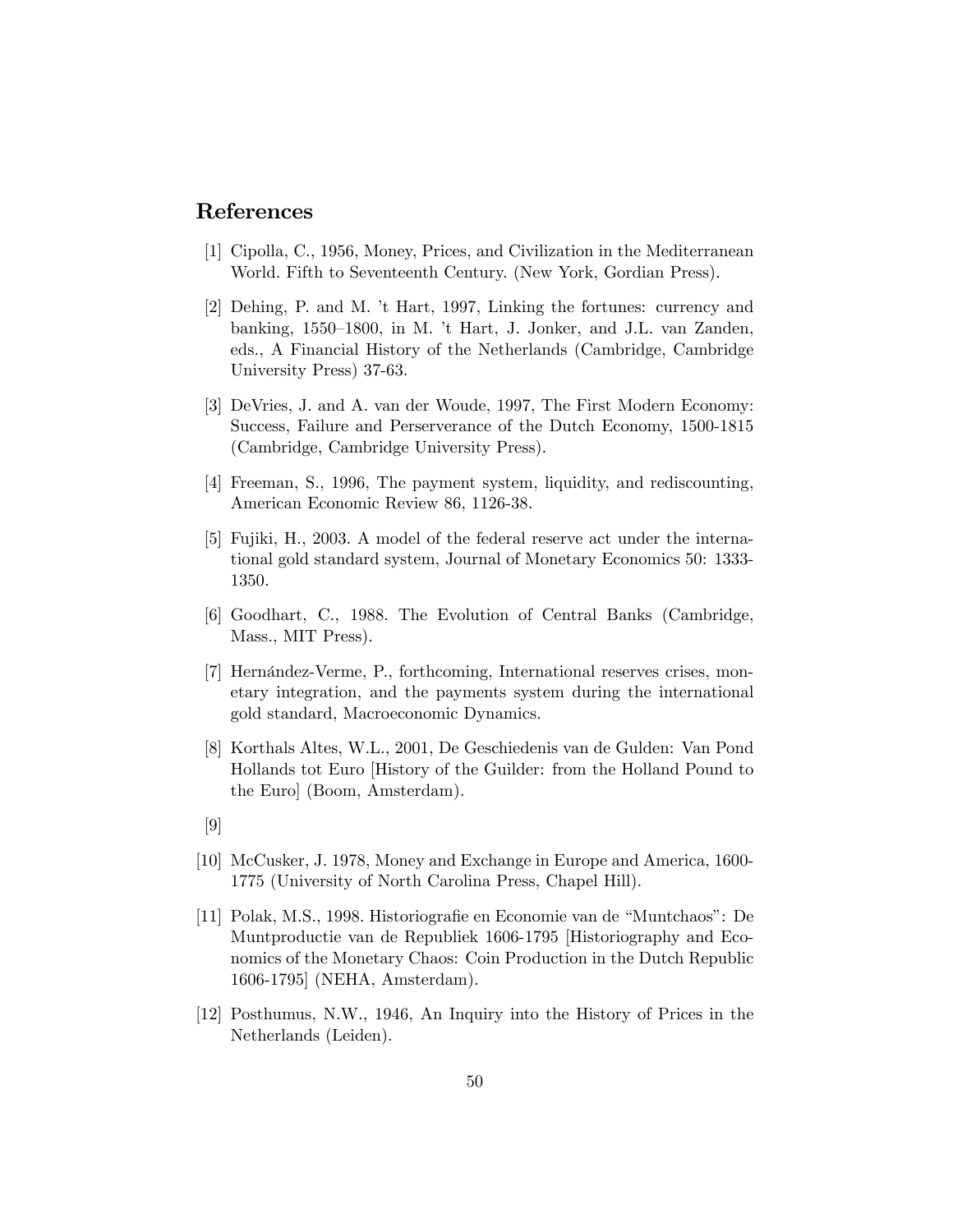## References

[1] Cipolla, C., 1956, Money, Prices, and Civilization in the Mediterranean World. Fifth to Seventeenth Century. (New York, Gordian Press).

[2] Dehing, P. and M. 't Hart, 1997, Linking the fortunes: currency and banking, 1550–1800, in M. 't Hart, J. Jonker, and J.L. van Zanden, eds., A Financial History of the Netherlands (Cambridge, Cambridge University Press) 37-63.

[3] DeVries, J. and A. van der Woude, 1997, The First Modern Economy: Success, Failure and Perserverance of the Dutch Economy, 1500-1815 (Cambridge, Cambridge University Press).

[4] Freeman, S., 1996, The payment system, liquidity, and rediscounting, American Economic Review 86, 1126-38.

[5] Fujiki, H., 2003. A model of the federal reserve act under the international gold standard system, Journal of Monetary Economics 50: 1333-1350.

[6] Goodhart, C., 1988. The Evolution of Central Banks (Cambridge, Mass., MIT Press).

[7] Hernández-Verme, P., forthcoming, International reserves crises, monetary integration, and the payments system during the international gold standard, Macroeconomic Dynamics.

[8] Korthals Altes, W.L., 2001, De Geschiedenis van de Gulden: Van Pond Hollands tot Euro [History of the Guilder: from the Holland Pound to the Euro] (Boom, Amsterdam).

[9]

[10] McCusker, J. 1978, Money and Exchange in Europe and America, 1600-1775 (University of North Carolina Press, Chapel Hill).

[11] Polak, M.S., 1998. Historiografie en Economie van de "Muntchaos": De Muntproductie van de Republiek 1606-1795 [Historiography and Economics of the Monetary Chaos: Coin Production in the Dutch Republic 1606-1795] (NEHA, Amsterdam).

[12] Posthumus, N.W., 1946, An Inquiry into the History of Prices in the Netherlands (Leiden).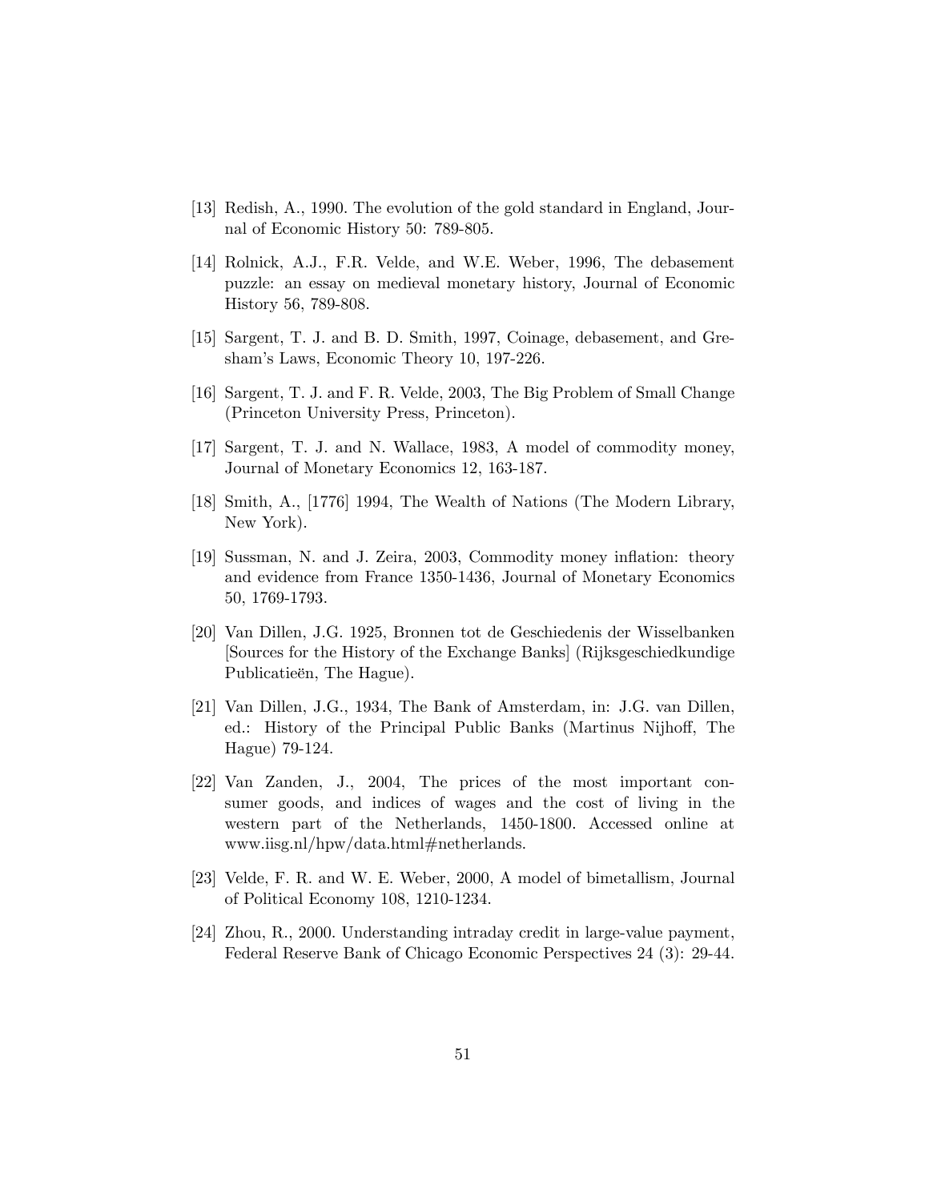[13] Redish, A., 1990. The evolution of the gold standard in England, Journal of Economic History 50: 789-805.

[14] Rolnick, A.J., F.R. Velde, and W.E. Weber, 1996, The debasement puzzle: an essay on medieval monetary history, Journal of Economic History 56, 789-808.

[15] Sargent, T. J. and B. D. Smith, 1997, Coinage, debasement, and Gresham's Laws, Economic Theory 10, 197-226.

[16] Sargent, T. J. and F. R. Velde, 2003, The Big Problem of Small Change (Princeton University Press, Princeton).

[17] Sargent, T. J. and N. Wallace, 1983, A model of commodity money, Journal of Monetary Economics 12, 163-187.

[18] Smith, A., [1776] 1994, The Wealth of Nations (The Modern Library, New York).

[19] Sussman, N. and J. Zeira, 2003, Commodity money inflation: theory and evidence from France 1350-1436, Journal of Monetary Economics 50, 1769-1793.

[20] Van Dillen, J.G. 1925, Bronnen tot de Geschiedenis der Wisselbanken [Sources for the History of the Exchange Banks] (Rijksgeschiedkundige Publicatieën, The Hague).

[21] Van Dillen, J.G., 1934, The Bank of Amsterdam, in: J.G. van Dillen, ed.: History of the Principal Public Banks (Martinus Nijhoff, The Hague) 79-124.

[22] Van Zanden, J., 2004, The prices of the most important consumer goods, and indices of wages and the cost of living in the western part of the Netherlands, 1450-1800. Accessed online at www.iisg.nl/hpw/data.html#netherlands.

[23] Velde, F. R. and W. E. Weber, 2000, A model of bimetallism, Journal of Political Economy 108, 1210-1234.

[24] Zhou, R., 2000. Understanding intraday credit in large-value payment, Federal Reserve Bank of Chicago Economic Perspectives 24 (3): 29-44.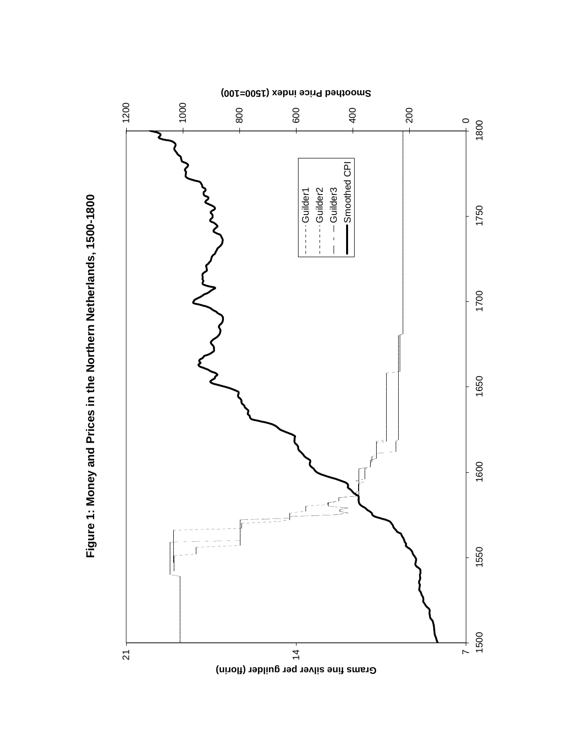**Figure 1: Money and Prices in the Northern Netherlands, 1500-1800**

Grams fine silver per guilder (florin): 7, 14, 21

Smoothed Price index (1500=100): 0, 200, 400, 600, 800, 1000, 1200

1500, 1550, 1600, 1650, 1700, 1750, 1800

Guilder1
Guilder2
Guilder3
Smoothed CPI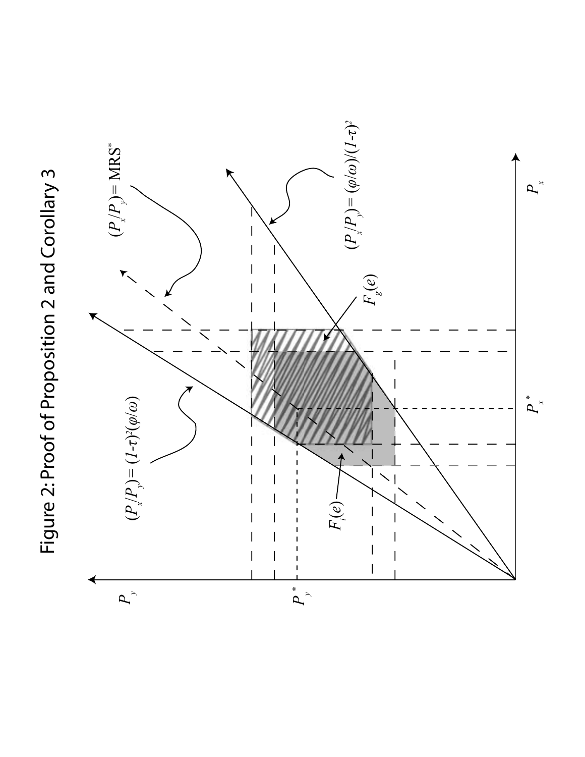# Figure 2: Proof of Proposition 2 and Corollary 3

$P_y$

$P_y^*$

$P_x$

$P_x^*$

$(P_x/P_y) = (1-\tau)^2(\varphi/\omega)$

$(P_x/P_y) = \text{MRS}^*$

$(P_x/P_y) = (\varphi/\omega)/(1-\tau)^2$

$F_i(e)$

$F_g(e)$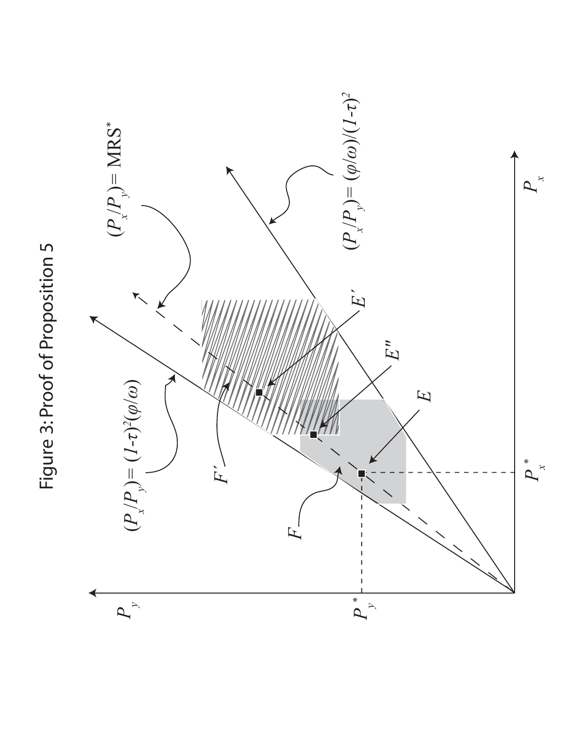Figure 3: Proof of Proposition 5

$(P_x/P_y) = (1-\tau)^2(\varphi/\omega)$

$(P_x/P_y) = \text{MRS}^*$

$(P_x/P_y) = (\varphi/\omega)/(1-\tau)^2$

$F'$

$E'$

$E''$

$E$

$F$

$P_y$

$P_y^*$

$P_x^*$

$P_x$